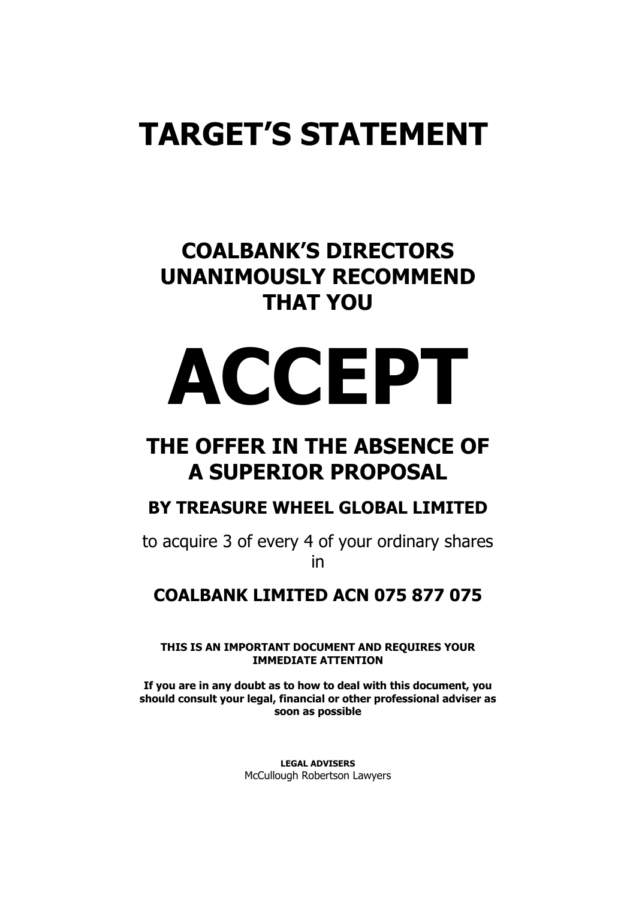# TARGET'S STATEMENT

## COALBANK'S DIRECTORS UNANIMOUSLY RECOMMEND THAT YOU

# ACCEPT

## THE OFFER IN THE ABSENCE OF A SUPERIOR PROPOSAL

### BY TREASURE WHEEL GLOBAL LIMITED

to acquire 3 of every 4 of your ordinary shares in

### COALBANK LIMITED ACN 075 877 075

**THIS IS AN IMPORTANT DOCUMENT AND REQUIRES YOUR IMMEDIATE ATTENTION**

**If you are in any doubt as to how to deal with this document, you should consult your legal, financial or other professional adviser as soon as possible**

**LEGAL ADVISERS**
McCullough Robertson Lawyers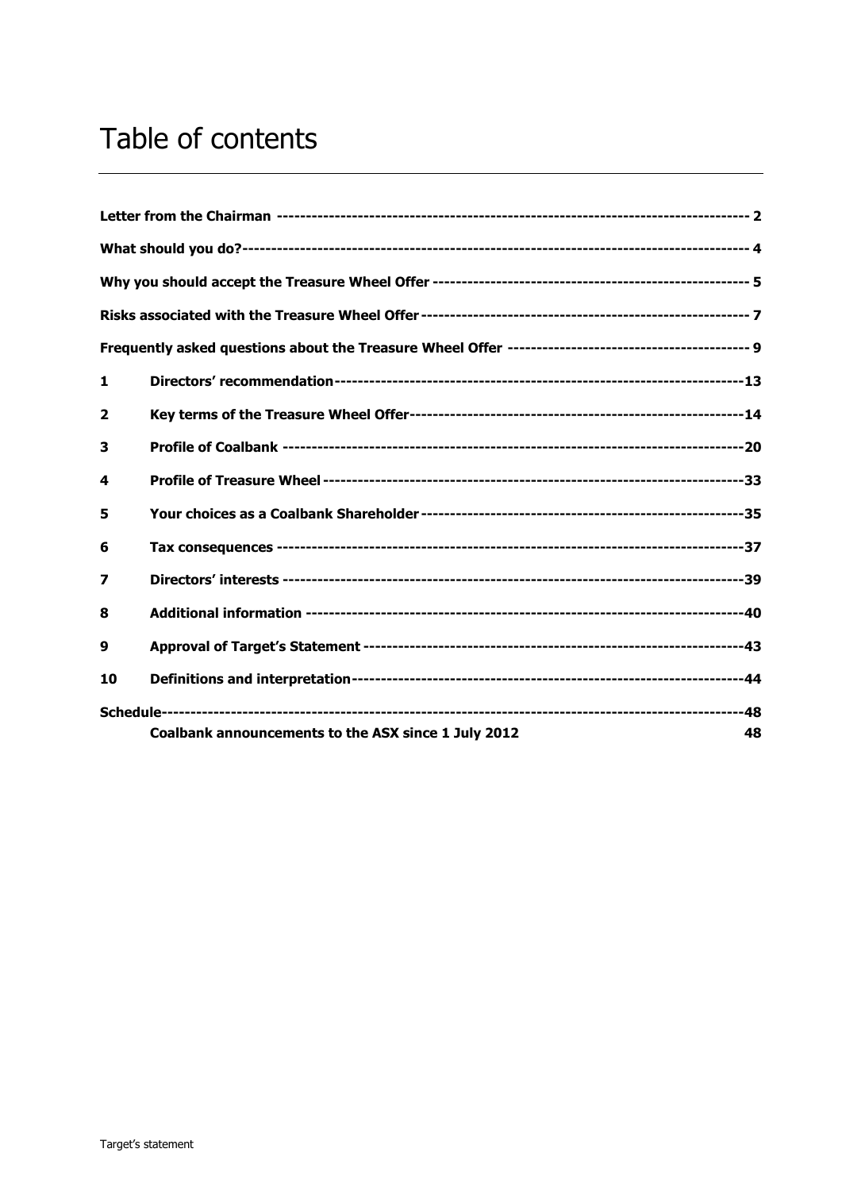# Table of contents

| | | |
|---|---|---|
| **Letter from the Chairman** | | **2** |
| **What should you do?** | | **4** |
| **Why you should accept the Treasure Wheel Offer** | | **5** |
| **Risks associated with the Treasure Wheel Offer** | | **7** |
| **Frequently asked questions about the Treasure Wheel Offer** | | **9** |
| **1** | **Directors' recommendation** | **13** |
| **2** | **Key terms of the Treasure Wheel Offer** | **14** |
| **3** | **Profile of Coalbank** | **20** |
| **4** | **Profile of Treasure Wheel** | **33** |
| **5** | **Your choices as a Coalbank Shareholder** | **35** |
| **6** | **Tax consequences** | **37** |
| **7** | **Directors' interests** | **39** |
| **8** | **Additional information** | **40** |
| **9** | **Approval of Target's Statement** | **43** |
| **10** | **Definitions and interpretation** | **44** |
| **Schedule** | | **48** |
| | **Coalbank announcements to the ASX since 1 July 2012** | **48** |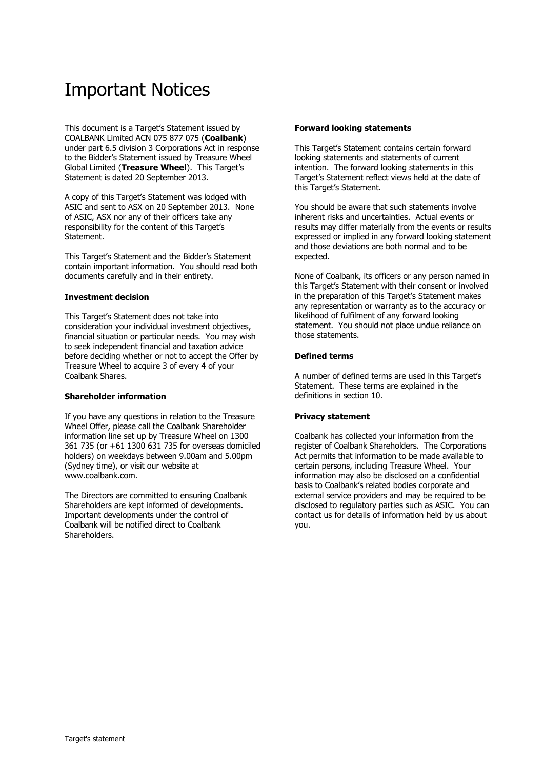# Important Notices

This document is a Target's Statement issued by COALBANK Limited ACN 075 877 075 (**Coalbank**) under part 6.5 division 3 Corporations Act in response to the Bidder's Statement issued by Treasure Wheel Global Limited (**Treasure Wheel**). This Target's Statement is dated 20 September 2013.

A copy of this Target's Statement was lodged with ASIC and sent to ASX on 20 September 2013. None of ASIC, ASX nor any of their officers take any responsibility for the content of this Target's Statement.

This Target's Statement and the Bidder's Statement contain important information. You should read both documents carefully and in their entirety.

**Investment decision**

This Target's Statement does not take into consideration your individual investment objectives, financial situation or particular needs. You may wish to seek independent financial and taxation advice before deciding whether or not to accept the Offer by Treasure Wheel to acquire 3 of every 4 of your Coalbank Shares.

**Shareholder information**

If you have any questions in relation to the Treasure Wheel Offer, please call the Coalbank Shareholder information line set up by Treasure Wheel on 1300 361 735 (or +61 1300 631 735 for overseas domiciled holders) on weekdays between 9.00am and 5.00pm (Sydney time), or visit our website at www.coalbank.com.

The Directors are committed to ensuring Coalbank Shareholders are kept informed of developments. Important developments under the control of Coalbank will be notified direct to Coalbank Shareholders.

**Forward looking statements**

This Target's Statement contains certain forward looking statements and statements of current intention. The forward looking statements in this Target's Statement reflect views held at the date of this Target's Statement.

You should be aware that such statements involve inherent risks and uncertainties. Actual events or results may differ materially from the events or results expressed or implied in any forward looking statement and those deviations are both normal and to be expected.

None of Coalbank, its officers or any person named in this Target's Statement with their consent or involved in the preparation of this Target's Statement makes any representation or warranty as to the accuracy or likelihood of fulfilment of any forward looking statement. You should not place undue reliance on those statements.

**Defined terms**

A number of defined terms are used in this Target's Statement. These terms are explained in the definitions in section 10.

**Privacy statement**

Coalbank has collected your information from the register of Coalbank Shareholders. The Corporations Act permits that information to be made available to certain persons, including Treasure Wheel. Your information may also be disclosed on a confidential basis to Coalbank's related bodies corporate and external service providers and may be required to be disclosed to regulatory parties such as ASIC. You can contact us for details of information held by us about you.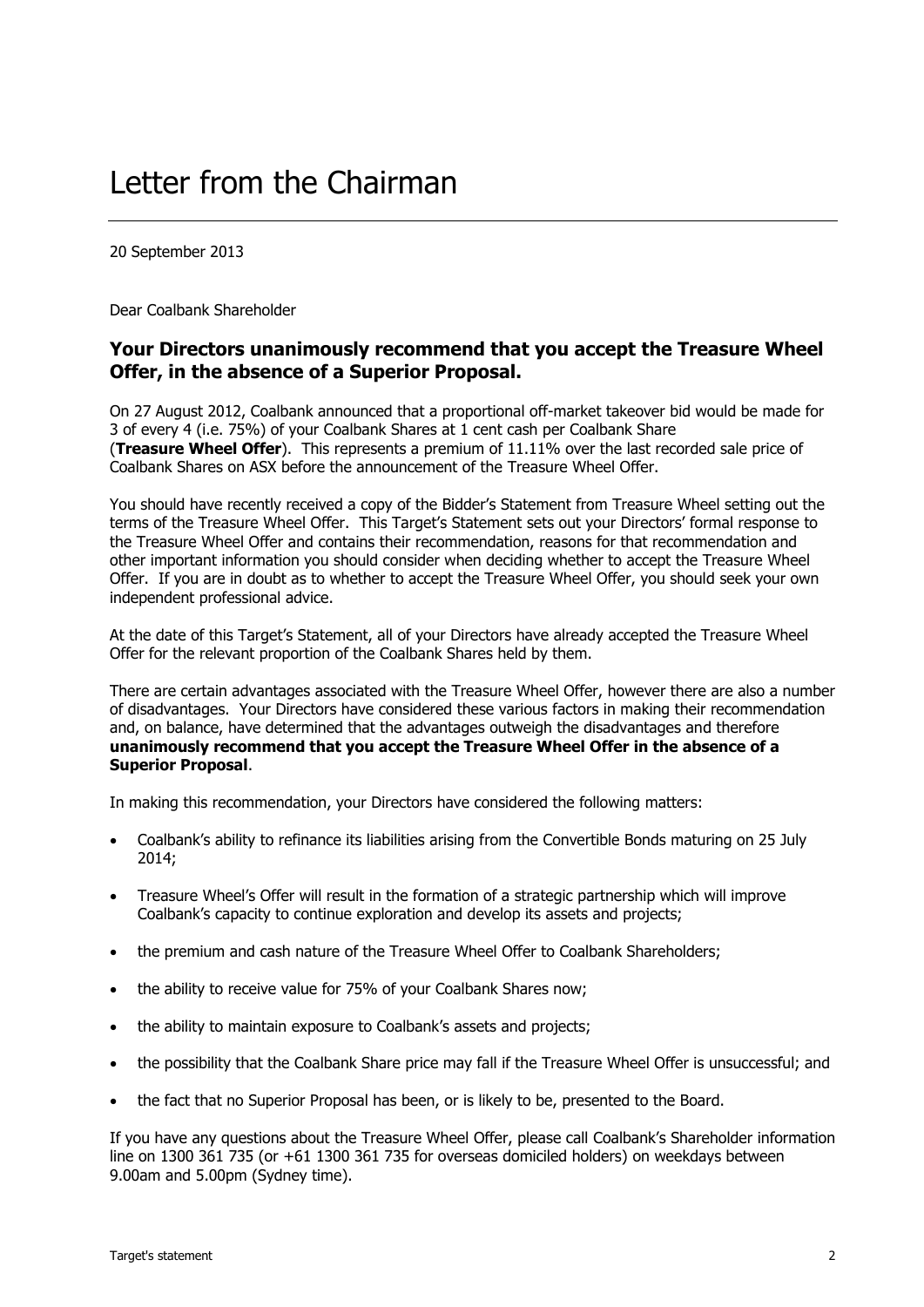# Letter from the Chairman

20 September 2013

Dear Coalbank Shareholder

## Your Directors unanimously recommend that you accept the Treasure Wheel Offer, in the absence of a Superior Proposal.

On 27 August 2012, Coalbank announced that a proportional off-market takeover bid would be made for 3 of every 4 (i.e. 75%) of your Coalbank Shares at 1 cent cash per Coalbank Share (**Treasure Wheel Offer**). This represents a premium of 11.11% over the last recorded sale price of Coalbank Shares on ASX before the announcement of the Treasure Wheel Offer.

You should have recently received a copy of the Bidder's Statement from Treasure Wheel setting out the terms of the Treasure Wheel Offer. This Target's Statement sets out your Directors' formal response to the Treasure Wheel Offer and contains their recommendation, reasons for that recommendation and other important information you should consider when deciding whether to accept the Treasure Wheel Offer. If you are in doubt as to whether to accept the Treasure Wheel Offer, you should seek your own independent professional advice.

At the date of this Target's Statement, all of your Directors have already accepted the Treasure Wheel Offer for the relevant proportion of the Coalbank Shares held by them.

There are certain advantages associated with the Treasure Wheel Offer, however there are also a number of disadvantages. Your Directors have considered these various factors in making their recommendation and, on balance, have determined that the advantages outweigh the disadvantages and therefore **unanimously recommend that you accept the Treasure Wheel Offer in the absence of a Superior Proposal**.

In making this recommendation, your Directors have considered the following matters:

- Coalbank's ability to refinance its liabilities arising from the Convertible Bonds maturing on 25 July 2014;
- Treasure Wheel's Offer will result in the formation of a strategic partnership which will improve Coalbank's capacity to continue exploration and develop its assets and projects;
- the premium and cash nature of the Treasure Wheel Offer to Coalbank Shareholders;
- the ability to receive value for 75% of your Coalbank Shares now;
- the ability to maintain exposure to Coalbank's assets and projects;
- the possibility that the Coalbank Share price may fall if the Treasure Wheel Offer is unsuccessful; and
- the fact that no Superior Proposal has been, or is likely to be, presented to the Board.

If you have any questions about the Treasure Wheel Offer, please call Coalbank's Shareholder information line on 1300 361 735 (or +61 1300 361 735 for overseas domiciled holders) on weekdays between 9.00am and 5.00pm (Sydney time).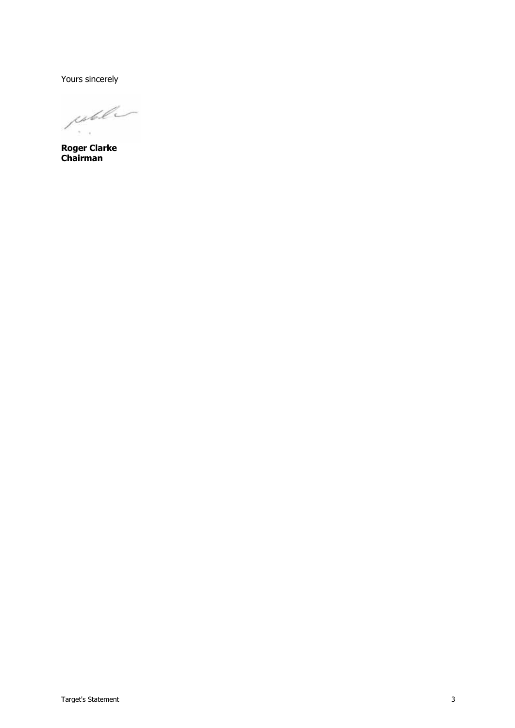Yours sincerely

**Roger Clarke**
**Chairman**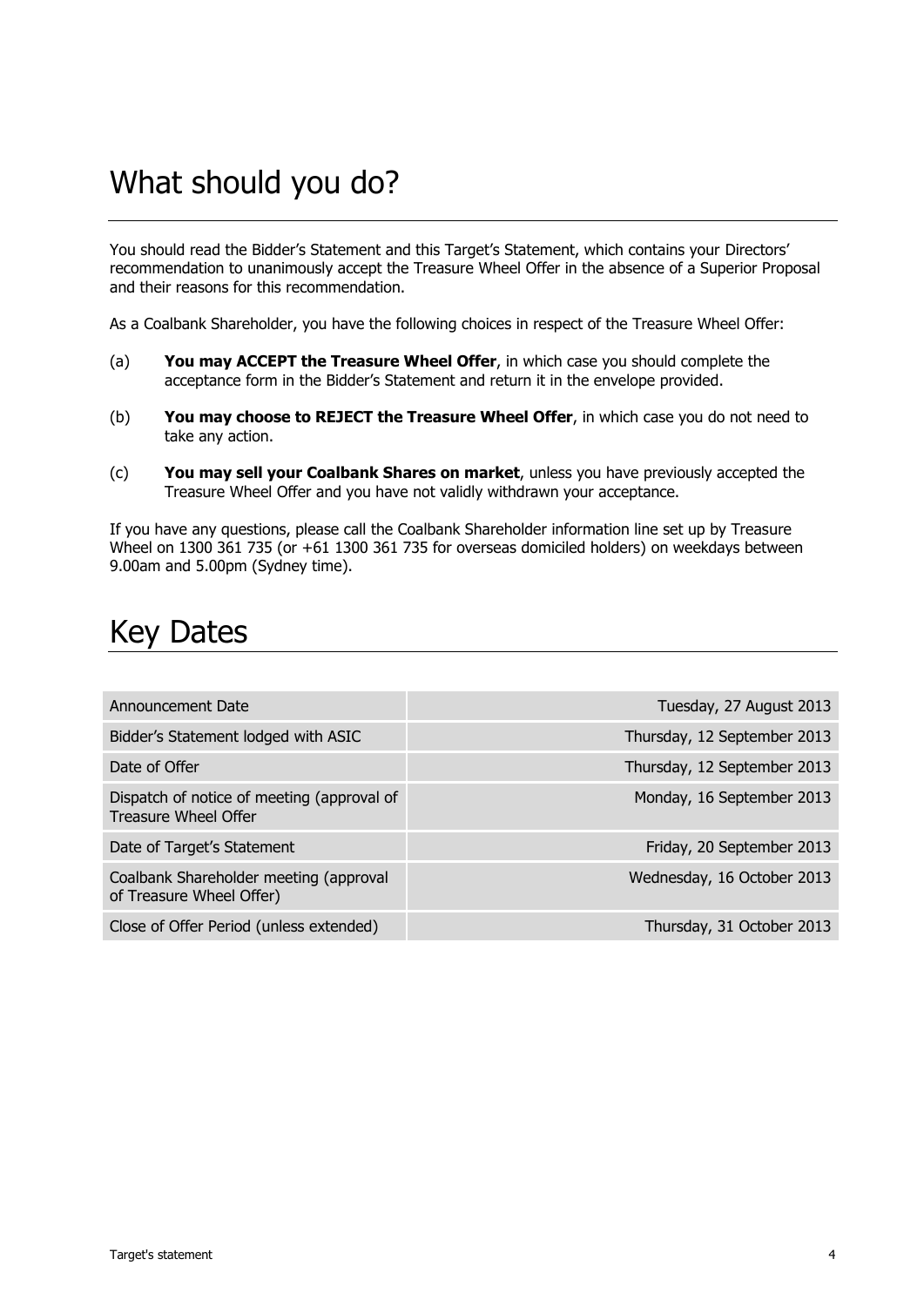# What should you do?

You should read the Bidder's Statement and this Target's Statement, which contains your Directors' recommendation to unanimously accept the Treasure Wheel Offer in the absence of a Superior Proposal and their reasons for this recommendation.

As a Coalbank Shareholder, you have the following choices in respect of the Treasure Wheel Offer:

(a) **You may ACCEPT the Treasure Wheel Offer**, in which case you should complete the acceptance form in the Bidder's Statement and return it in the envelope provided.

(b) **You may choose to REJECT the Treasure Wheel Offer**, in which case you do not need to take any action.

(c) **You may sell your Coalbank Shares on market**, unless you have previously accepted the Treasure Wheel Offer and you have not validly withdrawn your acceptance.

If you have any questions, please call the Coalbank Shareholder information line set up by Treasure Wheel on 1300 361 735 (or +61 1300 361 735 for overseas domiciled holders) on weekdays between 9.00am and 5.00pm (Sydney time).

# Key Dates

| | |
|---|---|
| Announcement Date | Tuesday, 27 August 2013 |
| Bidder's Statement lodged with ASIC | Thursday, 12 September 2013 |
| Date of Offer | Thursday, 12 September 2013 |
| Dispatch of notice of meeting (approval of Treasure Wheel Offer | Monday, 16 September 2013 |
| Date of Target's Statement | Friday, 20 September 2013 |
| Coalbank Shareholder meeting (approval of Treasure Wheel Offer) | Wednesday, 16 October 2013 |
| Close of Offer Period (unless extended) | Thursday, 31 October 2013 |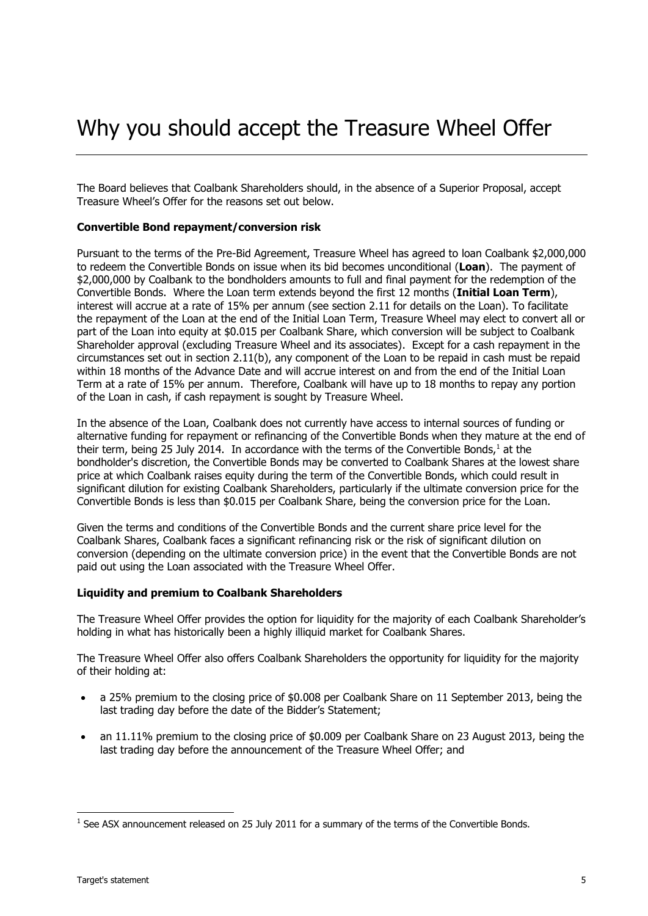# Why you should accept the Treasure Wheel Offer

The Board believes that Coalbank Shareholders should, in the absence of a Superior Proposal, accept Treasure Wheel's Offer for the reasons set out below.

**Convertible Bond repayment/conversion risk**

Pursuant to the terms of the Pre-Bid Agreement, Treasure Wheel has agreed to loan Coalbank $2,000,000 to redeem the Convertible Bonds on issue when its bid becomes unconditional (**Loan**). The payment of $2,000,000 by Coalbank to the bondholders amounts to full and final payment for the redemption of the Convertible Bonds. Where the Loan term extends beyond the first 12 months (**Initial Loan Term**), interest will accrue at a rate of 15% per annum (see section 2.11 for details on the Loan). To facilitate the repayment of the Loan at the end of the Initial Loan Term, Treasure Wheel may elect to convert all or part of the Loan into equity at $0.015 per Coalbank Share, which conversion will be subject to Coalbank Shareholder approval (excluding Treasure Wheel and its associates). Except for a cash repayment in the circumstances set out in section 2.11(b), any component of the Loan to be repaid in cash must be repaid within 18 months of the Advance Date and will accrue interest on and from the end of the Initial Loan Term at a rate of 15% per annum. Therefore, Coalbank will have up to 18 months to repay any portion of the Loan in cash, if cash repayment is sought by Treasure Wheel.

In the absence of the Loan, Coalbank does not currently have access to internal sources of funding or alternative funding for repayment or refinancing of the Convertible Bonds when they mature at the end of their term, being 25 July 2014. In accordance with the terms of the Convertible Bonds,[1] at the bondholder's discretion, the Convertible Bonds may be converted to Coalbank Shares at the lowest share price at which Coalbank raises equity during the term of the Convertible Bonds, which could result in significant dilution for existing Coalbank Shareholders, particularly if the ultimate conversion price for the Convertible Bonds is less than $0.015 per Coalbank Share, being the conversion price for the Loan.

Given the terms and conditions of the Convertible Bonds and the current share price level for the Coalbank Shares, Coalbank faces a significant refinancing risk or the risk of significant dilution on conversion (depending on the ultimate conversion price) in the event that the Convertible Bonds are not paid out using the Loan associated with the Treasure Wheel Offer.

**Liquidity and premium to Coalbank Shareholders**

The Treasure Wheel Offer provides the option for liquidity for the majority of each Coalbank Shareholder's holding in what has historically been a highly illiquid market for Coalbank Shares.

The Treasure Wheel Offer also offers Coalbank Shareholders the opportunity for liquidity for the majority of their holding at:

- a 25% premium to the closing price of $0.008 per Coalbank Share on 11 September 2013, being the last trading day before the date of the Bidder's Statement;
- an 11.11% premium to the closing price of $0.009 per Coalbank Share on 23 August 2013, being the last trading day before the announcement of the Treasure Wheel Offer; and

[1] See ASX announcement released on 25 July 2011 for a summary of the terms of the Convertible Bonds.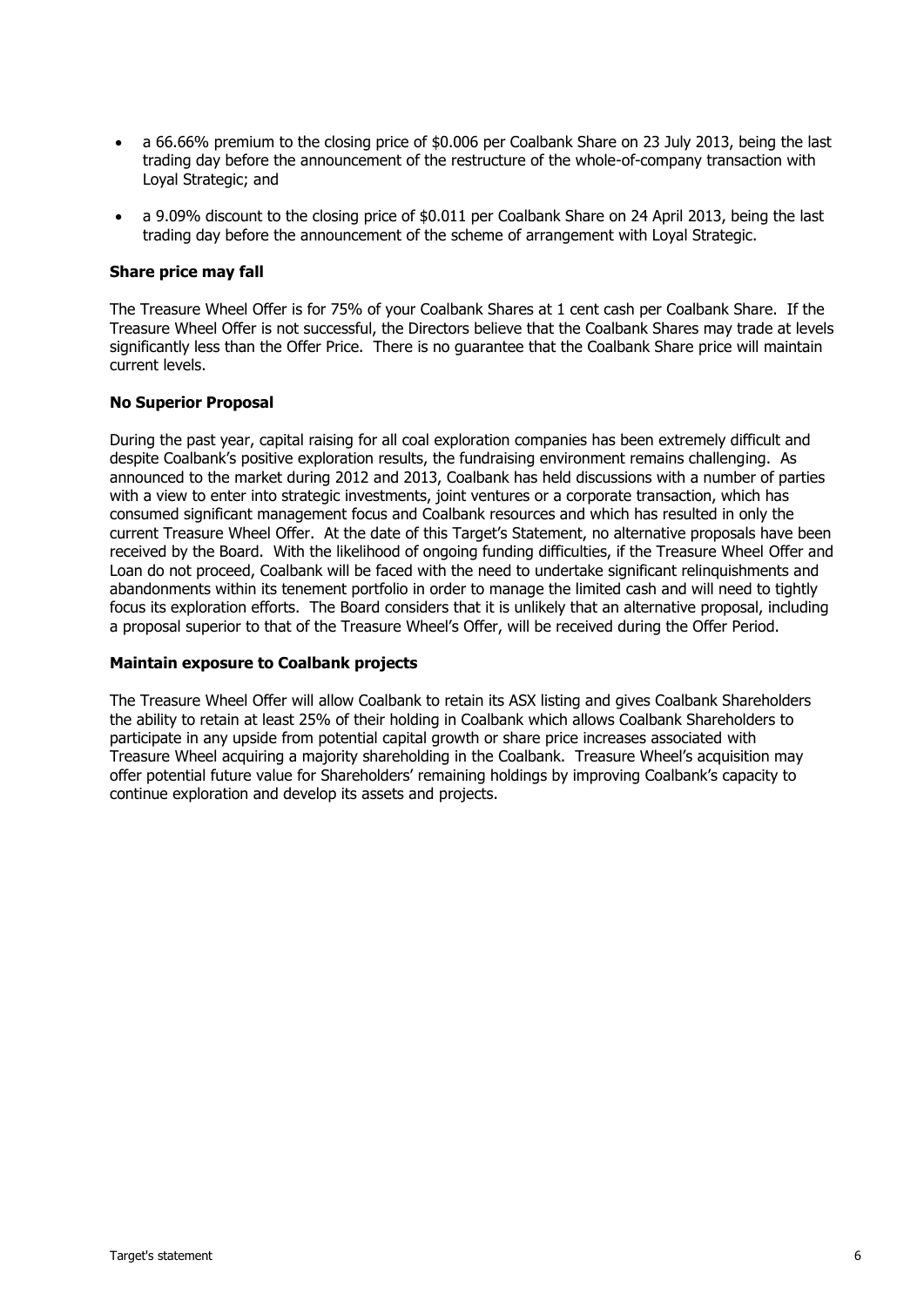- a 66.66% premium to the closing price of $0.006 per Coalbank Share on 23 July 2013, being the last trading day before the announcement of the restructure of the whole-of-company transaction with Loyal Strategic; and
- a 9.09% discount to the closing price of $0.011 per Coalbank Share on 24 April 2013, being the last trading day before the announcement of the scheme of arrangement with Loyal Strategic.

**Share price may fall**

The Treasure Wheel Offer is for 75% of your Coalbank Shares at 1 cent cash per Coalbank Share. If the Treasure Wheel Offer is not successful, the Directors believe that the Coalbank Shares may trade at levels significantly less than the Offer Price. There is no guarantee that the Coalbank Share price will maintain current levels.

**No Superior Proposal**

During the past year, capital raising for all coal exploration companies has been extremely difficult and despite Coalbank's positive exploration results, the fundraising environment remains challenging. As announced to the market during 2012 and 2013, Coalbank has held discussions with a number of parties with a view to enter into strategic investments, joint ventures or a corporate transaction, which has consumed significant management focus and Coalbank resources and which has resulted in only the current Treasure Wheel Offer. At the date of this Target's Statement, no alternative proposals have been received by the Board. With the likelihood of ongoing funding difficulties, if the Treasure Wheel Offer and Loan do not proceed, Coalbank will be faced with the need to undertake significant relinquishments and abandonments within its tenement portfolio in order to manage the limited cash and will need to tightly focus its exploration efforts. The Board considers that it is unlikely that an alternative proposal, including a proposal superior to that of the Treasure Wheel's Offer, will be received during the Offer Period.

**Maintain exposure to Coalbank projects**

The Treasure Wheel Offer will allow Coalbank to retain its ASX listing and gives Coalbank Shareholders the ability to retain at least 25% of their holding in Coalbank which allows Coalbank Shareholders to participate in any upside from potential capital growth or share price increases associated with Treasure Wheel acquiring a majority shareholding in the Coalbank. Treasure Wheel's acquisition may offer potential future value for Shareholders' remaining holdings by improving Coalbank's capacity to continue exploration and develop its assets and projects.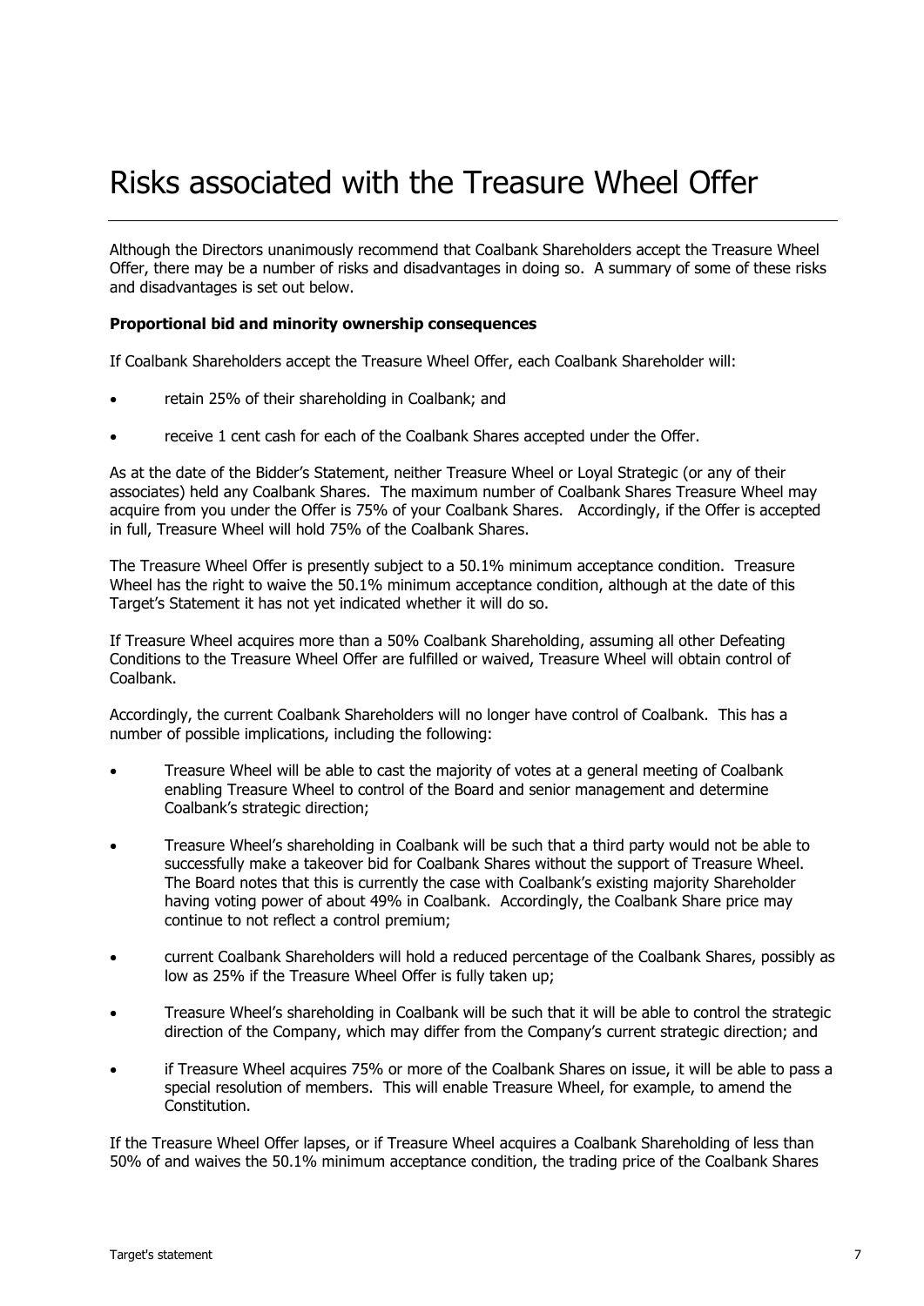# Risks associated with the Treasure Wheel Offer

Although the Directors unanimously recommend that Coalbank Shareholders accept the Treasure Wheel Offer, there may be a number of risks and disadvantages in doing so. A summary of some of these risks and disadvantages is set out below.

**Proportional bid and minority ownership consequences**

If Coalbank Shareholders accept the Treasure Wheel Offer, each Coalbank Shareholder will:

- retain 25% of their shareholding in Coalbank; and
- receive 1 cent cash for each of the Coalbank Shares accepted under the Offer.

As at the date of the Bidder's Statement, neither Treasure Wheel or Loyal Strategic (or any of their associates) held any Coalbank Shares. The maximum number of Coalbank Shares Treasure Wheel may acquire from you under the Offer is 75% of your Coalbank Shares. Accordingly, if the Offer is accepted in full, Treasure Wheel will hold 75% of the Coalbank Shares.

The Treasure Wheel Offer is presently subject to a 50.1% minimum acceptance condition. Treasure Wheel has the right to waive the 50.1% minimum acceptance condition, although at the date of this Target's Statement it has not yet indicated whether it will do so.

If Treasure Wheel acquires more than a 50% Coalbank Shareholding, assuming all other Defeating Conditions to the Treasure Wheel Offer are fulfilled or waived, Treasure Wheel will obtain control of Coalbank.

Accordingly, the current Coalbank Shareholders will no longer have control of Coalbank. This has a number of possible implications, including the following:

- Treasure Wheel will be able to cast the majority of votes at a general meeting of Coalbank enabling Treasure Wheel to control of the Board and senior management and determine Coalbank's strategic direction;
- Treasure Wheel's shareholding in Coalbank will be such that a third party would not be able to successfully make a takeover bid for Coalbank Shares without the support of Treasure Wheel. The Board notes that this is currently the case with Coalbank's existing majority Shareholder having voting power of about 49% in Coalbank. Accordingly, the Coalbank Share price may continue to not reflect a control premium;
- current Coalbank Shareholders will hold a reduced percentage of the Coalbank Shares, possibly as low as 25% if the Treasure Wheel Offer is fully taken up;
- Treasure Wheel's shareholding in Coalbank will be such that it will be able to control the strategic direction of the Company, which may differ from the Company's current strategic direction; and
- if Treasure Wheel acquires 75% or more of the Coalbank Shares on issue, it will be able to pass a special resolution of members. This will enable Treasure Wheel, for example, to amend the Constitution.

If the Treasure Wheel Offer lapses, or if Treasure Wheel acquires a Coalbank Shareholding of less than 50% of and waives the 50.1% minimum acceptance condition, the trading price of the Coalbank Shares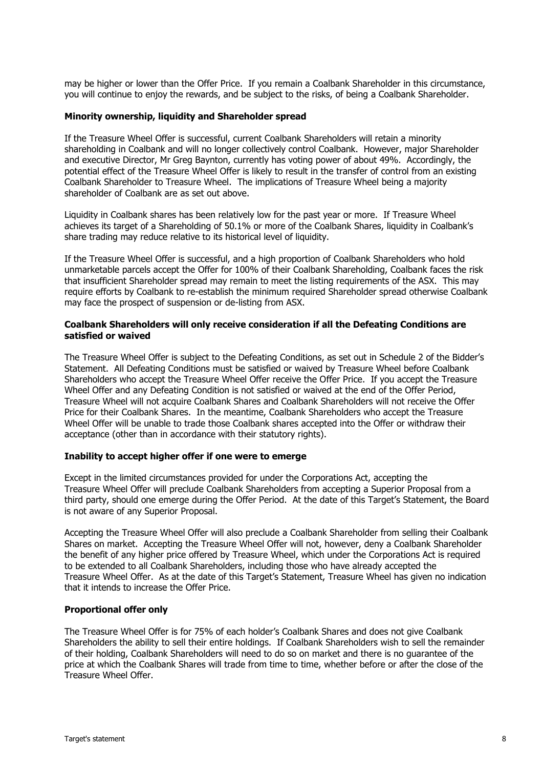may be higher or lower than the Offer Price. If you remain a Coalbank Shareholder in this circumstance, you will continue to enjoy the rewards, and be subject to the risks, of being a Coalbank Shareholder.

**Minority ownership, liquidity and Shareholder spread**

If the Treasure Wheel Offer is successful, current Coalbank Shareholders will retain a minority shareholding in Coalbank and will no longer collectively control Coalbank. However, major Shareholder and executive Director, Mr Greg Baynton, currently has voting power of about 49%. Accordingly, the potential effect of the Treasure Wheel Offer is likely to result in the transfer of control from an existing Coalbank Shareholder to Treasure Wheel. The implications of Treasure Wheel being a majority shareholder of Coalbank are as set out above.

Liquidity in Coalbank shares has been relatively low for the past year or more. If Treasure Wheel achieves its target of a Shareholding of 50.1% or more of the Coalbank Shares, liquidity in Coalbank's share trading may reduce relative to its historical level of liquidity.

If the Treasure Wheel Offer is successful, and a high proportion of Coalbank Shareholders who hold unmarketable parcels accept the Offer for 100% of their Coalbank Shareholding, Coalbank faces the risk that insufficient Shareholder spread may remain to meet the listing requirements of the ASX. This may require efforts by Coalbank to re-establish the minimum required Shareholder spread otherwise Coalbank may face the prospect of suspension or de-listing from ASX.

**Coalbank Shareholders will only receive consideration if all the Defeating Conditions are satisfied or waived**

The Treasure Wheel Offer is subject to the Defeating Conditions, as set out in Schedule 2 of the Bidder's Statement. All Defeating Conditions must be satisfied or waived by Treasure Wheel before Coalbank Shareholders who accept the Treasure Wheel Offer receive the Offer Price. If you accept the Treasure Wheel Offer and any Defeating Condition is not satisfied or waived at the end of the Offer Period, Treasure Wheel will not acquire Coalbank Shares and Coalbank Shareholders will not receive the Offer Price for their Coalbank Shares. In the meantime, Coalbank Shareholders who accept the Treasure Wheel Offer will be unable to trade those Coalbank shares accepted into the Offer or withdraw their acceptance (other than in accordance with their statutory rights).

**Inability to accept higher offer if one were to emerge**

Except in the limited circumstances provided for under the Corporations Act, accepting the Treasure Wheel Offer will preclude Coalbank Shareholders from accepting a Superior Proposal from a third party, should one emerge during the Offer Period. At the date of this Target's Statement, the Board is not aware of any Superior Proposal.

Accepting the Treasure Wheel Offer will also preclude a Coalbank Shareholder from selling their Coalbank Shares on market. Accepting the Treasure Wheel Offer will not, however, deny a Coalbank Shareholder the benefit of any higher price offered by Treasure Wheel, which under the Corporations Act is required to be extended to all Coalbank Shareholders, including those who have already accepted the Treasure Wheel Offer. As at the date of this Target's Statement, Treasure Wheel has given no indication that it intends to increase the Offer Price.

**Proportional offer only**

The Treasure Wheel Offer is for 75% of each holder's Coalbank Shares and does not give Coalbank Shareholders the ability to sell their entire holdings. If Coalbank Shareholders wish to sell the remainder of their holding, Coalbank Shareholders will need to do so on market and there is no guarantee of the price at which the Coalbank Shares will trade from time to time, whether before or after the close of the Treasure Wheel Offer.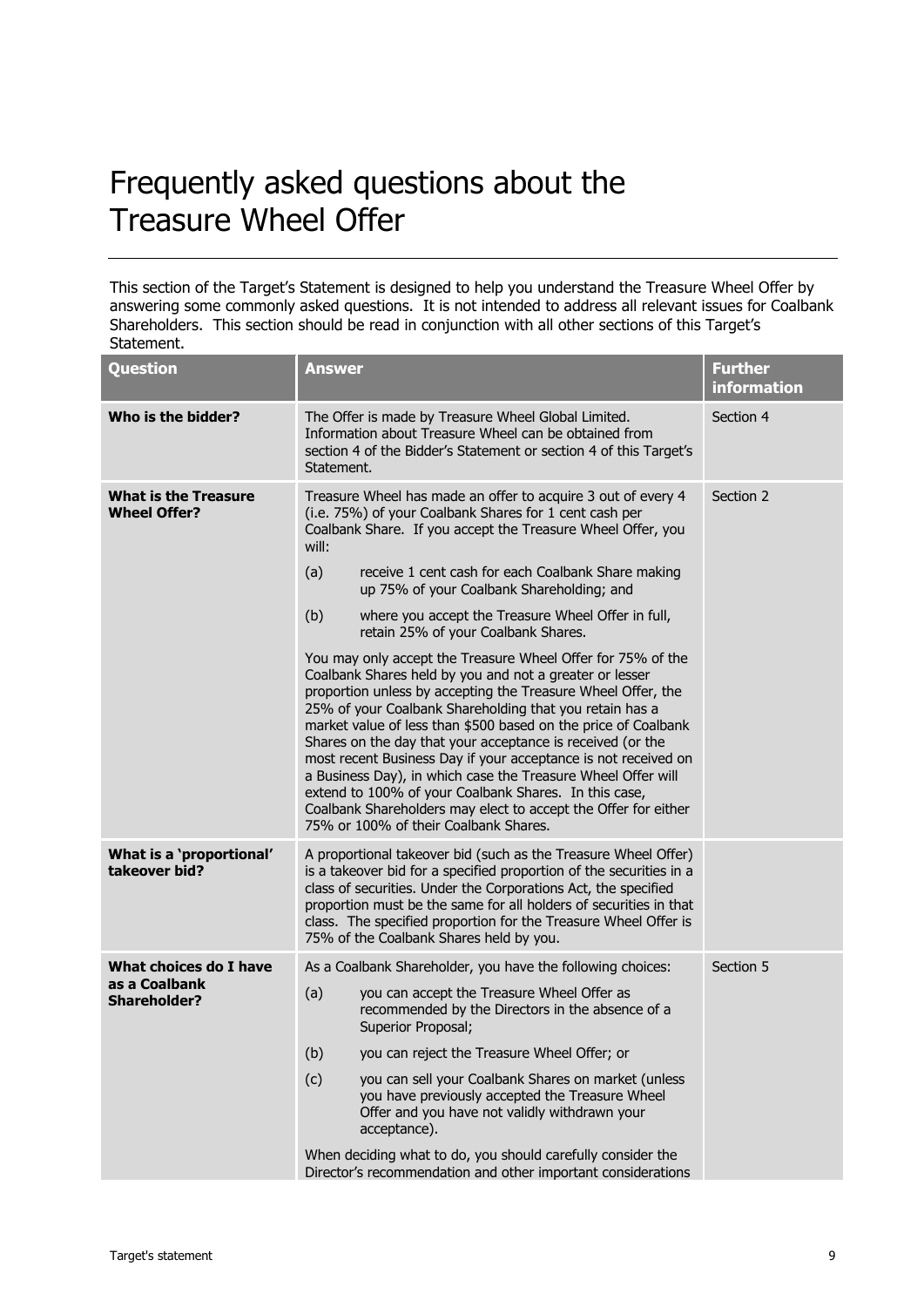# Frequently asked questions about the Treasure Wheel Offer

This section of the Target's Statement is designed to help you understand the Treasure Wheel Offer by answering some commonly asked questions. It is not intended to address all relevant issues for Coalbank Shareholders. This section should be read in conjunction with all other sections of this Target's Statement.

| Question | Answer | Further information |
|---|---|---|
| **Who is the bidder?** | The Offer is made by Treasure Wheel Global Limited. Information about Treasure Wheel can be obtained from section 4 of the Bidder's Statement or section 4 of this Target's Statement. | Section 4 |
| **What is the Treasure Wheel Offer?** | Treasure Wheel has made an offer to acquire 3 out of every 4 (i.e. 75%) of your Coalbank Shares for 1 cent cash per Coalbank Share. If you accept the Treasure Wheel Offer, you will:<br>(a) receive 1 cent cash for each Coalbank Share making up 75% of your Coalbank Shareholding; and<br>(b) where you accept the Treasure Wheel Offer in full, retain 25% of your Coalbank Shares.<br>You may only accept the Treasure Wheel Offer for 75% of the Coalbank Shares held by you and not a greater or lesser proportion unless by accepting the Treasure Wheel Offer, the 25% of your Coalbank Shareholding that you retain has a market value of less than $500 based on the price of Coalbank Shares on the day that your acceptance is received (or the most recent Business Day if your acceptance is not received on a Business Day), in which case the Treasure Wheel Offer will extend to 100% of your Coalbank Shares. In this case, Coalbank Shareholders may elect to accept the Offer for either 75% or 100% of their Coalbank Shares. | Section 2 |
| **What is a 'proportional' takeover bid?** | A proportional takeover bid (such as the Treasure Wheel Offer) is a takeover bid for a specified proportion of the securities in a class of securities. Under the Corporations Act, the specified proportion must be the same for all holders of securities in that class. The specified proportion for the Treasure Wheel Offer is 75% of the Coalbank Shares held by you. | |
| **What choices do I have as a Coalbank Shareholder?** | As a Coalbank Shareholder, you have the following choices:<br>(a) you can accept the Treasure Wheel Offer as recommended by the Directors in the absence of a Superior Proposal;<br>(b) you can reject the Treasure Wheel Offer; or<br>(c) you can sell your Coalbank Shares on market (unless you have previously accepted the Treasure Wheel Offer and you have not validly withdrawn your acceptance).<br>When deciding what to do, you should carefully consider the Director's recommendation and other important considerations | Section 5 |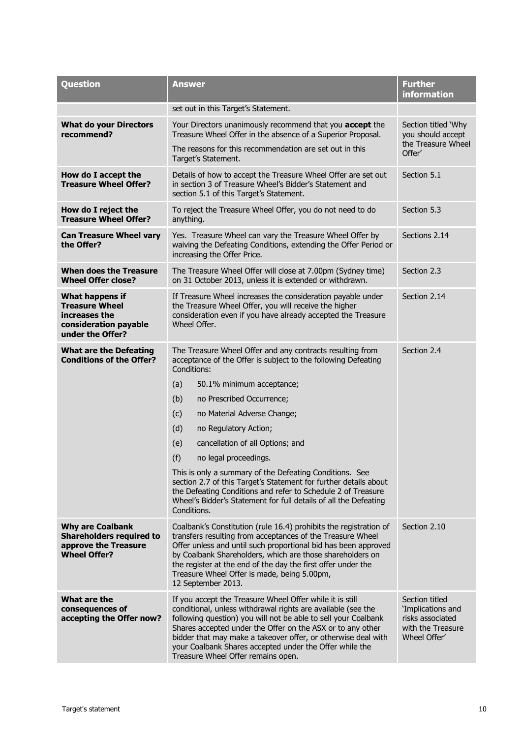| Question | Answer | Further information |
|---|---|---|
| | set out in this Target's Statement. | |
| **What do your Directors recommend?** | Your Directors unanimously recommend that you **accept** the Treasure Wheel Offer in the absence of a Superior Proposal.<br><br>The reasons for this recommendation are set out in this Target's Statement. | Section titled 'Why you should accept the Treasure Wheel Offer' |
| **How do I accept the Treasure Wheel Offer?** | Details of how to accept the Treasure Wheel Offer are set out in section 3 of Treasure Wheel's Bidder's Statement and section 5.1 of this Target's Statement. | Section 5.1 |
| **How do I reject the Treasure Wheel Offer?** | To reject the Treasure Wheel Offer, you do not need to do anything. | Section 5.3 |
| **Can Treasure Wheel vary the Offer?** | Yes. Treasure Wheel can vary the Treasure Wheel Offer by waiving the Defeating Conditions, extending the Offer Period or increasing the Offer Price. | Sections 2.14 |
| **When does the Treasure Wheel Offer close?** | The Treasure Wheel Offer will close at 7.00pm (Sydney time) on 31 October 2013, unless it is extended or withdrawn. | Section 2.3 |
| **What happens if Treasure Wheel increases the consideration payable under the Offer?** | If Treasure Wheel increases the consideration payable under the Treasure Wheel Offer, you will receive the higher consideration even if you have already accepted the Treasure Wheel Offer. | Section 2.14 |
| **What are the Defeating Conditions of the Offer?** | The Treasure Wheel Offer and any contracts resulting from acceptance of the Offer is subject to the following Defeating Conditions:<br><br>(a) 50.1% minimum acceptance;<br>(b) no Prescribed Occurrence;<br>(c) no Material Adverse Change;<br>(d) no Regulatory Action;<br>(e) cancellation of all Options; and<br>(f) no legal proceedings.<br><br>This is only a summary of the Defeating Conditions. See section 2.7 of this Target's Statement for further details about the Defeating Conditions and refer to Schedule 2 of Treasure Wheel's Bidder's Statement for full details of all the Defeating Conditions. | Section 2.4 |
| **Why are Coalbank Shareholders required to approve the Treasure Wheel Offer?** | Coalbank's Constitution (rule 16.4) prohibits the registration of transfers resulting from acceptances of the Treasure Wheel Offer unless and until such proportional bid has been approved by Coalbank Shareholders, which are those shareholders on the register at the end of the day the first offer under the Treasure Wheel Offer is made, being 5.00pm, 12 September 2013. | Section 2.10 |
| **What are the consequences of accepting the Offer now?** | If you accept the Treasure Wheel Offer while it is still conditional, unless withdrawal rights are available (see the following question) you will not be able to sell your Coalbank Shares accepted under the Offer on the ASX or to any other bidder that may make a takeover offer, or otherwise deal with your Coalbank Shares accepted under the Offer while the Treasure Wheel Offer remains open. | Section titled 'Implications and risks associated with the Treasure Wheel Offer' |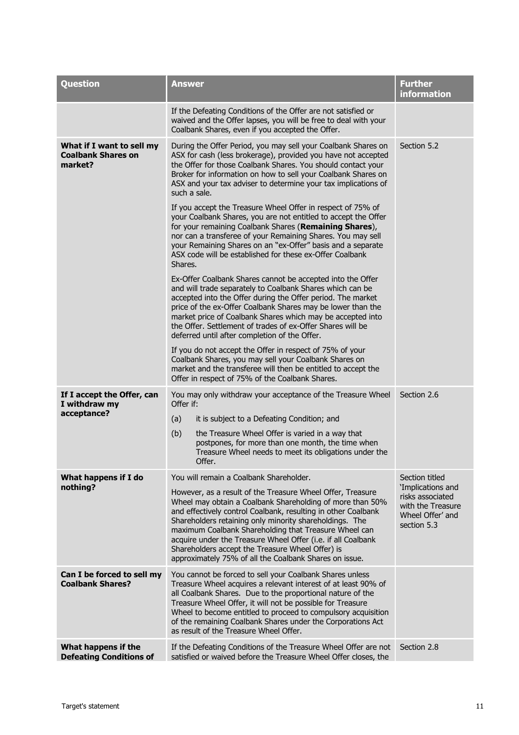| Question | Answer | Further information |
|---|---|---|
| | If the Defeating Conditions of the Offer are not satisfied or waived and the Offer lapses, you will be free to deal with your Coalbank Shares, even if you accepted the Offer. | |
| **What if I want to sell my Coalbank Shares on market?** | During the Offer Period, you may sell your Coalbank Shares on ASX for cash (less brokerage), provided you have not accepted the Offer for those Coalbank Shares. You should contact your Broker for information on how to sell your Coalbank Shares on ASX and your tax adviser to determine your tax implications of such a sale.<br><br>If you accept the Treasure Wheel Offer in respect of 75% of your Coalbank Shares, you are not entitled to accept the Offer for your remaining Coalbank Shares (**Remaining Shares**), nor can a transferee of your Remaining Shares. You may sell your Remaining Shares on an "ex-Offer" basis and a separate ASX code will be established for these ex-Offer Coalbank Shares.<br><br>Ex-Offer Coalbank Shares cannot be accepted into the Offer and will trade separately to Coalbank Shares which can be accepted into the Offer during the Offer period. The market price of the ex-Offer Coalbank Shares may be lower than the market price of Coalbank Shares which may be accepted into the Offer. Settlement of trades of ex-Offer Shares will be deferred until after completion of the Offer.<br><br>If you do not accept the Offer in respect of 75% of your Coalbank Shares, you may sell your Coalbank Shares on market and the transferee will then be entitled to accept the Offer in respect of 75% of the Coalbank Shares. | Section 5.2 |
| **If I accept the Offer, can I withdraw my acceptance?** | You may only withdraw your acceptance of the Treasure Wheel Offer if:<br>(a) it is subject to a Defeating Condition; and<br>(b) the Treasure Wheel Offer is varied in a way that postpones, for more than one month, the time when Treasure Wheel needs to meet its obligations under the Offer. | Section 2.6 |
| **What happens if I do nothing?** | You will remain a Coalbank Shareholder.<br><br>However, as a result of the Treasure Wheel Offer, Treasure Wheel may obtain a Coalbank Shareholding of more than 50% and effectively control Coalbank, resulting in other Coalbank Shareholders retaining only minority shareholdings. The maximum Coalbank Shareholding that Treasure Wheel can acquire under the Treasure Wheel Offer (i.e. if all Coalbank Shareholders accept the Treasure Wheel Offer) is approximately 75% of all the Coalbank Shares on issue. | Section titled 'Implications and risks associated with the Treasure Wheel Offer' and section 5.3 |
| **Can I be forced to sell my Coalbank Shares?** | You cannot be forced to sell your Coalbank Shares unless Treasure Wheel acquires a relevant interest of at least 90% of all Coalbank Shares. Due to the proportional nature of the Treasure Wheel Offer, it will not be possible for Treasure Wheel to become entitled to proceed to compulsory acquisition of the remaining Coalbank Shares under the Corporations Act as result of the Treasure Wheel Offer. | |
| **What happens if the Defeating Conditions of** | If the Defeating Conditions of the Treasure Wheel Offer are not satisfied or waived before the Treasure Wheel Offer closes, the | Section 2.8 |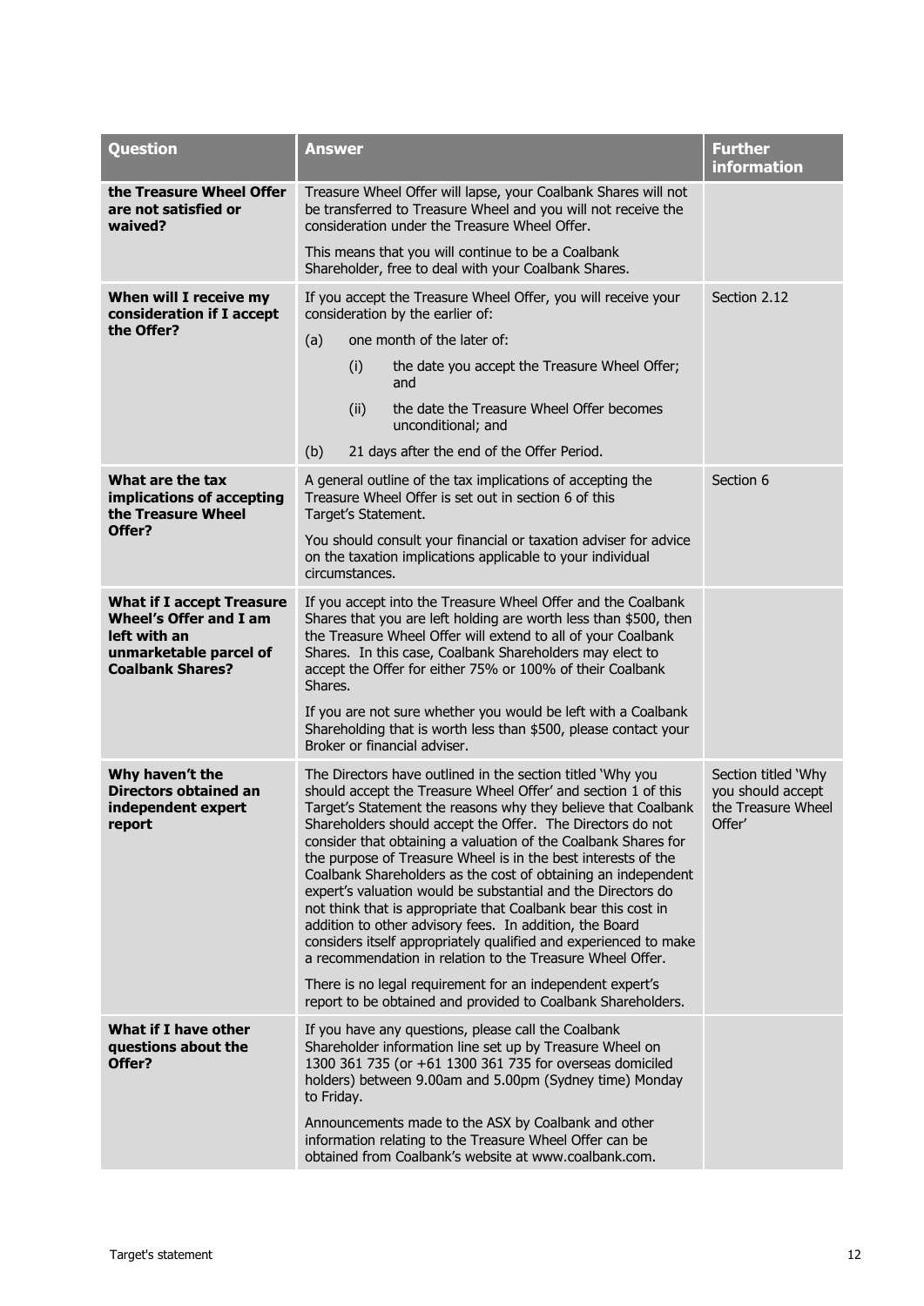| Question | Answer | Further information |
|---|---|---|
| **the Treasure Wheel Offer are not satisfied or waived?** | Treasure Wheel Offer will lapse, your Coalbank Shares will not be transferred to Treasure Wheel and you will not receive the consideration under the Treasure Wheel Offer.<br><br>This means that you will continue to be a Coalbank Shareholder, free to deal with your Coalbank Shares. | |
| **When will I receive my consideration if I accept the Offer?** | If you accept the Treasure Wheel Offer, you will receive your consideration by the earlier of:<br>(a) one month of the later of:<br>(i) the date you accept the Treasure Wheel Offer; and<br>(ii) the date the Treasure Wheel Offer becomes unconditional; and<br>(b) 21 days after the end of the Offer Period. | Section 2.12 |
| **What are the tax implications of accepting the Treasure Wheel Offer?** | A general outline of the tax implications of accepting the Treasure Wheel Offer is set out in section 6 of this Target's Statement.<br><br>You should consult your financial or taxation adviser for advice on the taxation implications applicable to your individual circumstances. | Section 6 |
| **What if I accept Treasure Wheel's Offer and I am left with an unmarketable parcel of Coalbank Shares?** | If you accept into the Treasure Wheel Offer and the Coalbank Shares that you are left holding are worth less than $500, then the Treasure Wheel Offer will extend to all of your Coalbank Shares. In this case, Coalbank Shareholders may elect to accept the Offer for either 75% or 100% of their Coalbank Shares.<br><br>If you are not sure whether you would be left with a Coalbank Shareholding that is worth less than $500, please contact your Broker or financial adviser. | |
| **Why haven't the Directors obtained an independent expert report** | The Directors have outlined in the section titled 'Why you should accept the Treasure Wheel Offer' and section 1 of this Target's Statement the reasons why they believe that Coalbank Shareholders should accept the Offer. The Directors do not consider that obtaining a valuation of the Coalbank Shares for the purpose of Treasure Wheel is in the best interests of the Coalbank Shareholders as the cost of obtaining an independent expert's valuation would be substantial and the Directors do not think that is appropriate that Coalbank bear this cost in addition to other advisory fees. In addition, the Board considers itself appropriately qualified and experienced to make a recommendation in relation to the Treasure Wheel Offer.<br><br>There is no legal requirement for an independent expert's report to be obtained and provided to Coalbank Shareholders. | Section titled 'Why you should accept the Treasure Wheel Offer' |
| **What if I have other questions about the Offer?** | If you have any questions, please call the Coalbank Shareholder information line set up by Treasure Wheel on 1300 361 735 (or +61 1300 361 735 for overseas domiciled holders) between 9.00am and 5.00pm (Sydney time) Monday to Friday.<br><br>Announcements made to the ASX by Coalbank and other information relating to the Treasure Wheel Offer can be obtained from Coalbank's website at www.coalbank.com. | |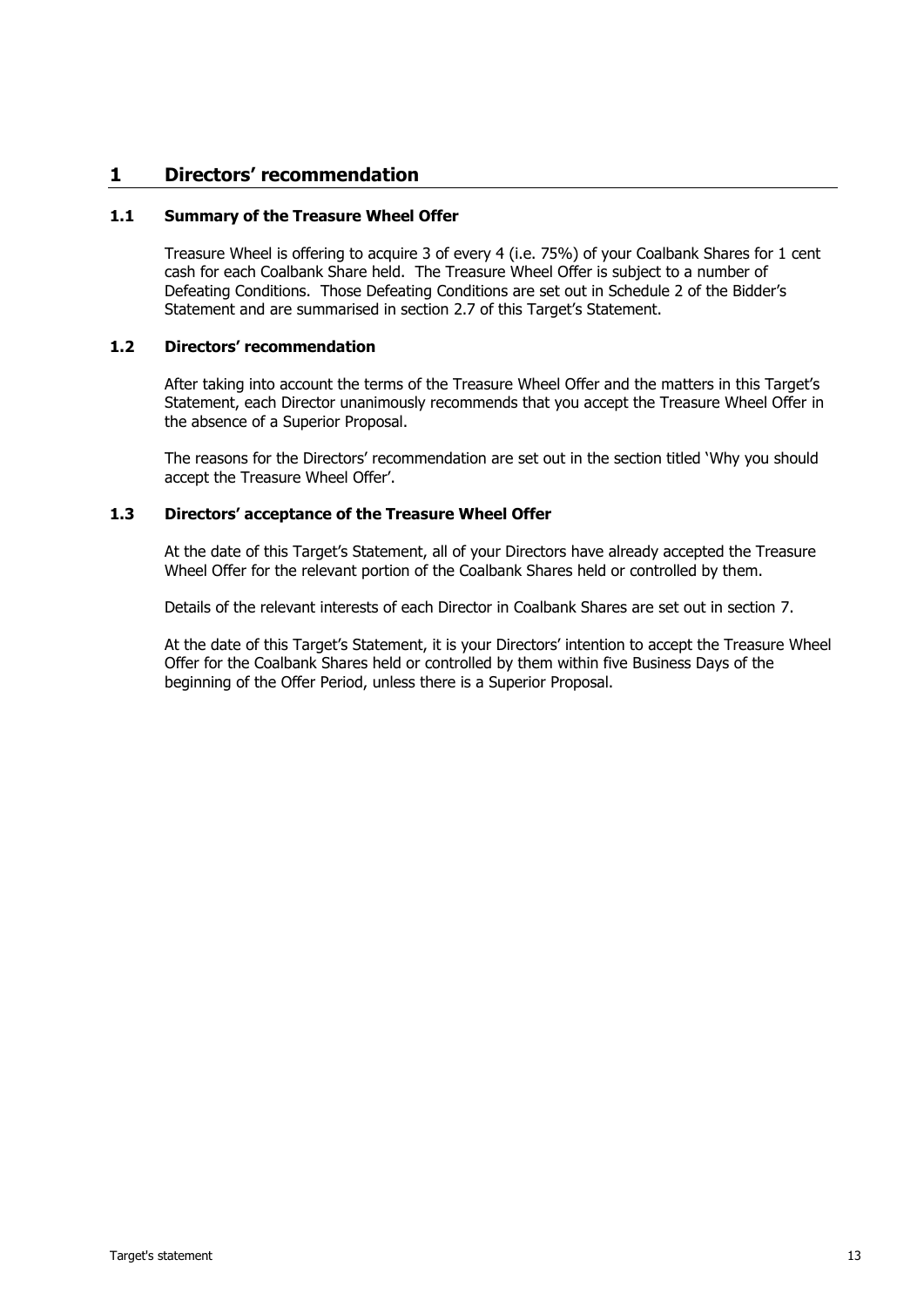# 1 Directors' recommendation

## 1.1 Summary of the Treasure Wheel Offer

Treasure Wheel is offering to acquire 3 of every 4 (i.e. 75%) of your Coalbank Shares for 1 cent cash for each Coalbank Share held. The Treasure Wheel Offer is subject to a number of Defeating Conditions. Those Defeating Conditions are set out in Schedule 2 of the Bidder's Statement and are summarised in section 2.7 of this Target's Statement.

## 1.2 Directors' recommendation

After taking into account the terms of the Treasure Wheel Offer and the matters in this Target's Statement, each Director unanimously recommends that you accept the Treasure Wheel Offer in the absence of a Superior Proposal.

The reasons for the Directors' recommendation are set out in the section titled 'Why you should accept the Treasure Wheel Offer'.

## 1.3 Directors' acceptance of the Treasure Wheel Offer

At the date of this Target's Statement, all of your Directors have already accepted the Treasure Wheel Offer for the relevant portion of the Coalbank Shares held or controlled by them.

Details of the relevant interests of each Director in Coalbank Shares are set out in section 7.

At the date of this Target's Statement, it is your Directors' intention to accept the Treasure Wheel Offer for the Coalbank Shares held or controlled by them within five Business Days of the beginning of the Offer Period, unless there is a Superior Proposal.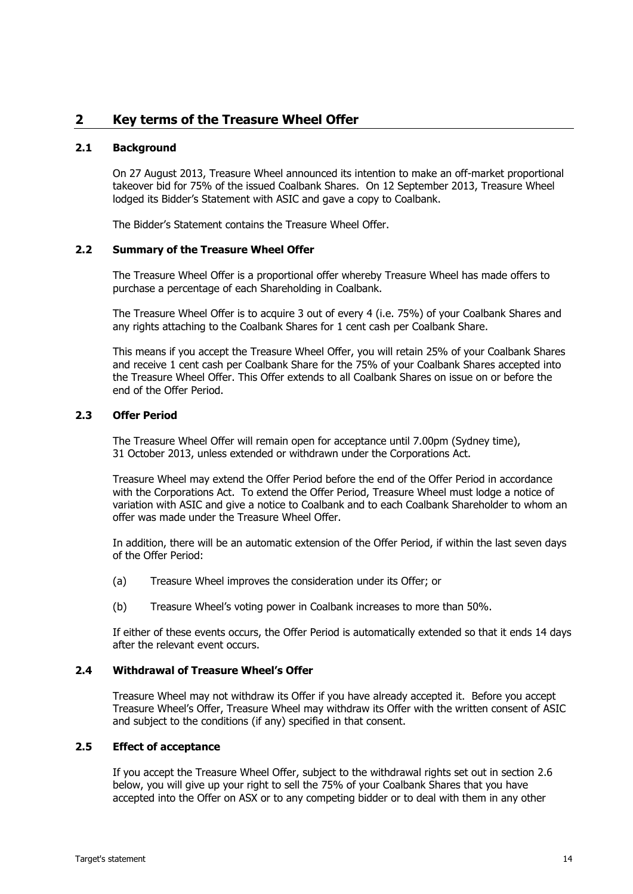## 2 Key terms of the Treasure Wheel Offer

### 2.1 Background

On 27 August 2013, Treasure Wheel announced its intention to make an off-market proportional takeover bid for 75% of the issued Coalbank Shares. On 12 September 2013, Treasure Wheel lodged its Bidder's Statement with ASIC and gave a copy to Coalbank.

The Bidder's Statement contains the Treasure Wheel Offer.

### 2.2 Summary of the Treasure Wheel Offer

The Treasure Wheel Offer is a proportional offer whereby Treasure Wheel has made offers to purchase a percentage of each Shareholding in Coalbank.

The Treasure Wheel Offer is to acquire 3 out of every 4 (i.e. 75%) of your Coalbank Shares and any rights attaching to the Coalbank Shares for 1 cent cash per Coalbank Share.

This means if you accept the Treasure Wheel Offer, you will retain 25% of your Coalbank Shares and receive 1 cent cash per Coalbank Share for the 75% of your Coalbank Shares accepted into the Treasure Wheel Offer. This Offer extends to all Coalbank Shares on issue on or before the end of the Offer Period.

### 2.3 Offer Period

The Treasure Wheel Offer will remain open for acceptance until 7.00pm (Sydney time), 31 October 2013, unless extended or withdrawn under the Corporations Act.

Treasure Wheel may extend the Offer Period before the end of the Offer Period in accordance with the Corporations Act. To extend the Offer Period, Treasure Wheel must lodge a notice of variation with ASIC and give a notice to Coalbank and to each Coalbank Shareholder to whom an offer was made under the Treasure Wheel Offer.

In addition, there will be an automatic extension of the Offer Period, if within the last seven days of the Offer Period:

(a) Treasure Wheel improves the consideration under its Offer; or

(b) Treasure Wheel's voting power in Coalbank increases to more than 50%.

If either of these events occurs, the Offer Period is automatically extended so that it ends 14 days after the relevant event occurs.

### 2.4 Withdrawal of Treasure Wheel's Offer

Treasure Wheel may not withdraw its Offer if you have already accepted it. Before you accept Treasure Wheel's Offer, Treasure Wheel may withdraw its Offer with the written consent of ASIC and subject to the conditions (if any) specified in that consent.

### 2.5 Effect of acceptance

If you accept the Treasure Wheel Offer, subject to the withdrawal rights set out in section 2.6 below, you will give up your right to sell the 75% of your Coalbank Shares that you have accepted into the Offer on ASX or to any competing bidder or to deal with them in any other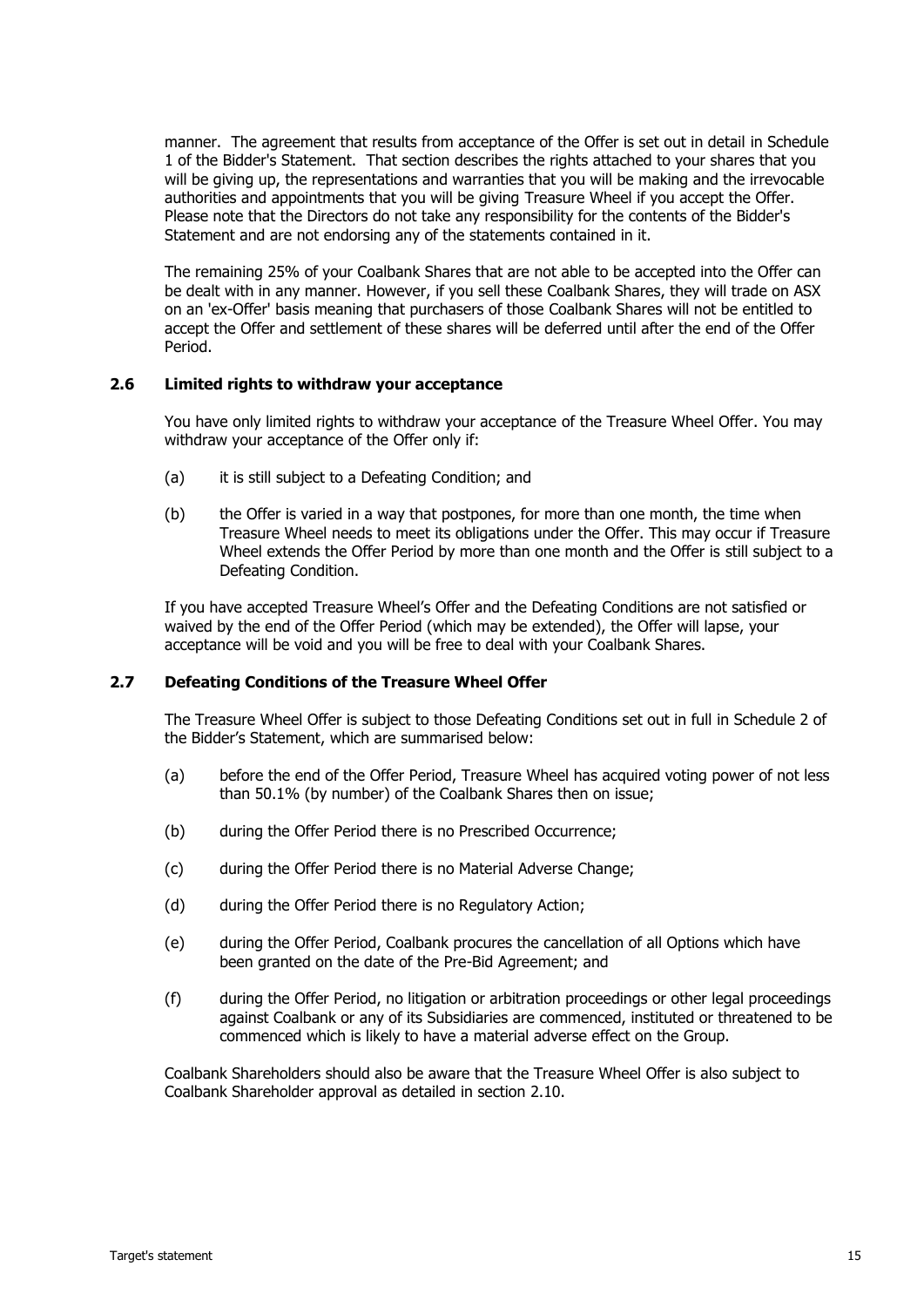manner. The agreement that results from acceptance of the Offer is set out in detail in Schedule 1 of the Bidder's Statement. That section describes the rights attached to your shares that you will be giving up, the representations and warranties that you will be making and the irrevocable authorities and appointments that you will be giving Treasure Wheel if you accept the Offer. Please note that the Directors do not take any responsibility for the contents of the Bidder's Statement and are not endorsing any of the statements contained in it.

The remaining 25% of your Coalbank Shares that are not able to be accepted into the Offer can be dealt with in any manner. However, if you sell these Coalbank Shares, they will trade on ASX on an 'ex-Offer' basis meaning that purchasers of those Coalbank Shares will not be entitled to accept the Offer and settlement of these shares will be deferred until after the end of the Offer Period.

## 2.6 Limited rights to withdraw your acceptance

You have only limited rights to withdraw your acceptance of the Treasure Wheel Offer. You may withdraw your acceptance of the Offer only if:

(a) it is still subject to a Defeating Condition; and

(b) the Offer is varied in a way that postpones, for more than one month, the time when Treasure Wheel needs to meet its obligations under the Offer. This may occur if Treasure Wheel extends the Offer Period by more than one month and the Offer is still subject to a Defeating Condition.

If you have accepted Treasure Wheel's Offer and the Defeating Conditions are not satisfied or waived by the end of the Offer Period (which may be extended), the Offer will lapse, your acceptance will be void and you will be free to deal with your Coalbank Shares.

## 2.7 Defeating Conditions of the Treasure Wheel Offer

The Treasure Wheel Offer is subject to those Defeating Conditions set out in full in Schedule 2 of the Bidder's Statement, which are summarised below:

(a) before the end of the Offer Period, Treasure Wheel has acquired voting power of not less than 50.1% (by number) of the Coalbank Shares then on issue;

(b) during the Offer Period there is no Prescribed Occurrence;

(c) during the Offer Period there is no Material Adverse Change;

(d) during the Offer Period there is no Regulatory Action;

(e) during the Offer Period, Coalbank procures the cancellation of all Options which have been granted on the date of the Pre-Bid Agreement; and

(f) during the Offer Period, no litigation or arbitration proceedings or other legal proceedings against Coalbank or any of its Subsidiaries are commenced, instituted or threatened to be commenced which is likely to have a material adverse effect on the Group.

Coalbank Shareholders should also be aware that the Treasure Wheel Offer is also subject to Coalbank Shareholder approval as detailed in section 2.10.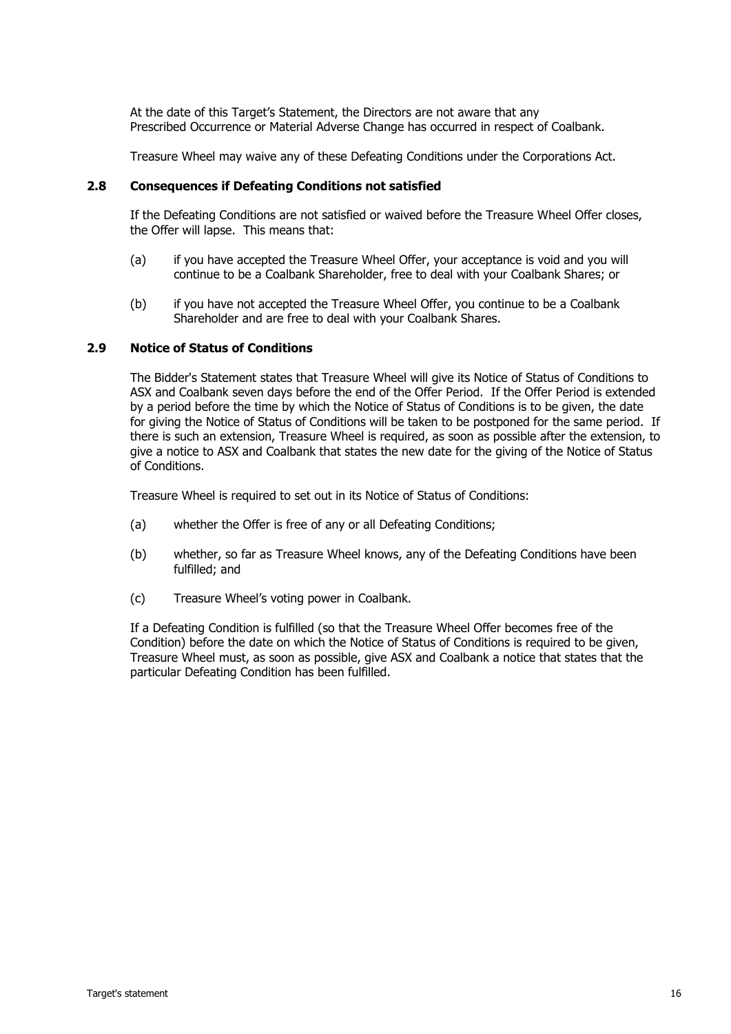At the date of this Target's Statement, the Directors are not aware that any Prescribed Occurrence or Material Adverse Change has occurred in respect of Coalbank.

Treasure Wheel may waive any of these Defeating Conditions under the Corporations Act.

### 2.8 Consequences if Defeating Conditions not satisfied

If the Defeating Conditions are not satisfied or waived before the Treasure Wheel Offer closes, the Offer will lapse. This means that:

(a) if you have accepted the Treasure Wheel Offer, your acceptance is void and you will continue to be a Coalbank Shareholder, free to deal with your Coalbank Shares; or

(b) if you have not accepted the Treasure Wheel Offer, you continue to be a Coalbank Shareholder and are free to deal with your Coalbank Shares.

### 2.9 Notice of Status of Conditions

The Bidder's Statement states that Treasure Wheel will give its Notice of Status of Conditions to ASX and Coalbank seven days before the end of the Offer Period. If the Offer Period is extended by a period before the time by which the Notice of Status of Conditions is to be given, the date for giving the Notice of Status of Conditions will be taken to be postponed for the same period. If there is such an extension, Treasure Wheel is required, as soon as possible after the extension, to give a notice to ASX and Coalbank that states the new date for the giving of the Notice of Status of Conditions.

Treasure Wheel is required to set out in its Notice of Status of Conditions:

(a) whether the Offer is free of any or all Defeating Conditions;

(b) whether, so far as Treasure Wheel knows, any of the Defeating Conditions have been fulfilled; and

(c) Treasure Wheel's voting power in Coalbank.

If a Defeating Condition is fulfilled (so that the Treasure Wheel Offer becomes free of the Condition) before the date on which the Notice of Status of Conditions is required to be given, Treasure Wheel must, as soon as possible, give ASX and Coalbank a notice that states that the particular Defeating Condition has been fulfilled.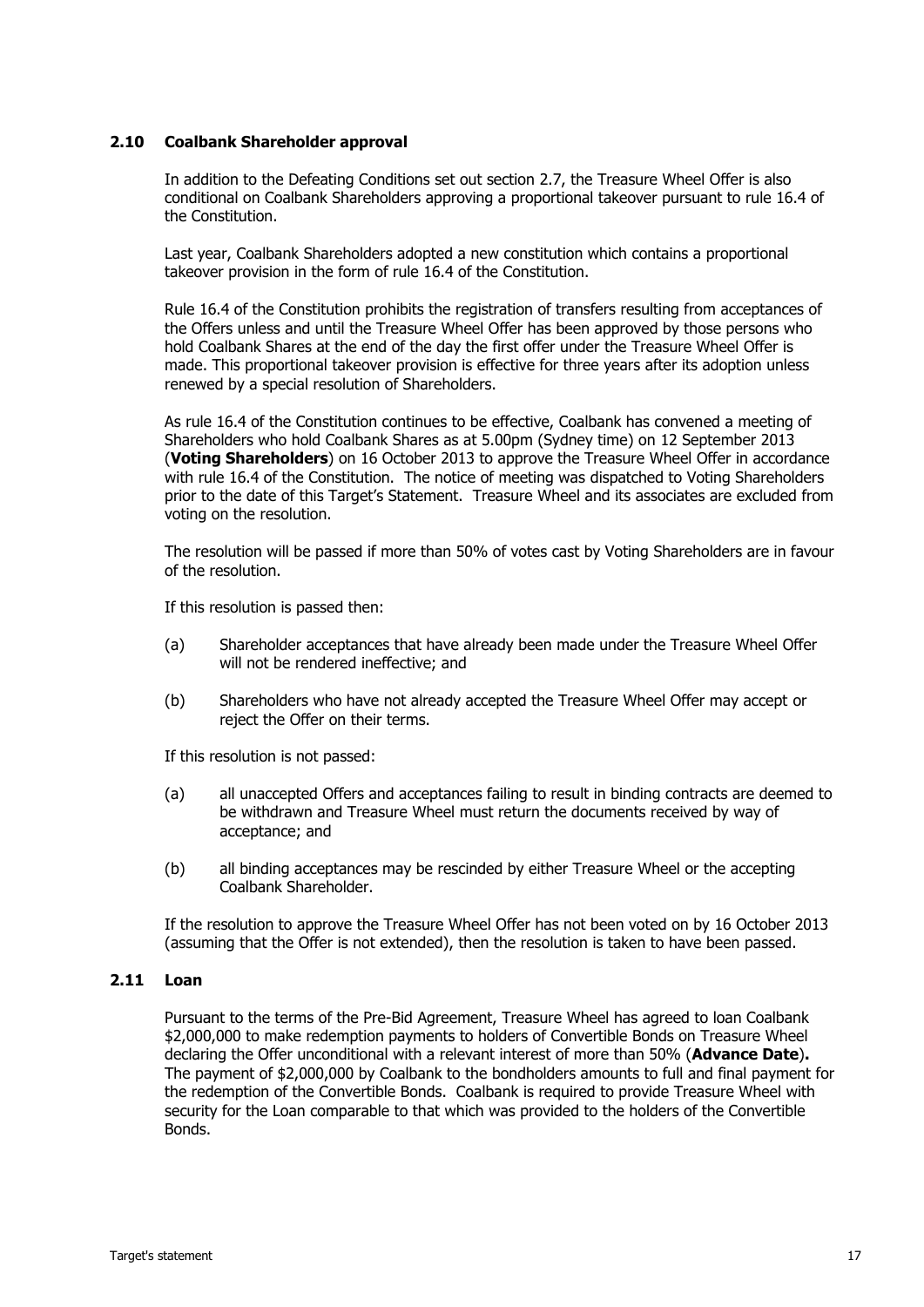## 2.10 Coalbank Shareholder approval

In addition to the Defeating Conditions set out section 2.7, the Treasure Wheel Offer is also conditional on Coalbank Shareholders approving a proportional takeover pursuant to rule 16.4 of the Constitution.

Last year, Coalbank Shareholders adopted a new constitution which contains a proportional takeover provision in the form of rule 16.4 of the Constitution.

Rule 16.4 of the Constitution prohibits the registration of transfers resulting from acceptances of the Offers unless and until the Treasure Wheel Offer has been approved by those persons who hold Coalbank Shares at the end of the day the first offer under the Treasure Wheel Offer is made. This proportional takeover provision is effective for three years after its adoption unless renewed by a special resolution of Shareholders.

As rule 16.4 of the Constitution continues to be effective, Coalbank has convened a meeting of Shareholders who hold Coalbank Shares as at 5.00pm (Sydney time) on 12 September 2013 (**Voting Shareholders**) on 16 October 2013 to approve the Treasure Wheel Offer in accordance with rule 16.4 of the Constitution. The notice of meeting was dispatched to Voting Shareholders prior to the date of this Target's Statement. Treasure Wheel and its associates are excluded from voting on the resolution.

The resolution will be passed if more than 50% of votes cast by Voting Shareholders are in favour of the resolution.

If this resolution is passed then:

(a) Shareholder acceptances that have already been made under the Treasure Wheel Offer will not be rendered ineffective; and

(b) Shareholders who have not already accepted the Treasure Wheel Offer may accept or reject the Offer on their terms.

If this resolution is not passed:

(a) all unaccepted Offers and acceptances failing to result in binding contracts are deemed to be withdrawn and Treasure Wheel must return the documents received by way of acceptance; and

(b) all binding acceptances may be rescinded by either Treasure Wheel or the accepting Coalbank Shareholder.

If the resolution to approve the Treasure Wheel Offer has not been voted on by 16 October 2013 (assuming that the Offer is not extended), then the resolution is taken to have been passed.

## 2.11 Loan

Pursuant to the terms of the Pre-Bid Agreement, Treasure Wheel has agreed to loan Coalbank $2,000,000 to make redemption payments to holders of Convertible Bonds on Treasure Wheel declaring the Offer unconditional with a relevant interest of more than 50% (**Advance Date**). The payment of $2,000,000 by Coalbank to the bondholders amounts to full and final payment for the redemption of the Convertible Bonds. Coalbank is required to provide Treasure Wheel with security for the Loan comparable to that which was provided to the holders of the Convertible Bonds.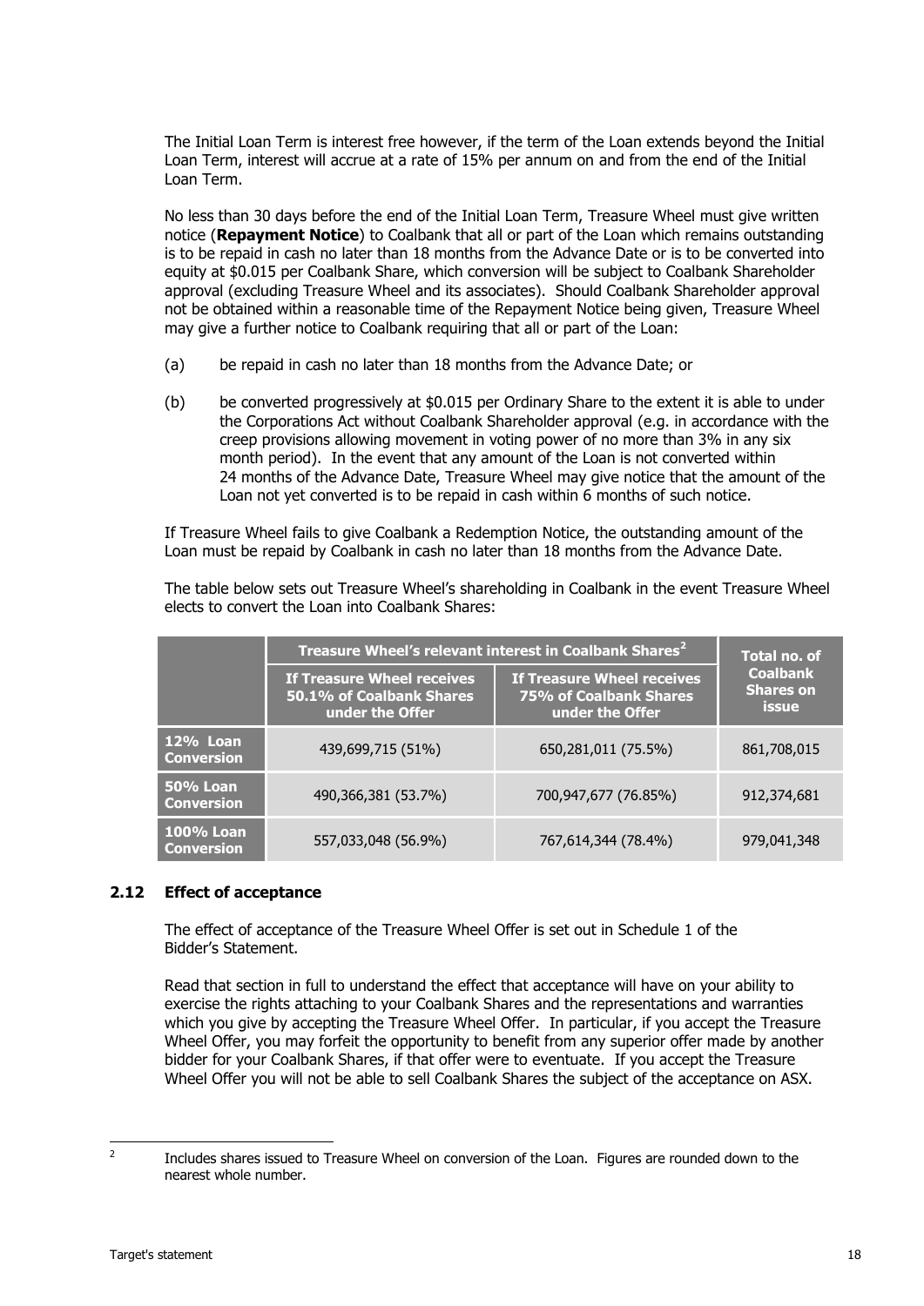The Initial Loan Term is interest free however, if the term of the Loan extends beyond the Initial Loan Term, interest will accrue at a rate of 15% per annum on and from the end of the Initial Loan Term.

No less than 30 days before the end of the Initial Loan Term, Treasure Wheel must give written notice (**Repayment Notice**) to Coalbank that all or part of the Loan which remains outstanding is to be repaid in cash no later than 18 months from the Advance Date or is to be converted into equity at $0.015 per Coalbank Share, which conversion will be subject to Coalbank Shareholder approval (excluding Treasure Wheel and its associates). Should Coalbank Shareholder approval not be obtained within a reasonable time of the Repayment Notice being given, Treasure Wheel may give a further notice to Coalbank requiring that all or part of the Loan:

(a) be repaid in cash no later than 18 months from the Advance Date; or

(b) be converted progressively at $0.015 per Ordinary Share to the extent it is able to under the Corporations Act without Coalbank Shareholder approval (e.g. in accordance with the creep provisions allowing movement in voting power of no more than 3% in any six month period). In the event that any amount of the Loan is not converted within 24 months of the Advance Date, Treasure Wheel may give notice that the amount of the Loan not yet converted is to be repaid in cash within 6 months of such notice.

If Treasure Wheel fails to give Coalbank a Redemption Notice, the outstanding amount of the Loan must be repaid by Coalbank in cash no later than 18 months from the Advance Date.

The table below sets out Treasure Wheel's shareholding in Coalbank in the event Treasure Wheel elects to convert the Loan into Coalbank Shares:

| | Treasure Wheel's relevant interest in Coalbank Shares[2] | | Total no. of Coalbank Shares on issue |
|---|---|---|---|
| | If Treasure Wheel receives 50.1% of Coalbank Shares under the Offer | If Treasure Wheel receives 75% of Coalbank Shares under the Offer | |
| **12% Loan Conversion** | 439,699,715 (51%) | 650,281,011 (75.5%) | 861,708,015 |
| **50% Loan Conversion** | 490,366,381 (53.7%) | 700,947,677 (76.85%) | 912,374,681 |
| **100% Loan Conversion** | 557,033,048 (56.9%) | 767,614,344 (78.4%) | 979,041,348 |

## 2.12 Effect of acceptance

The effect of acceptance of the Treasure Wheel Offer is set out in Schedule 1 of the Bidder's Statement.

Read that section in full to understand the effect that acceptance will have on your ability to exercise the rights attaching to your Coalbank Shares and the representations and warranties which you give by accepting the Treasure Wheel Offer. In particular, if you accept the Treasure Wheel Offer, you may forfeit the opportunity to benefit from any superior offer made by another bidder for your Coalbank Shares, if that offer were to eventuate. If you accept the Treasure Wheel Offer you will not be able to sell Coalbank Shares the subject of the acceptance on ASX.

[2] Includes shares issued to Treasure Wheel on conversion of the Loan. Figures are rounded down to the nearest whole number.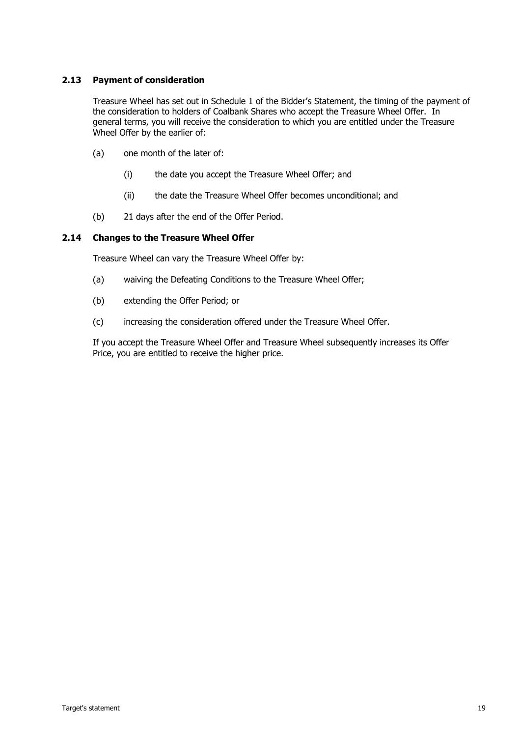### 2.13 Payment of consideration

Treasure Wheel has set out in Schedule 1 of the Bidder's Statement, the timing of the payment of the consideration to holders of Coalbank Shares who accept the Treasure Wheel Offer. In general terms, you will receive the consideration to which you are entitled under the Treasure Wheel Offer by the earlier of:

(a) one month of the later of:

 (i) the date you accept the Treasure Wheel Offer; and

 (ii) the date the Treasure Wheel Offer becomes unconditional; and

(b) 21 days after the end of the Offer Period.

### 2.14 Changes to the Treasure Wheel Offer

Treasure Wheel can vary the Treasure Wheel Offer by:

(a) waiving the Defeating Conditions to the Treasure Wheel Offer;

(b) extending the Offer Period; or

(c) increasing the consideration offered under the Treasure Wheel Offer.

If you accept the Treasure Wheel Offer and Treasure Wheel subsequently increases its Offer Price, you are entitled to receive the higher price.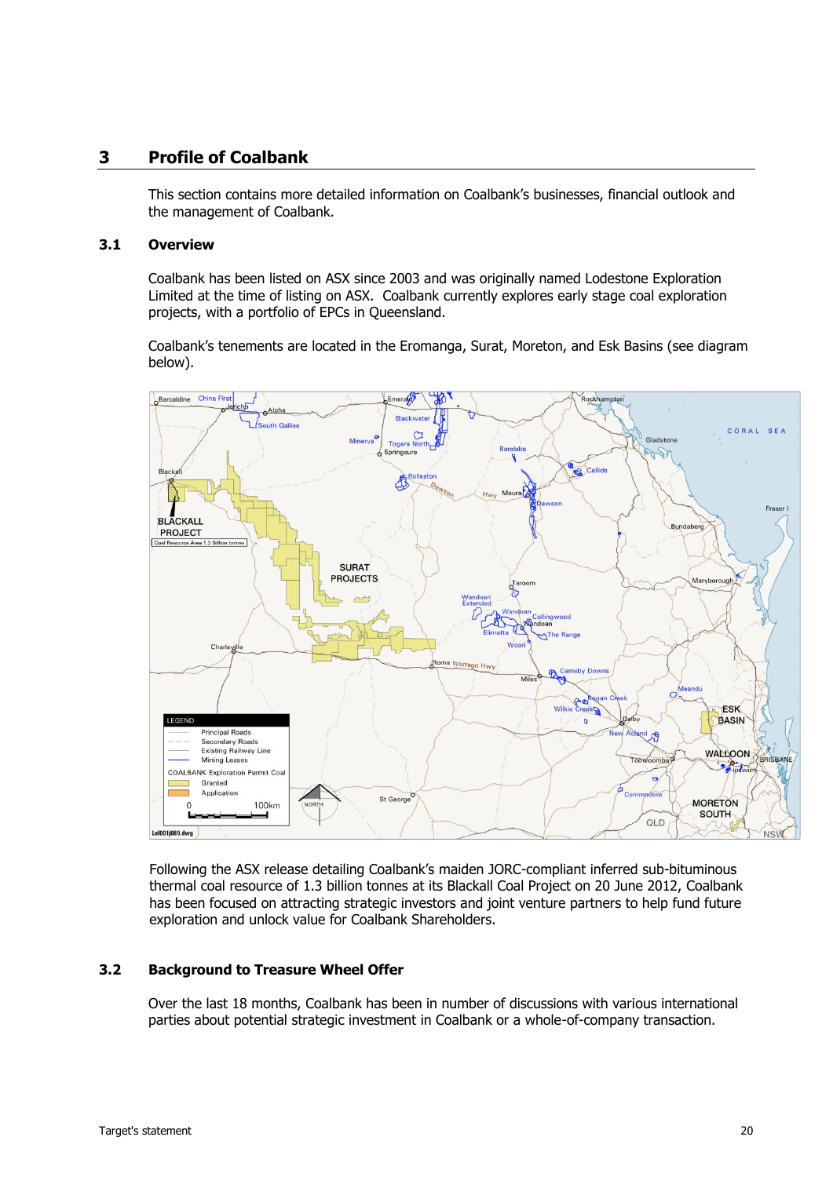# 3 Profile of Coalbank

This section contains more detailed information on Coalbank's businesses, financial outlook and the management of Coalbank.

## 3.1 Overview

Coalbank has been listed on ASX since 2003 and was originally named Lodestone Exploration Limited at the time of listing on ASX. Coalbank currently explores early stage coal exploration projects, with a portfolio of EPCs in Queensland.

Coalbank's tenements are located in the Eromanga, Surat, Moreton, and Esk Basins (see diagram below).

Following the ASX release detailing Coalbank's maiden JORC-compliant inferred sub-bituminous thermal coal resource of 1.3 billion tonnes at its Blackall Coal Project on 20 June 2012, Coalbank has been focused on attracting strategic investors and joint venture partners to help fund future exploration and unlock value for Coalbank Shareholders.

## 3.2 Background to Treasure Wheel Offer

Over the last 18 months, Coalbank has been in number of discussions with various international parties about potential strategic investment in Coalbank or a whole-of-company transaction.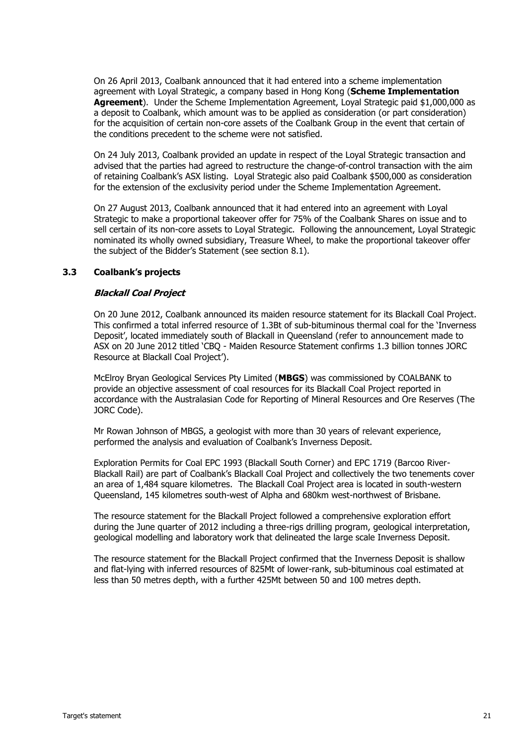On 26 April 2013, Coalbank announced that it had entered into a scheme implementation agreement with Loyal Strategic, a company based in Hong Kong (**Scheme Implementation Agreement**). Under the Scheme Implementation Agreement, Loyal Strategic paid $1,000,000 as a deposit to Coalbank, which amount was to be applied as consideration (or part consideration) for the acquisition of certain non-core assets of the Coalbank Group in the event that certain of the conditions precedent to the scheme were not satisfied.

On 24 July 2013, Coalbank provided an update in respect of the Loyal Strategic transaction and advised that the parties had agreed to restructure the change-of-control transaction with the aim of retaining Coalbank's ASX listing. Loyal Strategic also paid Coalbank $500,000 as consideration for the extension of the exclusivity period under the Scheme Implementation Agreement.

On 27 August 2013, Coalbank announced that it had entered into an agreement with Loyal Strategic to make a proportional takeover offer for 75% of the Coalbank Shares on issue and to sell certain of its non-core assets to Loyal Strategic. Following the announcement, Loyal Strategic nominated its wholly owned subsidiary, Treasure Wheel, to make the proportional takeover offer the subject of the Bidder's Statement (see section 8.1).

### 3.3 Coalbank's projects

***Blackall Coal Project***

On 20 June 2012, Coalbank announced its maiden resource statement for its Blackall Coal Project. This confirmed a total inferred resource of 1.3Bt of sub-bituminous thermal coal for the 'Inverness Deposit', located immediately south of Blackall in Queensland (refer to announcement made to ASX on 20 June 2012 titled 'CBQ - Maiden Resource Statement confirms 1.3 billion tonnes JORC Resource at Blackall Coal Project').

McElroy Bryan Geological Services Pty Limited (**MBGS**) was commissioned by COALBANK to provide an objective assessment of coal resources for its Blackall Coal Project reported in accordance with the Australasian Code for Reporting of Mineral Resources and Ore Reserves (The JORC Code).

Mr Rowan Johnson of MBGS, a geologist with more than 30 years of relevant experience, performed the analysis and evaluation of Coalbank's Inverness Deposit.

Exploration Permits for Coal EPC 1993 (Blackall South Corner) and EPC 1719 (Barcoo River-Blackall Rail) are part of Coalbank's Blackall Coal Project and collectively the two tenements cover an area of 1,484 square kilometres. The Blackall Coal Project area is located in south-western Queensland, 145 kilometres south-west of Alpha and 680km west-northwest of Brisbane.

The resource statement for the Blackall Project followed a comprehensive exploration effort during the June quarter of 2012 including a three-rigs drilling program, geological interpretation, geological modelling and laboratory work that delineated the large scale Inverness Deposit.

The resource statement for the Blackall Project confirmed that the Inverness Deposit is shallow and flat-lying with inferred resources of 825Mt of lower-rank, sub-bituminous coal estimated at less than 50 metres depth, with a further 425Mt between 50 and 100 metres depth.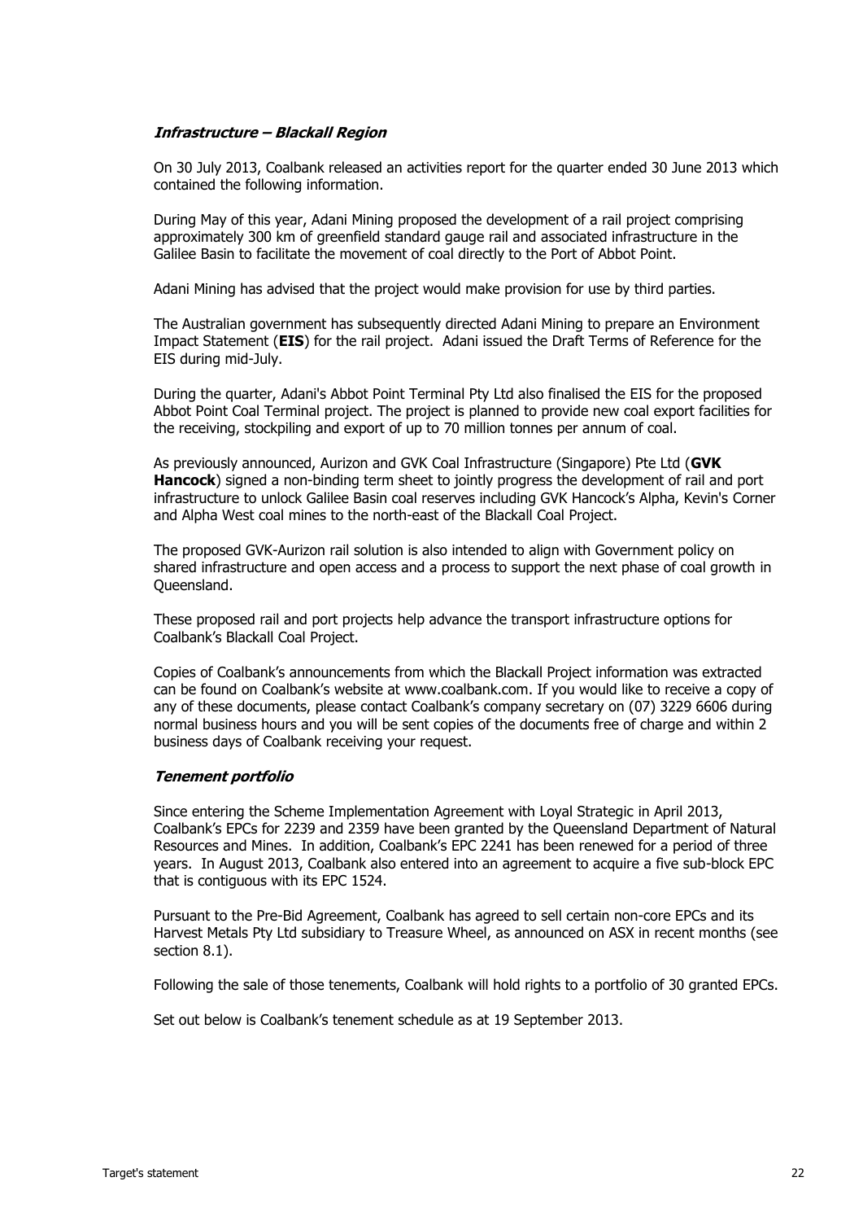### ***Infrastructure – Blackall Region***

On 30 July 2013, Coalbank released an activities report for the quarter ended 30 June 2013 which contained the following information.

During May of this year, Adani Mining proposed the development of a rail project comprising approximately 300 km of greenfield standard gauge rail and associated infrastructure in the Galilee Basin to facilitate the movement of coal directly to the Port of Abbot Point.

Adani Mining has advised that the project would make provision for use by third parties.

The Australian government has subsequently directed Adani Mining to prepare an Environment Impact Statement (**EIS**) for the rail project. Adani issued the Draft Terms of Reference for the EIS during mid-July.

During the quarter, Adani's Abbot Point Terminal Pty Ltd also finalised the EIS for the proposed Abbot Point Coal Terminal project. The project is planned to provide new coal export facilities for the receiving, stockpiling and export of up to 70 million tonnes per annum of coal.

As previously announced, Aurizon and GVK Coal Infrastructure (Singapore) Pte Ltd (**GVK Hancock**) signed a non-binding term sheet to jointly progress the development of rail and port infrastructure to unlock Galilee Basin coal reserves including GVK Hancock's Alpha, Kevin's Corner and Alpha West coal mines to the north-east of the Blackall Coal Project.

The proposed GVK-Aurizon rail solution is also intended to align with Government policy on shared infrastructure and open access and a process to support the next phase of coal growth in Queensland.

These proposed rail and port projects help advance the transport infrastructure options for Coalbank's Blackall Coal Project.

Copies of Coalbank's announcements from which the Blackall Project information was extracted can be found on Coalbank's website at www.coalbank.com. If you would like to receive a copy of any of these documents, please contact Coalbank's company secretary on (07) 3229 6606 during normal business hours and you will be sent copies of the documents free of charge and within 2 business days of Coalbank receiving your request.

### ***Tenement portfolio***

Since entering the Scheme Implementation Agreement with Loyal Strategic in April 2013, Coalbank's EPCs for 2239 and 2359 have been granted by the Queensland Department of Natural Resources and Mines. In addition, Coalbank's EPC 2241 has been renewed for a period of three years. In August 2013, Coalbank also entered into an agreement to acquire a five sub-block EPC that is contiguous with its EPC 1524.

Pursuant to the Pre-Bid Agreement, Coalbank has agreed to sell certain non-core EPCs and its Harvest Metals Pty Ltd subsidiary to Treasure Wheel, as announced on ASX in recent months (see section 8.1).

Following the sale of those tenements, Coalbank will hold rights to a portfolio of 30 granted EPCs.

Set out below is Coalbank's tenement schedule as at 19 September 2013.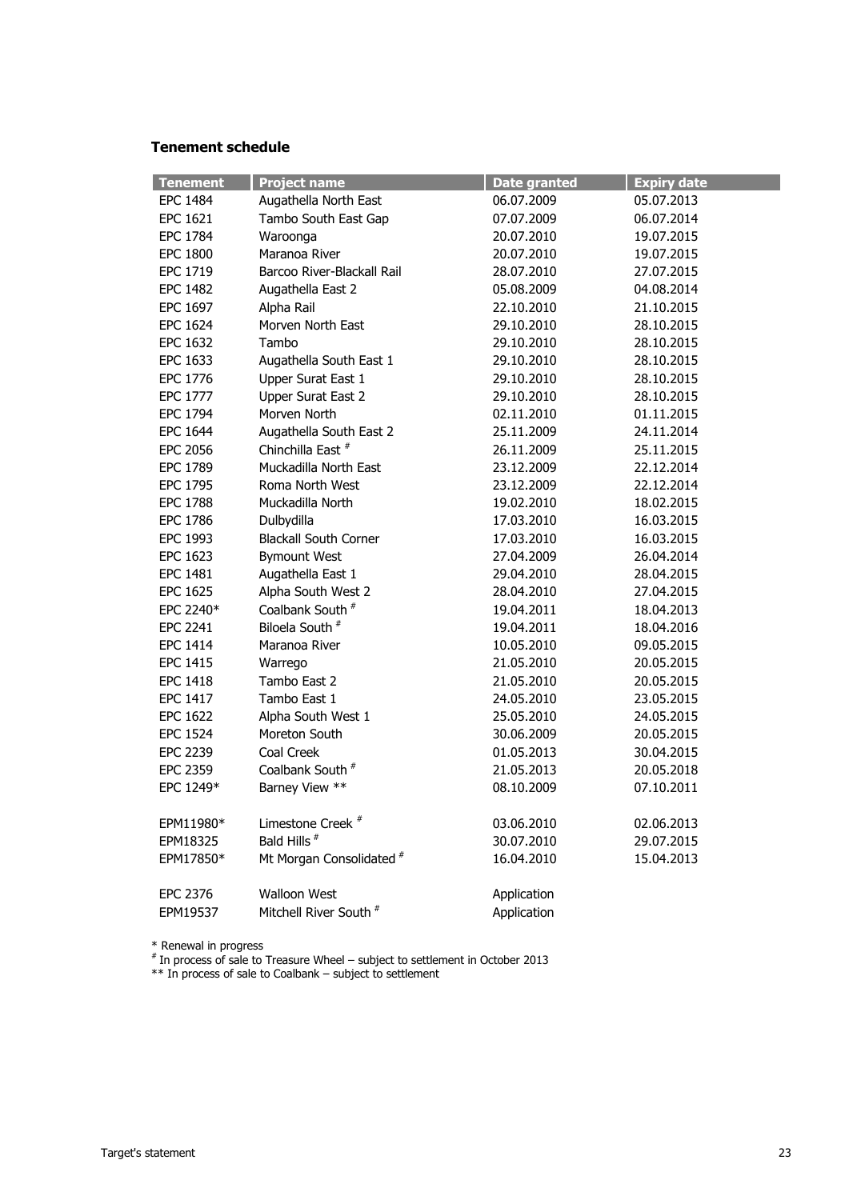### Tenement schedule

| Tenement | Project name | Date granted | Expiry date |
|---|---|---|---|
| EPC 1484 | Augathella North East | 06.07.2009 | 05.07.2013 |
| EPC 1621 | Tambo South East Gap | 07.07.2009 | 06.07.2014 |
| EPC 1784 | Waroonga | 20.07.2010 | 19.07.2015 |
| EPC 1800 | Maranoa River | 20.07.2010 | 19.07.2015 |
| EPC 1719 | Barcoo River-Blackall Rail | 28.07.2010 | 27.07.2015 |
| EPC 1482 | Augathella East 2 | 05.08.2009 | 04.08.2014 |
| EPC 1697 | Alpha Rail | 22.10.2010 | 21.10.2015 |
| EPC 1624 | Morven North East | 29.10.2010 | 28.10.2015 |
| EPC 1632 | Tambo | 29.10.2010 | 28.10.2015 |
| EPC 1633 | Augathella South East 1 | 29.10.2010 | 28.10.2015 |
| EPC 1776 | Upper Surat East 1 | 29.10.2010 | 28.10.2015 |
| EPC 1777 | Upper Surat East 2 | 29.10.2010 | 28.10.2015 |
| EPC 1794 | Morven North | 02.11.2010 | 01.11.2015 |
| EPC 1644 | Augathella South East 2 | 25.11.2009 | 24.11.2014 |
| EPC 2056 | Chinchilla East # | 26.11.2009 | 25.11.2015 |
| EPC 1789 | Muckadilla North East | 23.12.2009 | 22.12.2014 |
| EPC 1795 | Roma North West | 23.12.2009 | 22.12.2014 |
| EPC 1788 | Muckadilla North | 19.02.2010 | 18.02.2015 |
| EPC 1786 | Dulbydilla | 17.03.2010 | 16.03.2015 |
| EPC 1993 | Blackall South Corner | 17.03.2010 | 16.03.2015 |
| EPC 1623 | Bymount West | 27.04.2009 | 26.04.2014 |
| EPC 1481 | Augathella East 1 | 29.04.2010 | 28.04.2015 |
| EPC 1625 | Alpha South West 2 | 28.04.2010 | 27.04.2015 |
| EPC 2240* | Coalbank South # | 19.04.2011 | 18.04.2013 |
| EPC 2241 | Biloela South # | 19.04.2011 | 18.04.2016 |
| EPC 1414 | Maranoa River | 10.05.2010 | 09.05.2015 |
| EPC 1415 | Warrego | 21.05.2010 | 20.05.2015 |
| EPC 1418 | Tambo East 2 | 21.05.2010 | 20.05.2015 |
| EPC 1417 | Tambo East 1 | 24.05.2010 | 23.05.2015 |
| EPC 1622 | Alpha South West 1 | 25.05.2010 | 24.05.2015 |
| EPC 1524 | Moreton South | 30.06.2009 | 20.05.2015 |
| EPC 2239 | Coal Creek | 01.05.2013 | 30.04.2015 |
| EPC 2359 | Coalbank South # | 21.05.2013 | 20.05.2018 |
| EPC 1249* | Barney View ** | 08.10.2009 | 07.10.2011 |
| | | | |
| EPM11980* | Limestone Creek # | 03.06.2010 | 02.06.2013 |
| EPM18325 | Bald Hills # | 30.07.2010 | 29.07.2015 |
| EPM17850* | Mt Morgan Consolidated # | 16.04.2010 | 15.04.2013 |
| | | | |
| EPC 2376 | Walloon West | Application | |
| EPM19537 | Mitchell River South # | Application | |

\* Renewal in progress

\# In process of sale to Treasure Wheel – subject to settlement in October 2013

\*\* In process of sale to Coalbank – subject to settlement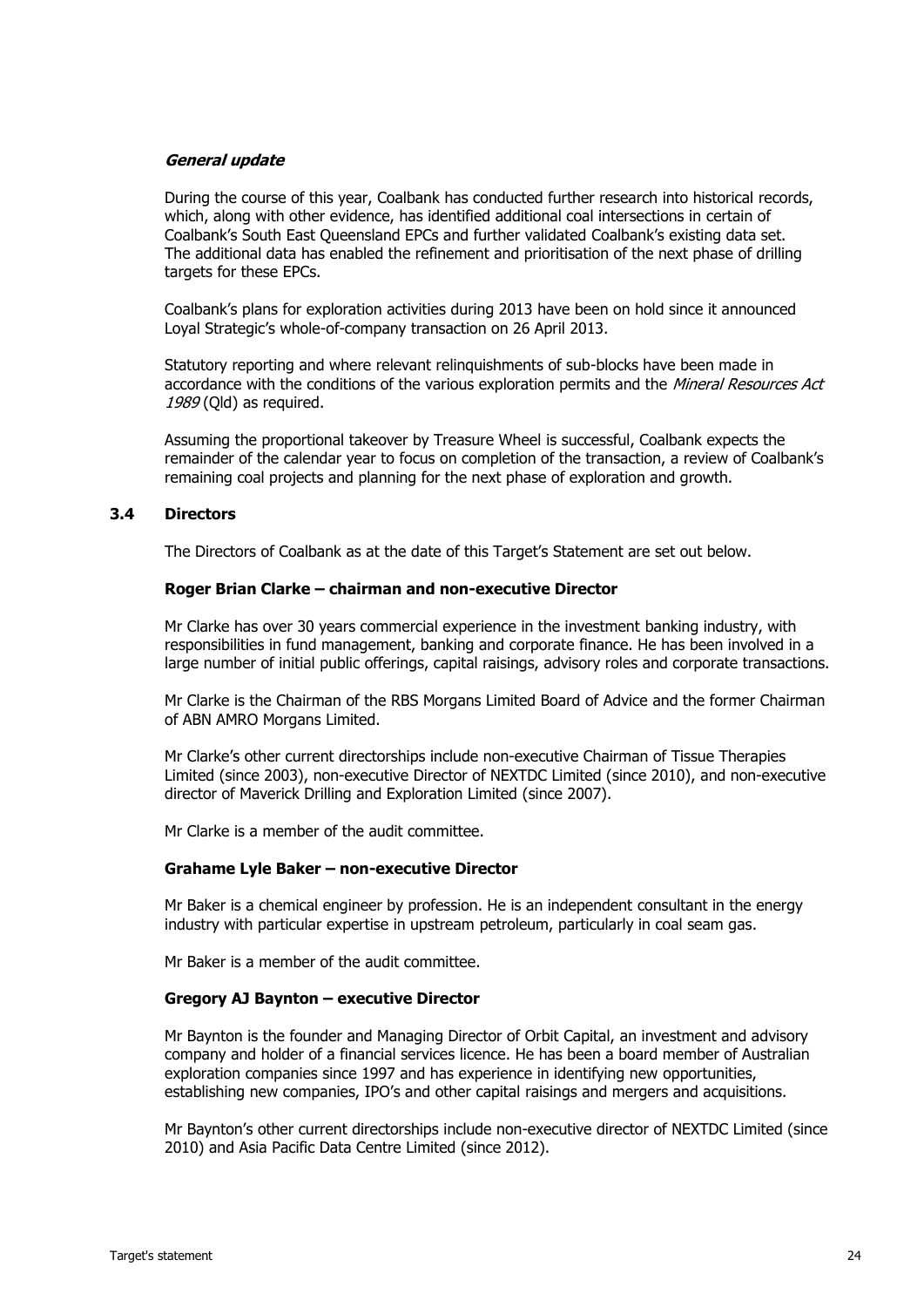***General update***

During the course of this year, Coalbank has conducted further research into historical records, which, along with other evidence, has identified additional coal intersections in certain of Coalbank's South East Queensland EPCs and further validated Coalbank's existing data set. The additional data has enabled the refinement and prioritisation of the next phase of drilling targets for these EPCs.

Coalbank's plans for exploration activities during 2013 have been on hold since it announced Loyal Strategic's whole-of-company transaction on 26 April 2013.

Statutory reporting and where relevant relinquishments of sub-blocks have been made in accordance with the conditions of the various exploration permits and the *Mineral Resources Act 1989* (Qld) as required.

Assuming the proportional takeover by Treasure Wheel is successful, Coalbank expects the remainder of the calendar year to focus on completion of the transaction, a review of Coalbank's remaining coal projects and planning for the next phase of exploration and growth.

## 3.4 Directors

The Directors of Coalbank as at the date of this Target's Statement are set out below.

**Roger Brian Clarke – chairman and non-executive Director**

Mr Clarke has over 30 years commercial experience in the investment banking industry, with responsibilities in fund management, banking and corporate finance. He has been involved in a large number of initial public offerings, capital raisings, advisory roles and corporate transactions.

Mr Clarke is the Chairman of the RBS Morgans Limited Board of Advice and the former Chairman of ABN AMRO Morgans Limited.

Mr Clarke's other current directorships include non-executive Chairman of Tissue Therapies Limited (since 2003), non-executive Director of NEXTDC Limited (since 2010), and non-executive director of Maverick Drilling and Exploration Limited (since 2007).

Mr Clarke is a member of the audit committee.

**Grahame Lyle Baker – non-executive Director**

Mr Baker is a chemical engineer by profession. He is an independent consultant in the energy industry with particular expertise in upstream petroleum, particularly in coal seam gas.

Mr Baker is a member of the audit committee.

**Gregory AJ Baynton – executive Director**

Mr Baynton is the founder and Managing Director of Orbit Capital, an investment and advisory company and holder of a financial services licence. He has been a board member of Australian exploration companies since 1997 and has experience in identifying new opportunities, establishing new companies, IPO's and other capital raisings and mergers and acquisitions.

Mr Baynton's other current directorships include non-executive director of NEXTDC Limited (since 2010) and Asia Pacific Data Centre Limited (since 2012).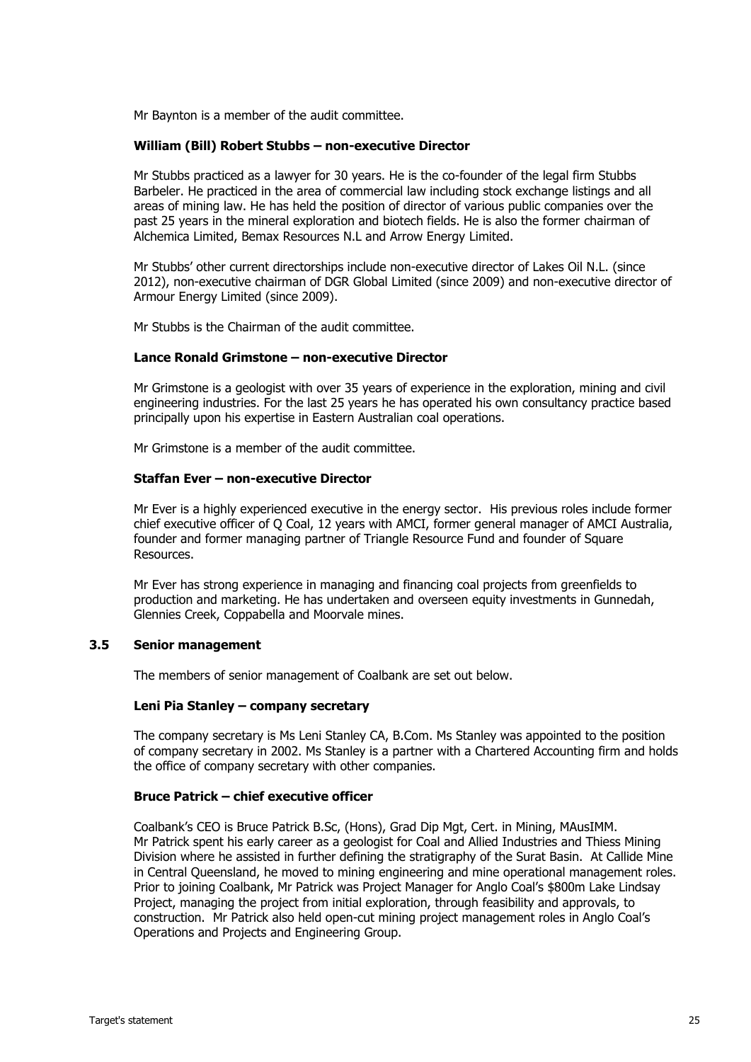Mr Baynton is a member of the audit committee.

**William (Bill) Robert Stubbs – non-executive Director**

Mr Stubbs practiced as a lawyer for 30 years. He is the co-founder of the legal firm Stubbs Barbeler. He practiced in the area of commercial law including stock exchange listings and all areas of mining law. He has held the position of director of various public companies over the past 25 years in the mineral exploration and biotech fields. He is also the former chairman of Alchemica Limited, Bemax Resources N.L and Arrow Energy Limited.

Mr Stubbs' other current directorships include non-executive director of Lakes Oil N.L. (since 2012), non-executive chairman of DGR Global Limited (since 2009) and non-executive director of Armour Energy Limited (since 2009).

Mr Stubbs is the Chairman of the audit committee.

**Lance Ronald Grimstone – non-executive Director**

Mr Grimstone is a geologist with over 35 years of experience in the exploration, mining and civil engineering industries. For the last 25 years he has operated his own consultancy practice based principally upon his expertise in Eastern Australian coal operations.

Mr Grimstone is a member of the audit committee.

**Staffan Ever – non-executive Director**

Mr Ever is a highly experienced executive in the energy sector. His previous roles include former chief executive officer of Q Coal, 12 years with AMCI, former general manager of AMCI Australia, founder and former managing partner of Triangle Resource Fund and founder of Square Resources.

Mr Ever has strong experience in managing and financing coal projects from greenfields to production and marketing. He has undertaken and overseen equity investments in Gunnedah, Glennies Creek, Coppabella and Moorvale mines.

### 3.5 Senior management

The members of senior management of Coalbank are set out below.

**Leni Pia Stanley – company secretary**

The company secretary is Ms Leni Stanley CA, B.Com. Ms Stanley was appointed to the position of company secretary in 2002. Ms Stanley is a partner with a Chartered Accounting firm and holds the office of company secretary with other companies.

**Bruce Patrick – chief executive officer**

Coalbank's CEO is Bruce Patrick B.Sc, (Hons), Grad Dip Mgt, Cert. in Mining, MAusIMM. Mr Patrick spent his early career as a geologist for Coal and Allied Industries and Thiess Mining Division where he assisted in further defining the stratigraphy of the Surat Basin. At Callide Mine in Central Queensland, he moved to mining engineering and mine operational management roles. Prior to joining Coalbank, Mr Patrick was Project Manager for Anglo Coal's $800m Lake Lindsay Project, managing the project from initial exploration, through feasibility and approvals, to construction. Mr Patrick also held open-cut mining project management roles in Anglo Coal's Operations and Projects and Engineering Group.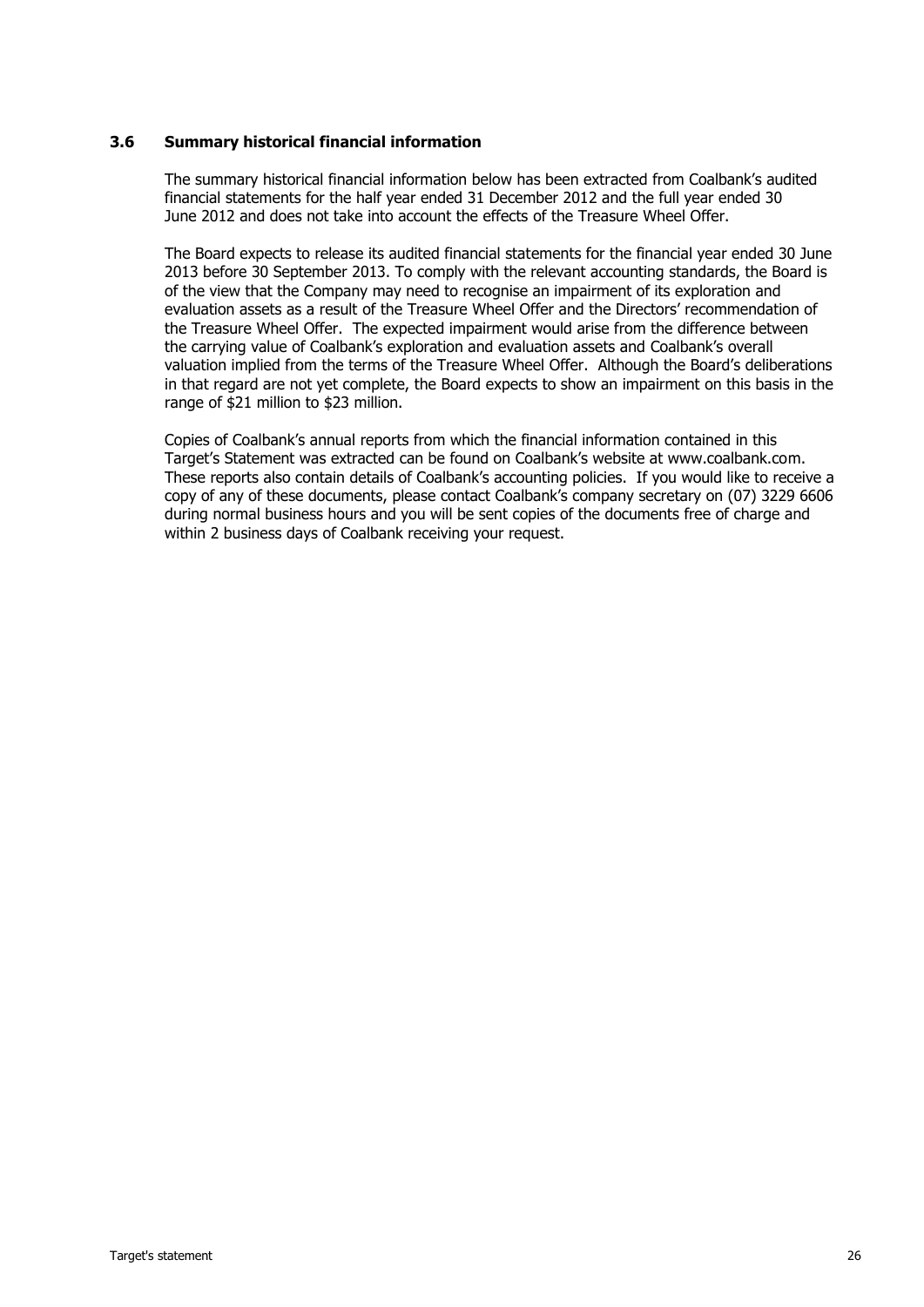### 3.6 Summary historical financial information

The summary historical financial information below has been extracted from Coalbank's audited financial statements for the half year ended 31 December 2012 and the full year ended 30 June 2012 and does not take into account the effects of the Treasure Wheel Offer.

The Board expects to release its audited financial statements for the financial year ended 30 June 2013 before 30 September 2013. To comply with the relevant accounting standards, the Board is of the view that the Company may need to recognise an impairment of its exploration and evaluation assets as a result of the Treasure Wheel Offer and the Directors' recommendation of the Treasure Wheel Offer. The expected impairment would arise from the difference between the carrying value of Coalbank's exploration and evaluation assets and Coalbank's overall valuation implied from the terms of the Treasure Wheel Offer. Although the Board's deliberations in that regard are not yet complete, the Board expects to show an impairment on this basis in the range of $21 million to $23 million.

Copies of Coalbank's annual reports from which the financial information contained in this Target's Statement was extracted can be found on Coalbank's website at www.coalbank.com. These reports also contain details of Coalbank's accounting policies. If you would like to receive a copy of any of these documents, please contact Coalbank's company secretary on (07) 3229 6606 during normal business hours and you will be sent copies of the documents free of charge and within 2 business days of Coalbank receiving your request.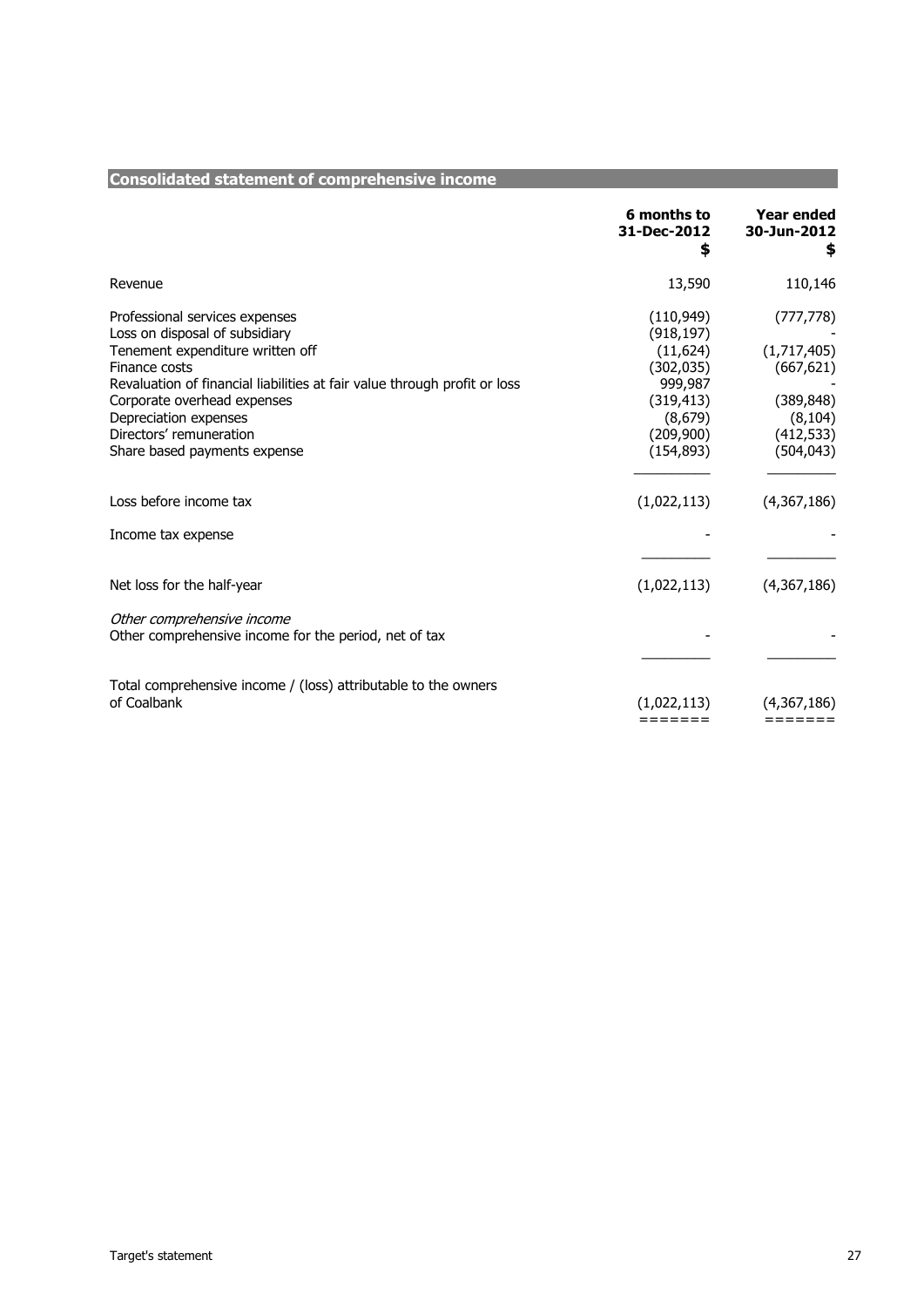## Consolidated statement of comprehensive income

| | 6 months to 31-Dec-2012 $ | Year ended 30-Jun-2012 $ |
|---|---|---|
| Revenue | 13,590 | 110,146 |
| Professional services expenses | (110,949) | (777,778) |
| Loss on disposal of subsidiary | (918,197) | - |
| Tenement expenditure written off | (11,624) | (1,717,405) |
| Finance costs | (302,035) | (667,621) |
| Revaluation of financial liabilities at fair value through profit or loss | 999,987 | - |
| Corporate overhead expenses | (319,413) | (389,848) |
| Depreciation expenses | (8,679) | (8,104) |
| Directors' remuneration | (209,900) | (412,533) |
| Share based payments expense | (154,893) | (504,043) |
| Loss before income tax | (1,022,113) | (4,367,186) |
| Income tax expense | - | - |
| Net loss for the half-year | (1,022,113) | (4,367,186) |
| *Other comprehensive income* | | |
| Other comprehensive income for the period, net of tax | - | - |
| Total comprehensive income / (loss) attributable to the owners of Coalbank | (1,022,113) | (4,367,186) |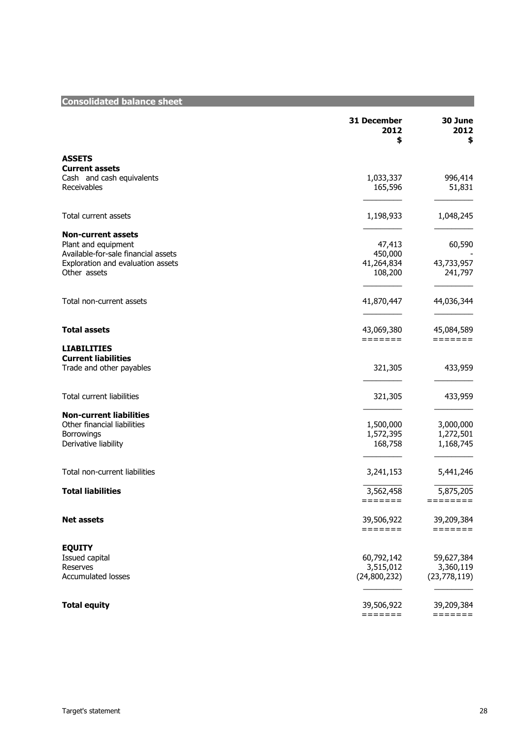## Consolidated balance sheet

| | 31 December 2012 $ | 30 June 2012 $ |
|---|---|---|
| **ASSETS** | | |
| **Current assets** | | |
| Cash and cash equivalents | 1,033,337 | 996,414 |
| Receivables | 165,596 | 51,831 |
| Total current assets | 1,198,933 | 1,048,245 |
| **Non-current assets** | | |
| Plant and equipment | 47,413 | 60,590 |
| Available-for-sale financial assets | 450,000 | - |
| Exploration and evaluation assets | 41,264,834 | 43,733,957 |
| Other assets | 108,200 | 241,797 |
| Total non-current assets | 41,870,447 | 44,036,344 |
| **Total assets** | 43,069,380 | 45,084,589 |
| **LIABILITIES** | | |
| **Current liabilities** | | |
| Trade and other payables | 321,305 | 433,959 |
| Total current liabilities | 321,305 | 433,959 |
| **Non-current liabilities** | | |
| Other financial liabilities | 1,500,000 | 3,000,000 |
| Borrowings | 1,572,395 | 1,272,501 |
| Derivative liability | 168,758 | 1,168,745 |
| Total non-current liabilities | 3,241,153 | 5,441,246 |
| **Total liabilities** | 3,562,458 | 5,875,205 |
| **Net assets** | 39,506,922 | 39,209,384 |
| **EQUITY** | | |
| Issued capital | 60,792,142 | 59,627,384 |
| Reserves | 3,515,012 | 3,360,119 |
| Accumulated losses | (24,800,232) | (23,778,119) |
| **Total equity** | 39,506,922 | 39,209,384 |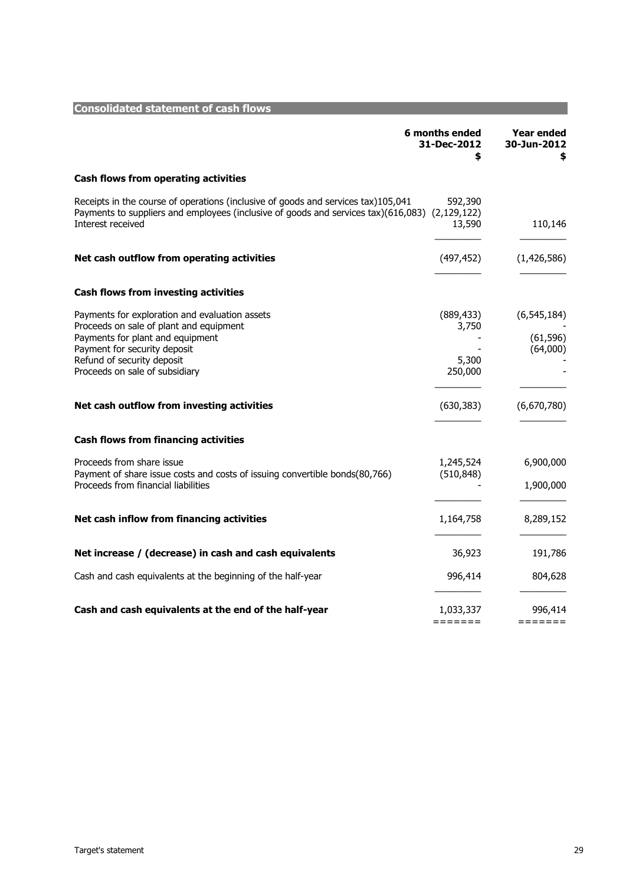## Consolidated statement of cash flows

| | 6 months ended 31-Dec-2012 $ | Year ended 30-Jun-2012 $ |
|---|---|---|
| **Cash flows from operating activities** | | |
| Receipts in the course of operations (inclusive of goods and services tax) | 105,041 | 592,390 |
| Payments to suppliers and employees (inclusive of goods and services tax) | (616,083) | (2,129,122) |
| Interest received | 13,590 | 110,146 |
| **Net cash outflow from operating activities** | (497,452) | (1,426,586) |
| **Cash flows from investing activities** | | |
| Payments for exploration and evaluation assets | (889,433) | (6,545,184) |
| Proceeds on sale of plant and equipment | 3,750 | - |
| Payments for plant and equipment | - | (61,596) |
| Payment for security deposit | - | (64,000) |
| Refund of security deposit | 5,300 | - |
| Proceeds on sale of subsidiary | 250,000 | - |
| **Net cash outflow from investing activities** | (630,383) | (6,670,780) |
| **Cash flows from financing activities** | | |
| Proceeds from share issue | 1,245,524 | 6,900,000 |
| Payment of share issue costs and costs of issuing convertible bonds | (80,766) | (510,848) |
| Proceeds from financial liabilities | - | 1,900,000 |
| **Net cash inflow from financing activities** | 1,164,758 | 8,289,152 |
| **Net increase / (decrease) in cash and cash equivalents** | 36,923 | 191,786 |
| Cash and cash equivalents at the beginning of the half-year | 996,414 | 804,628 |
| **Cash and cash equivalents at the end of the half-year** | 1,033,337 | 996,414 |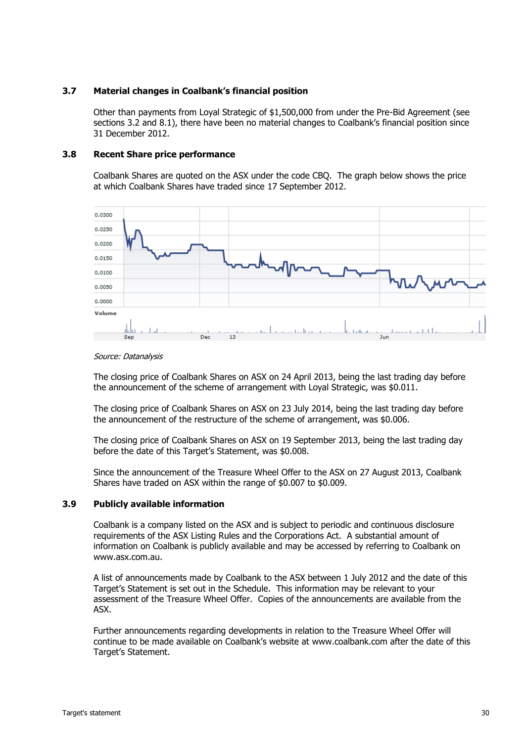### 3.7 Material changes in Coalbank's financial position

Other than payments from Loyal Strategic of $1,500,000 from under the Pre-Bid Agreement (see sections 3.2 and 8.1), there have been no material changes to Coalbank's financial position since 31 December 2012.

### 3.8 Recent Share price performance

Coalbank Shares are quoted on the ASX under the code CBQ. The graph below shows the price at which Coalbank Shares have traded since 17 September 2012.

*Source: Datanalysis*

The closing price of Coalbank Shares on ASX on 24 April 2013, being the last trading day before the announcement of the scheme of arrangement with Loyal Strategic, was $0.011.

The closing price of Coalbank Shares on ASX on 23 July 2014, being the last trading day before the announcement of the restructure of the scheme of arrangement, was $0.006.

The closing price of Coalbank Shares on ASX on 19 September 2013, being the last trading day before the date of this Target's Statement, was $0.008.

Since the announcement of the Treasure Wheel Offer to the ASX on 27 August 2013, Coalbank Shares have traded on ASX within the range of $0.007 to $0.009.

### 3.9 Publicly available information

Coalbank is a company listed on the ASX and is subject to periodic and continuous disclosure requirements of the ASX Listing Rules and the Corporations Act. A substantial amount of information on Coalbank is publicly available and may be accessed by referring to Coalbank on www.asx.com.au.

A list of announcements made by Coalbank to the ASX between 1 July 2012 and the date of this Target's Statement is set out in the Schedule. This information may be relevant to your assessment of the Treasure Wheel Offer. Copies of the announcements are available from the ASX.

Further announcements regarding developments in relation to the Treasure Wheel Offer will continue to be made available on Coalbank's website at www.coalbank.com after the date of this Target's Statement.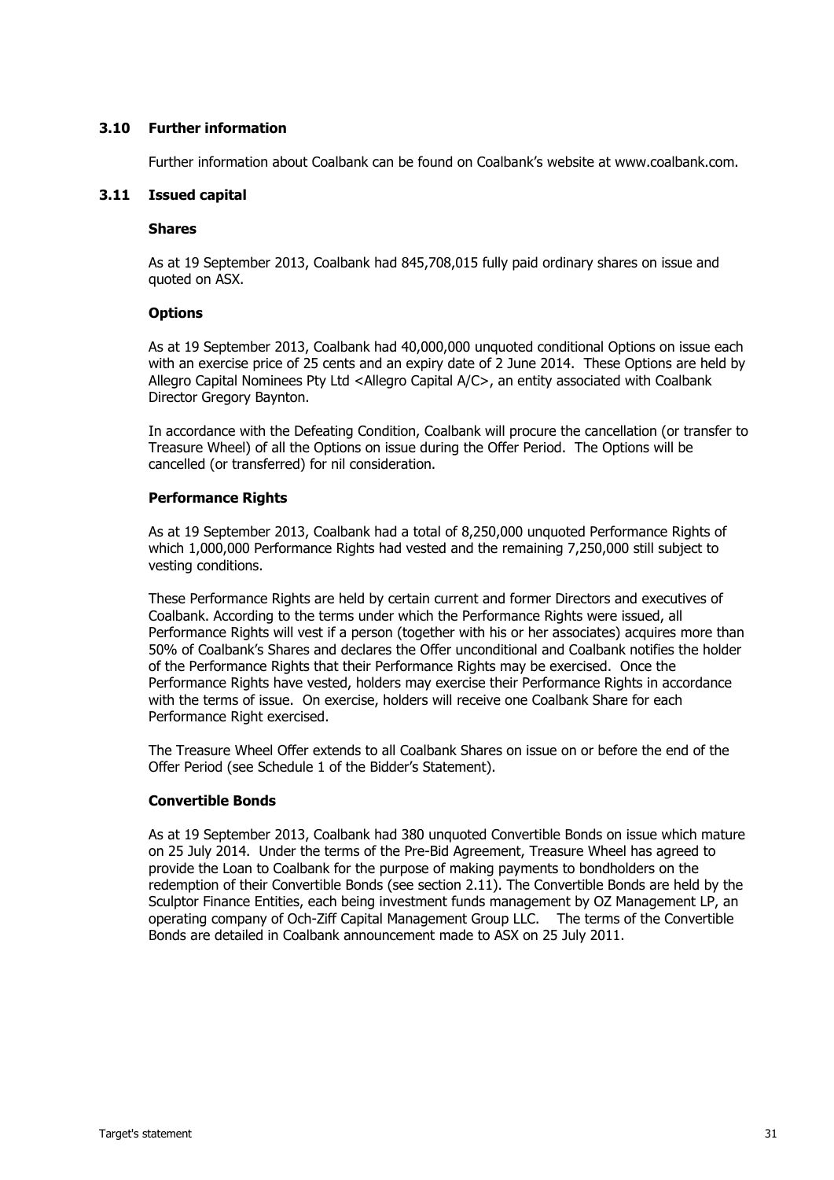### 3.10 Further information

Further information about Coalbank can be found on Coalbank's website at www.coalbank.com.

### 3.11 Issued capital

**Shares**

As at 19 September 2013, Coalbank had 845,708,015 fully paid ordinary shares on issue and quoted on ASX.

**Options**

As at 19 September 2013, Coalbank had 40,000,000 unquoted conditional Options on issue each with an exercise price of 25 cents and an expiry date of 2 June 2014. These Options are held by Allegro Capital Nominees Pty Ltd <Allegro Capital A/C>, an entity associated with Coalbank Director Gregory Baynton.

In accordance with the Defeating Condition, Coalbank will procure the cancellation (or transfer to Treasure Wheel) of all the Options on issue during the Offer Period. The Options will be cancelled (or transferred) for nil consideration.

**Performance Rights**

As at 19 September 2013, Coalbank had a total of 8,250,000 unquoted Performance Rights of which 1,000,000 Performance Rights had vested and the remaining 7,250,000 still subject to vesting conditions.

These Performance Rights are held by certain current and former Directors and executives of Coalbank. According to the terms under which the Performance Rights were issued, all Performance Rights will vest if a person (together with his or her associates) acquires more than 50% of Coalbank's Shares and declares the Offer unconditional and Coalbank notifies the holder of the Performance Rights that their Performance Rights may be exercised. Once the Performance Rights have vested, holders may exercise their Performance Rights in accordance with the terms of issue. On exercise, holders will receive one Coalbank Share for each Performance Right exercised.

The Treasure Wheel Offer extends to all Coalbank Shares on issue on or before the end of the Offer Period (see Schedule 1 of the Bidder's Statement).

**Convertible Bonds**

As at 19 September 2013, Coalbank had 380 unquoted Convertible Bonds on issue which mature on 25 July 2014. Under the terms of the Pre-Bid Agreement, Treasure Wheel has agreed to provide the Loan to Coalbank for the purpose of making payments to bondholders on the redemption of their Convertible Bonds (see section 2.11). The Convertible Bonds are held by the Sculptor Finance Entities, each being investment funds management by OZ Management LP, an operating company of Och-Ziff Capital Management Group LLC. The terms of the Convertible Bonds are detailed in Coalbank announcement made to ASX on 25 July 2011.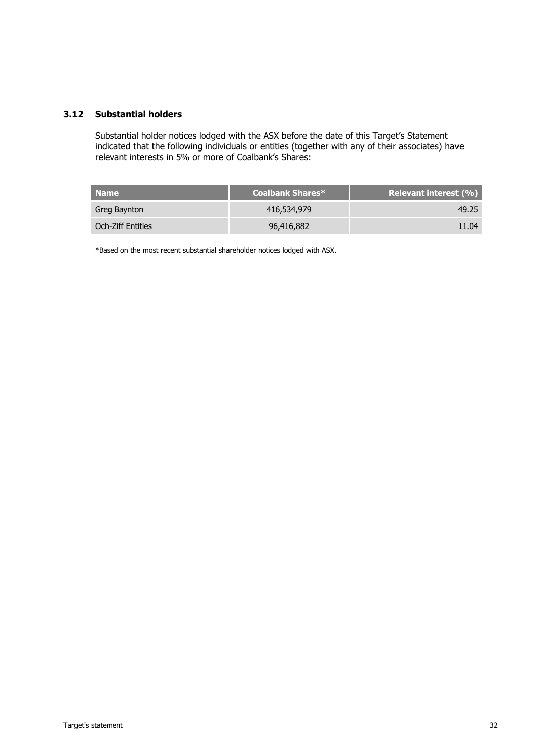### 3.12 Substantial holders

Substantial holder notices lodged with the ASX before the date of this Target's Statement indicated that the following individuals or entities (together with any of their associates) have relevant interests in 5% or more of Coalbank's Shares:

| Name | Coalbank Shares* | Relevant interest (%) |
|---|---|---|
| Greg Baynton | 416,534,979 | 49.25 |
| Och-Ziff Entities | 96,416,882 | 11.04 |

*Based on the most recent substantial shareholder notices lodged with ASX.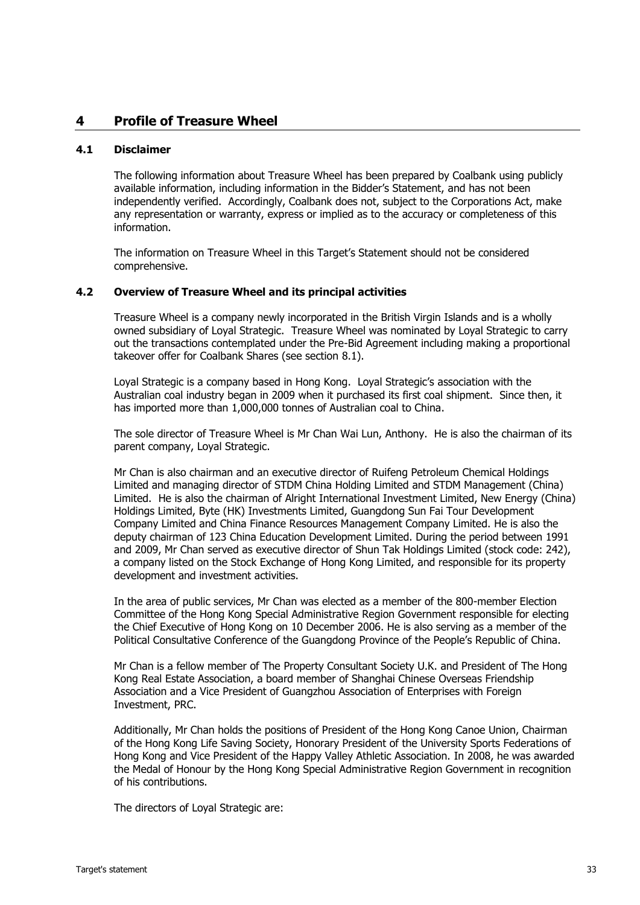# 4 Profile of Treasure Wheel

## 4.1 Disclaimer

The following information about Treasure Wheel has been prepared by Coalbank using publicly available information, including information in the Bidder's Statement, and has not been independently verified. Accordingly, Coalbank does not, subject to the Corporations Act, make any representation or warranty, express or implied as to the accuracy or completeness of this information.

The information on Treasure Wheel in this Target's Statement should not be considered comprehensive.

## 4.2 Overview of Treasure Wheel and its principal activities

Treasure Wheel is a company newly incorporated in the British Virgin Islands and is a wholly owned subsidiary of Loyal Strategic. Treasure Wheel was nominated by Loyal Strategic to carry out the transactions contemplated under the Pre-Bid Agreement including making a proportional takeover offer for Coalbank Shares (see section 8.1).

Loyal Strategic is a company based in Hong Kong. Loyal Strategic's association with the Australian coal industry began in 2009 when it purchased its first coal shipment. Since then, it has imported more than 1,000,000 tonnes of Australian coal to China.

The sole director of Treasure Wheel is Mr Chan Wai Lun, Anthony. He is also the chairman of its parent company, Loyal Strategic.

Mr Chan is also chairman and an executive director of Ruifeng Petroleum Chemical Holdings Limited and managing director of STDM China Holding Limited and STDM Management (China) Limited. He is also the chairman of Alright International Investment Limited, New Energy (China) Holdings Limited, Byte (HK) Investments Limited, Guangdong Sun Fai Tour Development Company Limited and China Finance Resources Management Company Limited. He is also the deputy chairman of 123 China Education Development Limited. During the period between 1991 and 2009, Mr Chan served as executive director of Shun Tak Holdings Limited (stock code: 242), a company listed on the Stock Exchange of Hong Kong Limited, and responsible for its property development and investment activities.

In the area of public services, Mr Chan was elected as a member of the 800-member Election Committee of the Hong Kong Special Administrative Region Government responsible for electing the Chief Executive of Hong Kong on 10 December 2006. He is also serving as a member of the Political Consultative Conference of the Guangdong Province of the People's Republic of China.

Mr Chan is a fellow member of The Property Consultant Society U.K. and President of The Hong Kong Real Estate Association, a board member of Shanghai Chinese Overseas Friendship Association and a Vice President of Guangzhou Association of Enterprises with Foreign Investment, PRC.

Additionally, Mr Chan holds the positions of President of the Hong Kong Canoe Union, Chairman of the Hong Kong Life Saving Society, Honorary President of the University Sports Federations of Hong Kong and Vice President of the Happy Valley Athletic Association. In 2008, he was awarded the Medal of Honour by the Hong Kong Special Administrative Region Government in recognition of his contributions.

The directors of Loyal Strategic are: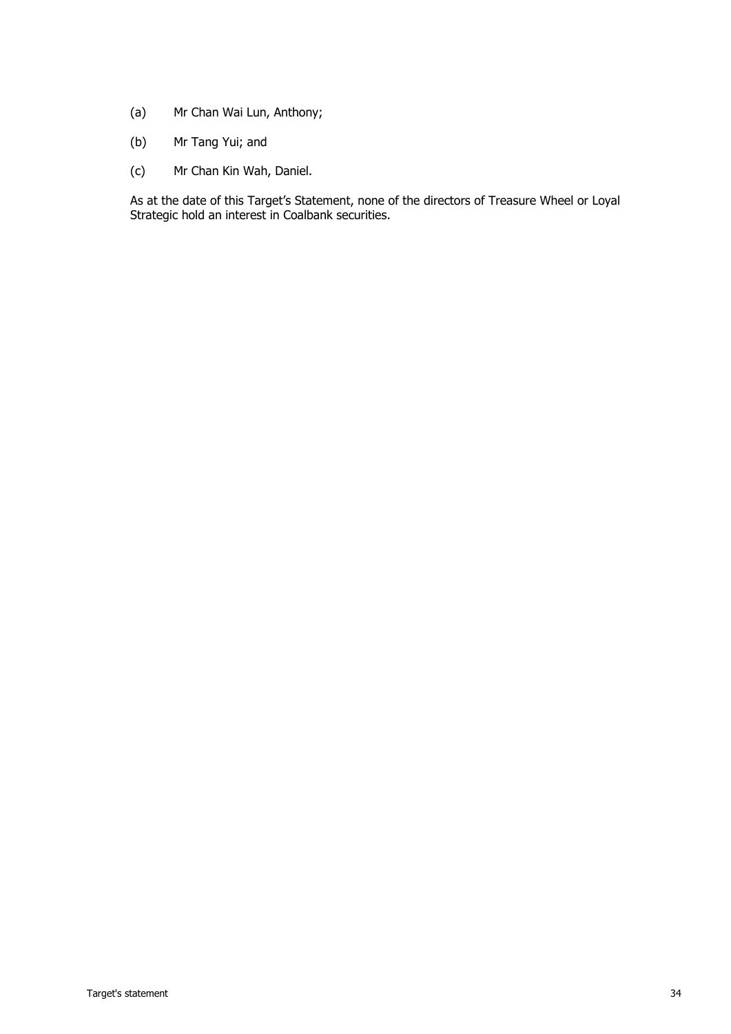(a) Mr Chan Wai Lun, Anthony;

(b) Mr Tang Yui; and

(c) Mr Chan Kin Wah, Daniel.

As at the date of this Target's Statement, none of the directors of Treasure Wheel or Loyal Strategic hold an interest in Coalbank securities.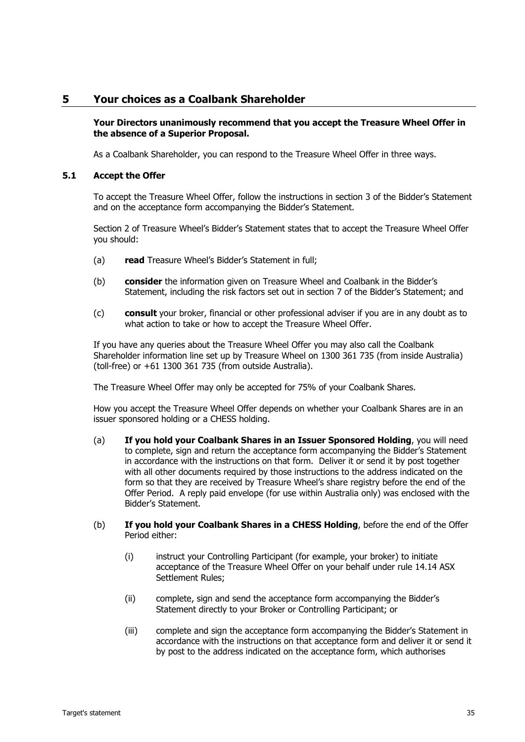# 5 Your choices as a Coalbank Shareholder

**Your Directors unanimously recommend that you accept the Treasure Wheel Offer in the absence of a Superior Proposal.**

As a Coalbank Shareholder, you can respond to the Treasure Wheel Offer in three ways.

## 5.1 Accept the Offer

To accept the Treasure Wheel Offer, follow the instructions in section 3 of the Bidder's Statement and on the acceptance form accompanying the Bidder's Statement.

Section 2 of Treasure Wheel's Bidder's Statement states that to accept the Treasure Wheel Offer you should:

(a) **read** Treasure Wheel's Bidder's Statement in full;

(b) **consider** the information given on Treasure Wheel and Coalbank in the Bidder's Statement, including the risk factors set out in section 7 of the Bidder's Statement; and

(c) **consult** your broker, financial or other professional adviser if you are in any doubt as to what action to take or how to accept the Treasure Wheel Offer.

If you have any queries about the Treasure Wheel Offer you may also call the Coalbank Shareholder information line set up by Treasure Wheel on 1300 361 735 (from inside Australia) (toll-free) or +61 1300 361 735 (from outside Australia).

The Treasure Wheel Offer may only be accepted for 75% of your Coalbank Shares.

How you accept the Treasure Wheel Offer depends on whether your Coalbank Shares are in an issuer sponsored holding or a CHESS holding.

(a) **If you hold your Coalbank Shares in an Issuer Sponsored Holding**, you will need to complete, sign and return the acceptance form accompanying the Bidder's Statement in accordance with the instructions on that form. Deliver it or send it by post together with all other documents required by those instructions to the address indicated on the form so that they are received by Treasure Wheel's share registry before the end of the Offer Period. A reply paid envelope (for use within Australia only) was enclosed with the Bidder's Statement.

(b) **If you hold your Coalbank Shares in a CHESS Holding**, before the end of the Offer Period either:

   (i) instruct your Controlling Participant (for example, your broker) to initiate acceptance of the Treasure Wheel Offer on your behalf under rule 14.14 ASX Settlement Rules;

   (ii) complete, sign and send the acceptance form accompanying the Bidder's Statement directly to your Broker or Controlling Participant; or

   (iii) complete and sign the acceptance form accompanying the Bidder's Statement in accordance with the instructions on that acceptance form and deliver it or send it by post to the address indicated on the acceptance form, which authorises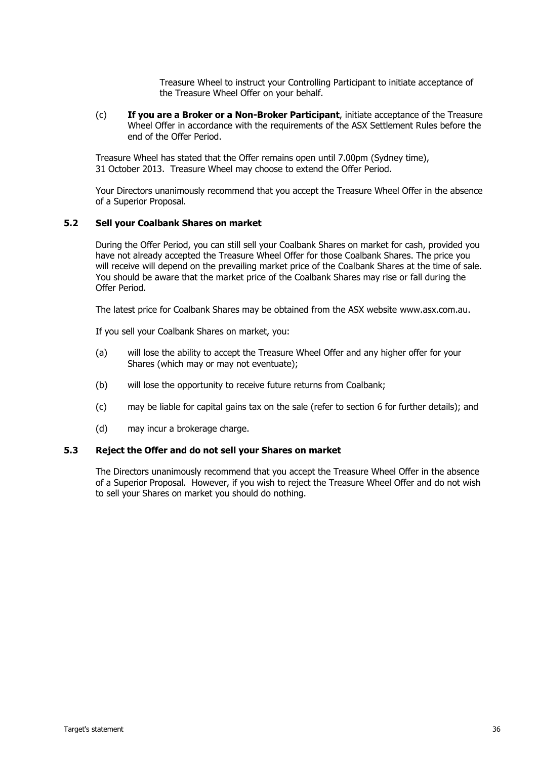Treasure Wheel to instruct your Controlling Participant to initiate acceptance of the Treasure Wheel Offer on your behalf.

(c) **If you are a Broker or a Non-Broker Participant**, initiate acceptance of the Treasure Wheel Offer in accordance with the requirements of the ASX Settlement Rules before the end of the Offer Period.

Treasure Wheel has stated that the Offer remains open until 7.00pm (Sydney time), 31 October 2013. Treasure Wheel may choose to extend the Offer Period.

Your Directors unanimously recommend that you accept the Treasure Wheel Offer in the absence of a Superior Proposal.

### 5.2 Sell your Coalbank Shares on market

During the Offer Period, you can still sell your Coalbank Shares on market for cash, provided you have not already accepted the Treasure Wheel Offer for those Coalbank Shares. The price you will receive will depend on the prevailing market price of the Coalbank Shares at the time of sale. You should be aware that the market price of the Coalbank Shares may rise or fall during the Offer Period.

The latest price for Coalbank Shares may be obtained from the ASX website www.asx.com.au.

If you sell your Coalbank Shares on market, you:

(a) will lose the ability to accept the Treasure Wheel Offer and any higher offer for your Shares (which may or may not eventuate);

(b) will lose the opportunity to receive future returns from Coalbank;

(c) may be liable for capital gains tax on the sale (refer to section 6 for further details); and

(d) may incur a brokerage charge.

### 5.3 Reject the Offer and do not sell your Shares on market

The Directors unanimously recommend that you accept the Treasure Wheel Offer in the absence of a Superior Proposal. However, if you wish to reject the Treasure Wheel Offer and do not wish to sell your Shares on market you should do nothing.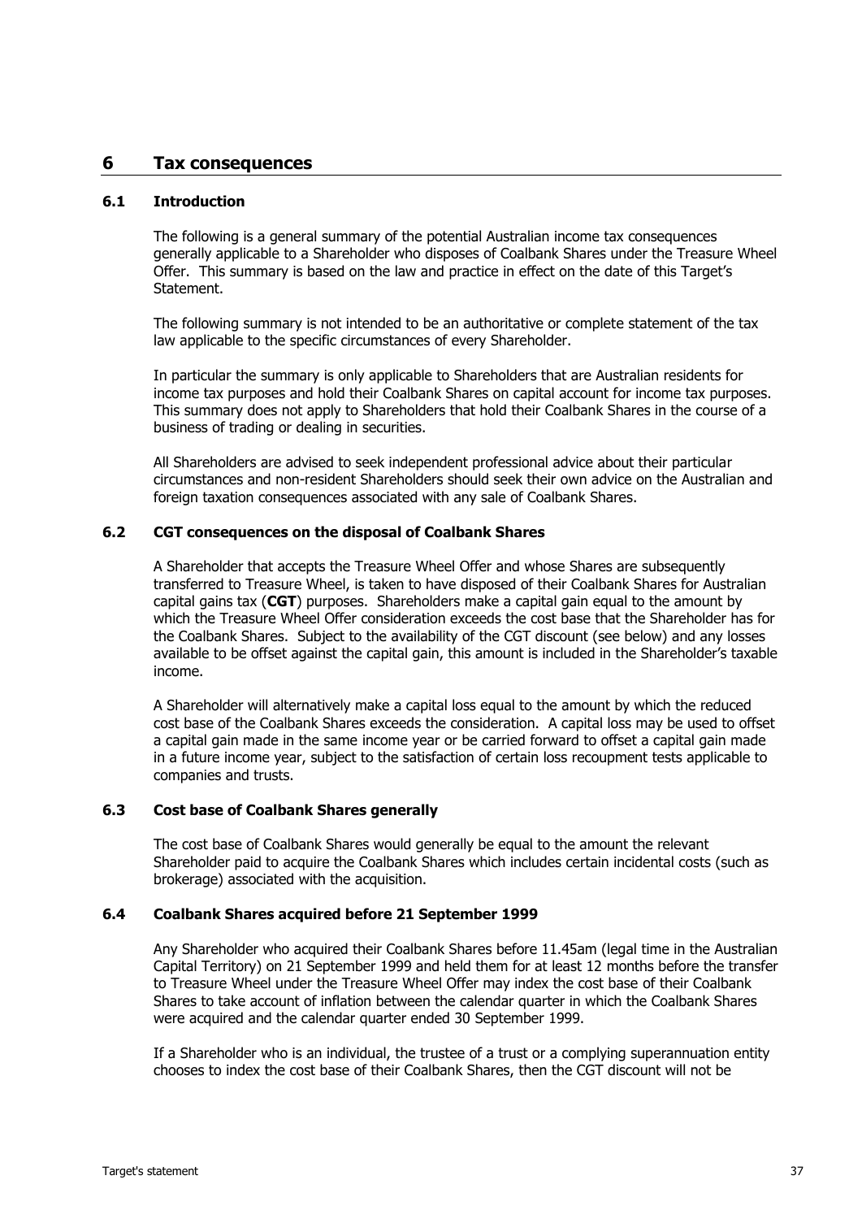# 6 Tax consequences

## 6.1 Introduction

The following is a general summary of the potential Australian income tax consequences generally applicable to a Shareholder who disposes of Coalbank Shares under the Treasure Wheel Offer. This summary is based on the law and practice in effect on the date of this Target's Statement.

The following summary is not intended to be an authoritative or complete statement of the tax law applicable to the specific circumstances of every Shareholder.

In particular the summary is only applicable to Shareholders that are Australian residents for income tax purposes and hold their Coalbank Shares on capital account for income tax purposes. This summary does not apply to Shareholders that hold their Coalbank Shares in the course of a business of trading or dealing in securities.

All Shareholders are advised to seek independent professional advice about their particular circumstances and non-resident Shareholders should seek their own advice on the Australian and foreign taxation consequences associated with any sale of Coalbank Shares.

## 6.2 CGT consequences on the disposal of Coalbank Shares

A Shareholder that accepts the Treasure Wheel Offer and whose Shares are subsequently transferred to Treasure Wheel, is taken to have disposed of their Coalbank Shares for Australian capital gains tax (**CGT**) purposes. Shareholders make a capital gain equal to the amount by which the Treasure Wheel Offer consideration exceeds the cost base that the Shareholder has for the Coalbank Shares. Subject to the availability of the CGT discount (see below) and any losses available to be offset against the capital gain, this amount is included in the Shareholder's taxable income.

A Shareholder will alternatively make a capital loss equal to the amount by which the reduced cost base of the Coalbank Shares exceeds the consideration. A capital loss may be used to offset a capital gain made in the same income year or be carried forward to offset a capital gain made in a future income year, subject to the satisfaction of certain loss recoupment tests applicable to companies and trusts.

## 6.3 Cost base of Coalbank Shares generally

The cost base of Coalbank Shares would generally be equal to the amount the relevant Shareholder paid to acquire the Coalbank Shares which includes certain incidental costs (such as brokerage) associated with the acquisition.

## 6.4 Coalbank Shares acquired before 21 September 1999

Any Shareholder who acquired their Coalbank Shares before 11.45am (legal time in the Australian Capital Territory) on 21 September 1999 and held them for at least 12 months before the transfer to Treasure Wheel under the Treasure Wheel Offer may index the cost base of their Coalbank Shares to take account of inflation between the calendar quarter in which the Coalbank Shares were acquired and the calendar quarter ended 30 September 1999.

If a Shareholder who is an individual, the trustee of a trust or a complying superannuation entity chooses to index the cost base of their Coalbank Shares, then the CGT discount will not be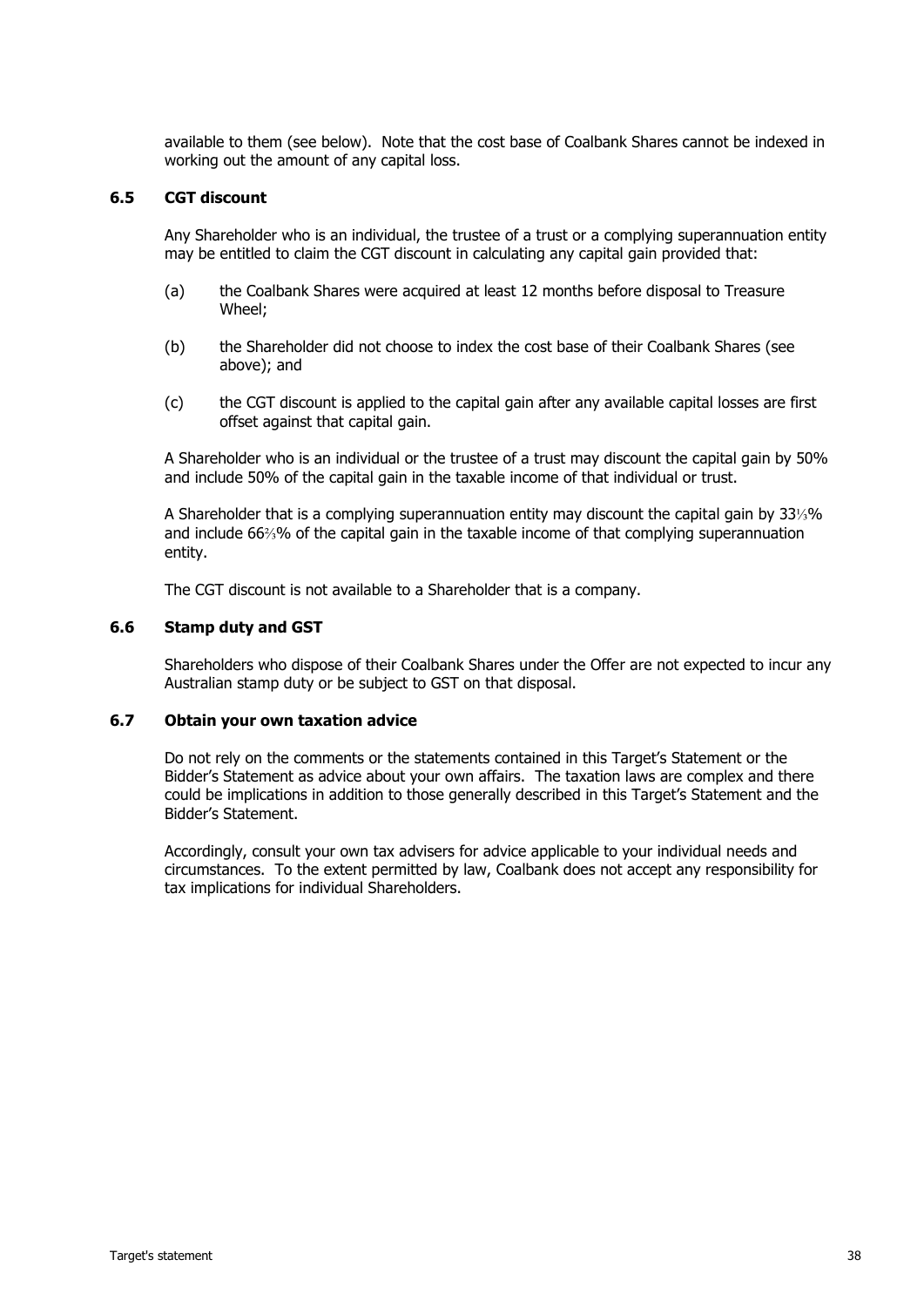available to them (see below). Note that the cost base of Coalbank Shares cannot be indexed in working out the amount of any capital loss.

### 6.5 CGT discount

Any Shareholder who is an individual, the trustee of a trust or a complying superannuation entity may be entitled to claim the CGT discount in calculating any capital gain provided that:

(a) the Coalbank Shares were acquired at least 12 months before disposal to Treasure Wheel;

(b) the Shareholder did not choose to index the cost base of their Coalbank Shares (see above); and

(c) the CGT discount is applied to the capital gain after any available capital losses are first offset against that capital gain.

A Shareholder who is an individual or the trustee of a trust may discount the capital gain by 50% and include 50% of the capital gain in the taxable income of that individual or trust.

A Shareholder that is a complying superannuation entity may discount the capital gain by 33⅓% and include 66⅔% of the capital gain in the taxable income of that complying superannuation entity.

The CGT discount is not available to a Shareholder that is a company.

### 6.6 Stamp duty and GST

Shareholders who dispose of their Coalbank Shares under the Offer are not expected to incur any Australian stamp duty or be subject to GST on that disposal.

### 6.7 Obtain your own taxation advice

Do not rely on the comments or the statements contained in this Target's Statement or the Bidder's Statement as advice about your own affairs. The taxation laws are complex and there could be implications in addition to those generally described in this Target's Statement and the Bidder's Statement.

Accordingly, consult your own tax advisers for advice applicable to your individual needs and circumstances. To the extent permitted by law, Coalbank does not accept any responsibility for tax implications for individual Shareholders.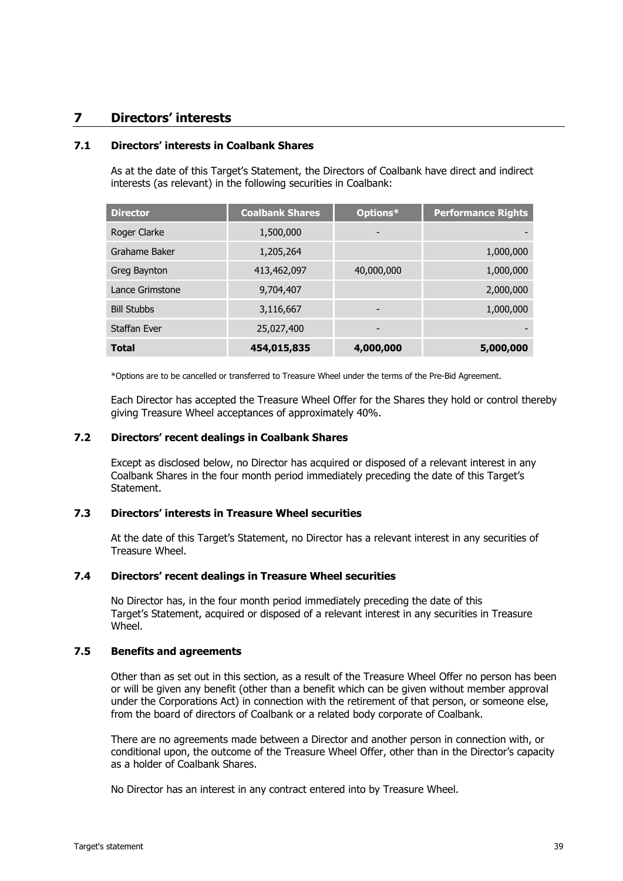# 7 Directors' interests

## 7.1 Directors' interests in Coalbank Shares

As at the date of this Target's Statement, the Directors of Coalbank have direct and indirect interests (as relevant) in the following securities in Coalbank:

| Director | Coalbank Shares | Options* | Performance Rights |
|---|---|---|---|
| Roger Clarke | 1,500,000 | - | - |
| Grahame Baker | 1,205,264 | | 1,000,000 |
| Greg Baynton | 413,462,097 | 40,000,000 | 1,000,000 |
| Lance Grimstone | 9,704,407 | | 2,000,000 |
| Bill Stubbs | 3,116,667 | - | 1,000,000 |
| Staffan Ever | 25,027,400 | - | - |
| **Total** | **454,015,835** | **4,000,000** | **5,000,000** |

*Options are to be cancelled or transferred to Treasure Wheel under the terms of the Pre-Bid Agreement.

Each Director has accepted the Treasure Wheel Offer for the Shares they hold or control thereby giving Treasure Wheel acceptances of approximately 40%.

## 7.2 Directors' recent dealings in Coalbank Shares

Except as disclosed below, no Director has acquired or disposed of a relevant interest in any Coalbank Shares in the four month period immediately preceding the date of this Target's Statement.

## 7.3 Directors' interests in Treasure Wheel securities

At the date of this Target's Statement, no Director has a relevant interest in any securities of Treasure Wheel.

## 7.4 Directors' recent dealings in Treasure Wheel securities

No Director has, in the four month period immediately preceding the date of this Target's Statement, acquired or disposed of a relevant interest in any securities in Treasure Wheel.

## 7.5 Benefits and agreements

Other than as set out in this section, as a result of the Treasure Wheel Offer no person has been or will be given any benefit (other than a benefit which can be given without member approval under the Corporations Act) in connection with the retirement of that person, or someone else, from the board of directors of Coalbank or a related body corporate of Coalbank.

There are no agreements made between a Director and another person in connection with, or conditional upon, the outcome of the Treasure Wheel Offer, other than in the Director's capacity as a holder of Coalbank Shares.

No Director has an interest in any contract entered into by Treasure Wheel.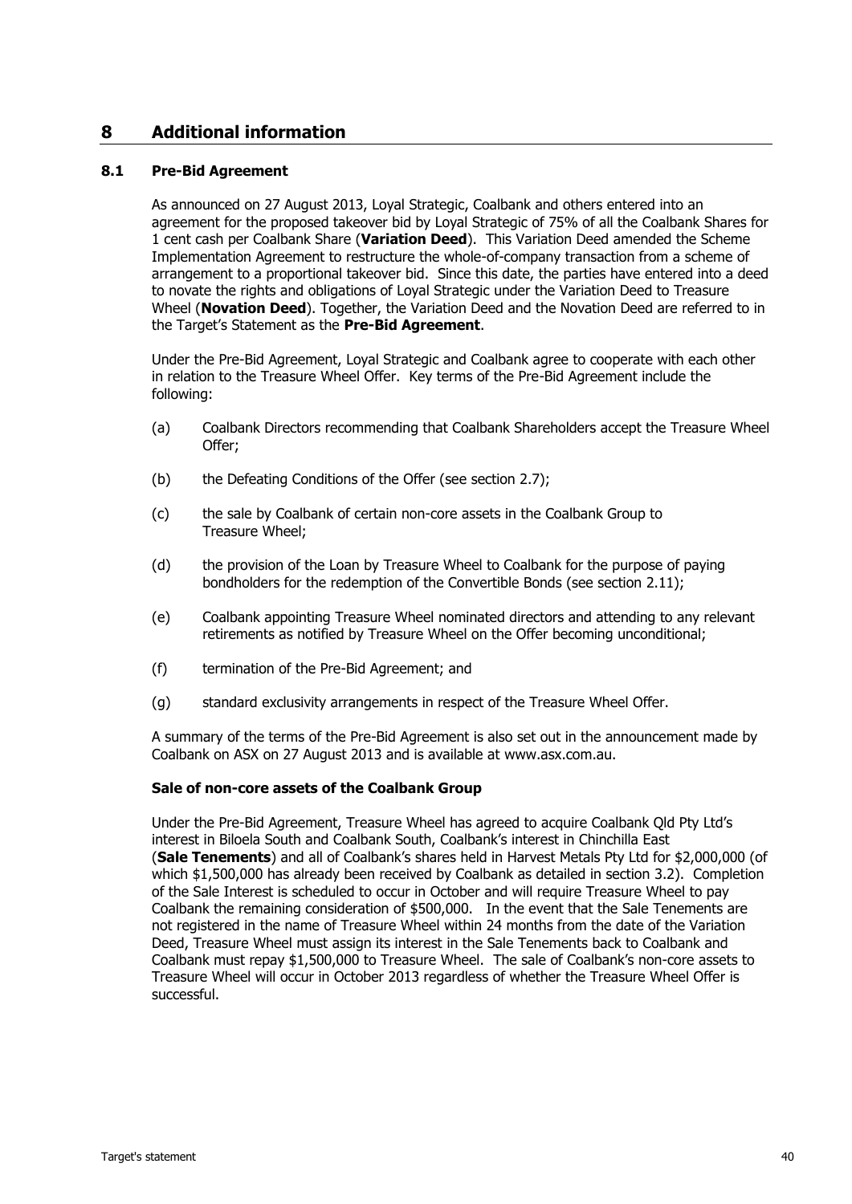# 8 Additional information

## 8.1 Pre-Bid Agreement

As announced on 27 August 2013, Loyal Strategic, Coalbank and others entered into an agreement for the proposed takeover bid by Loyal Strategic of 75% of all the Coalbank Shares for 1 cent cash per Coalbank Share (**Variation Deed**). This Variation Deed amended the Scheme Implementation Agreement to restructure the whole-of-company transaction from a scheme of arrangement to a proportional takeover bid. Since this date, the parties have entered into a deed to novate the rights and obligations of Loyal Strategic under the Variation Deed to Treasure Wheel (**Novation Deed**). Together, the Variation Deed and the Novation Deed are referred to in the Target's Statement as the **Pre-Bid Agreement**.

Under the Pre-Bid Agreement, Loyal Strategic and Coalbank agree to cooperate with each other in relation to the Treasure Wheel Offer. Key terms of the Pre-Bid Agreement include the following:

(a) Coalbank Directors recommending that Coalbank Shareholders accept the Treasure Wheel Offer;

(b) the Defeating Conditions of the Offer (see section 2.7);

(c) the sale by Coalbank of certain non-core assets in the Coalbank Group to Treasure Wheel;

(d) the provision of the Loan by Treasure Wheel to Coalbank for the purpose of paying bondholders for the redemption of the Convertible Bonds (see section 2.11);

(e) Coalbank appointing Treasure Wheel nominated directors and attending to any relevant retirements as notified by Treasure Wheel on the Offer becoming unconditional;

(f) termination of the Pre-Bid Agreement; and

(g) standard exclusivity arrangements in respect of the Treasure Wheel Offer.

A summary of the terms of the Pre-Bid Agreement is also set out in the announcement made by Coalbank on ASX on 27 August 2013 and is available at www.asx.com.au.

**Sale of non-core assets of the Coalbank Group**

Under the Pre-Bid Agreement, Treasure Wheel has agreed to acquire Coalbank Qld Pty Ltd's interest in Biloela South and Coalbank South, Coalbank's interest in Chinchilla East (**Sale Tenements**) and all of Coalbank's shares held in Harvest Metals Pty Ltd for $2,000,000 (of which $1,500,000 has already been received by Coalbank as detailed in section 3.2). Completion of the Sale Interest is scheduled to occur in October and will require Treasure Wheel to pay Coalbank the remaining consideration of $500,000. In the event that the Sale Tenements are not registered in the name of Treasure Wheel within 24 months from the date of the Variation Deed, Treasure Wheel must assign its interest in the Sale Tenements back to Coalbank and Coalbank must repay $1,500,000 to Treasure Wheel. The sale of Coalbank's non-core assets to Treasure Wheel will occur in October 2013 regardless of whether the Treasure Wheel Offer is successful.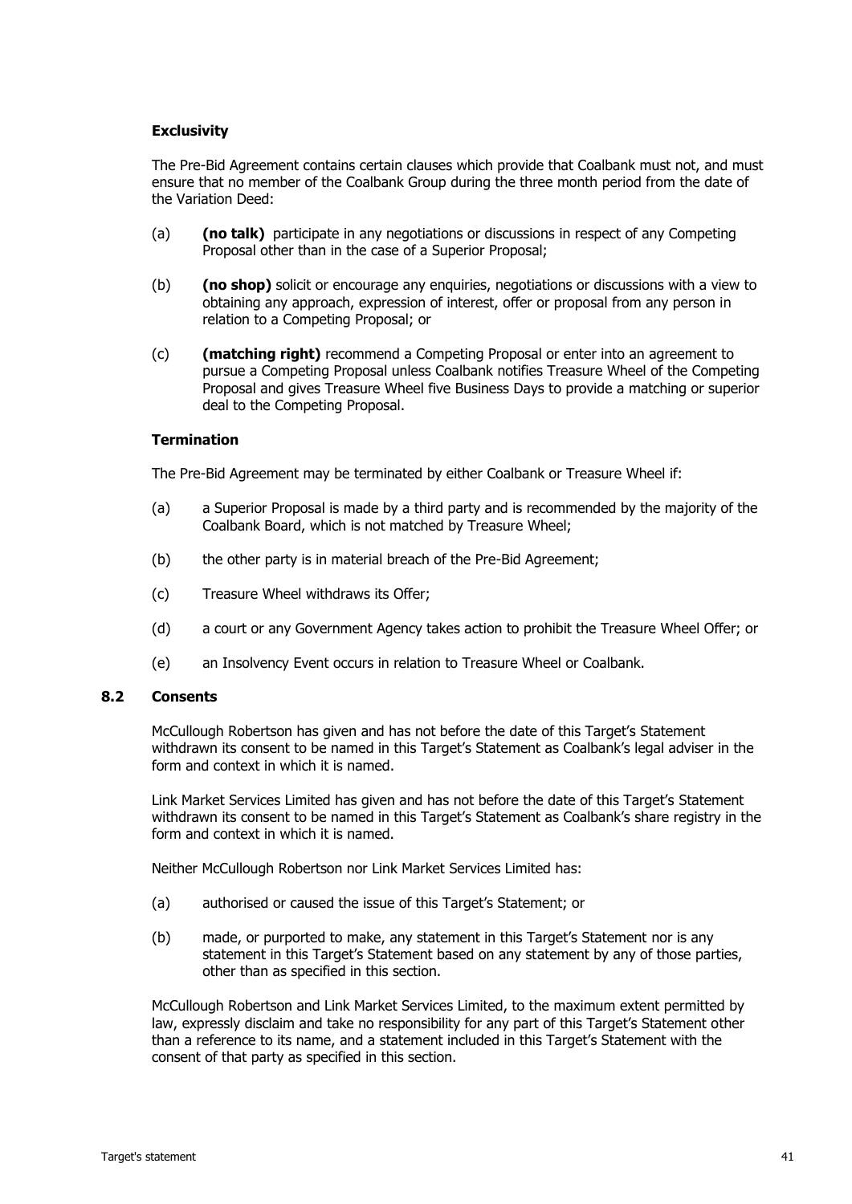**Exclusivity**

The Pre-Bid Agreement contains certain clauses which provide that Coalbank must not, and must ensure that no member of the Coalbank Group during the three month period from the date of the Variation Deed:

(a) **(no talk)** participate in any negotiations or discussions in respect of any Competing Proposal other than in the case of a Superior Proposal;

(b) **(no shop)** solicit or encourage any enquiries, negotiations or discussions with a view to obtaining any approach, expression of interest, offer or proposal from any person in relation to a Competing Proposal; or

(c) **(matching right)** recommend a Competing Proposal or enter into an agreement to pursue a Competing Proposal unless Coalbank notifies Treasure Wheel of the Competing Proposal and gives Treasure Wheel five Business Days to provide a matching or superior deal to the Competing Proposal.

**Termination**

The Pre-Bid Agreement may be terminated by either Coalbank or Treasure Wheel if:

(a) a Superior Proposal is made by a third party and is recommended by the majority of the Coalbank Board, which is not matched by Treasure Wheel;

(b) the other party is in material breach of the Pre-Bid Agreement;

(c) Treasure Wheel withdraws its Offer;

(d) a court or any Government Agency takes action to prohibit the Treasure Wheel Offer; or

(e) an Insolvency Event occurs in relation to Treasure Wheel or Coalbank.

## 8.2 Consents

McCullough Robertson has given and has not before the date of this Target's Statement withdrawn its consent to be named in this Target's Statement as Coalbank's legal adviser in the form and context in which it is named.

Link Market Services Limited has given and has not before the date of this Target's Statement withdrawn its consent to be named in this Target's Statement as Coalbank's share registry in the form and context in which it is named.

Neither McCullough Robertson nor Link Market Services Limited has:

(a) authorised or caused the issue of this Target's Statement; or

(b) made, or purported to make, any statement in this Target's Statement nor is any statement in this Target's Statement based on any statement by any of those parties, other than as specified in this section.

McCullough Robertson and Link Market Services Limited, to the maximum extent permitted by law, expressly disclaim and take no responsibility for any part of this Target's Statement other than a reference to its name, and a statement included in this Target's Statement with the consent of that party as specified in this section.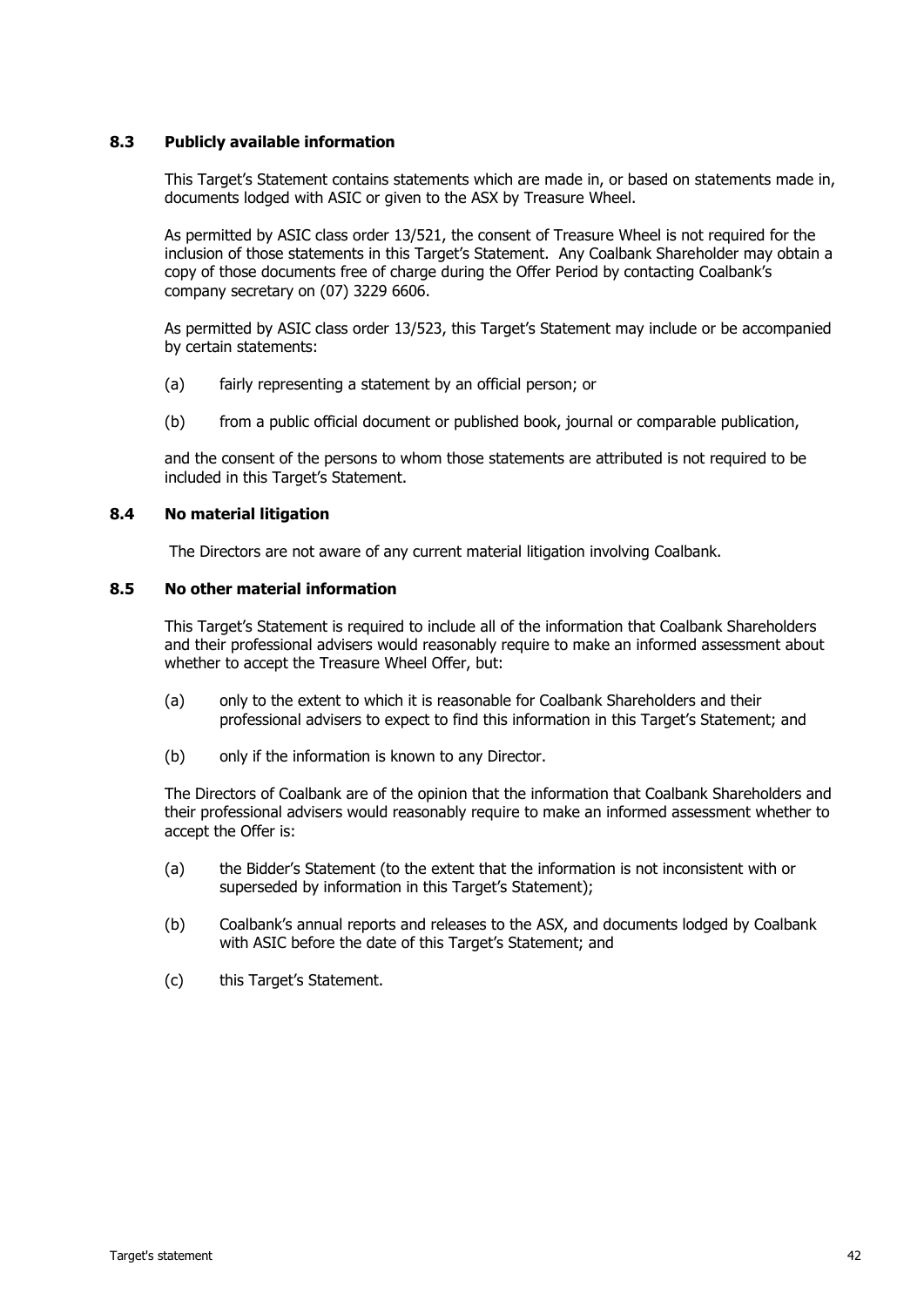### 8.3 Publicly available information

This Target's Statement contains statements which are made in, or based on statements made in, documents lodged with ASIC or given to the ASX by Treasure Wheel.

As permitted by ASIC class order 13/521, the consent of Treasure Wheel is not required for the inclusion of those statements in this Target's Statement. Any Coalbank Shareholder may obtain a copy of those documents free of charge during the Offer Period by contacting Coalbank's company secretary on (07) 3229 6606.

As permitted by ASIC class order 13/523, this Target's Statement may include or be accompanied by certain statements:

(a) fairly representing a statement by an official person; or

(b) from a public official document or published book, journal or comparable publication,

and the consent of the persons to whom those statements are attributed is not required to be included in this Target's Statement.

### 8.4 No material litigation

The Directors are not aware of any current material litigation involving Coalbank.

### 8.5 No other material information

This Target's Statement is required to include all of the information that Coalbank Shareholders and their professional advisers would reasonably require to make an informed assessment about whether to accept the Treasure Wheel Offer, but:

(a) only to the extent to which it is reasonable for Coalbank Shareholders and their professional advisers to expect to find this information in this Target's Statement; and

(b) only if the information is known to any Director.

The Directors of Coalbank are of the opinion that the information that Coalbank Shareholders and their professional advisers would reasonably require to make an informed assessment whether to accept the Offer is:

(a) the Bidder's Statement (to the extent that the information is not inconsistent with or superseded by information in this Target's Statement);

(b) Coalbank's annual reports and releases to the ASX, and documents lodged by Coalbank with ASIC before the date of this Target's Statement; and

(c) this Target's Statement.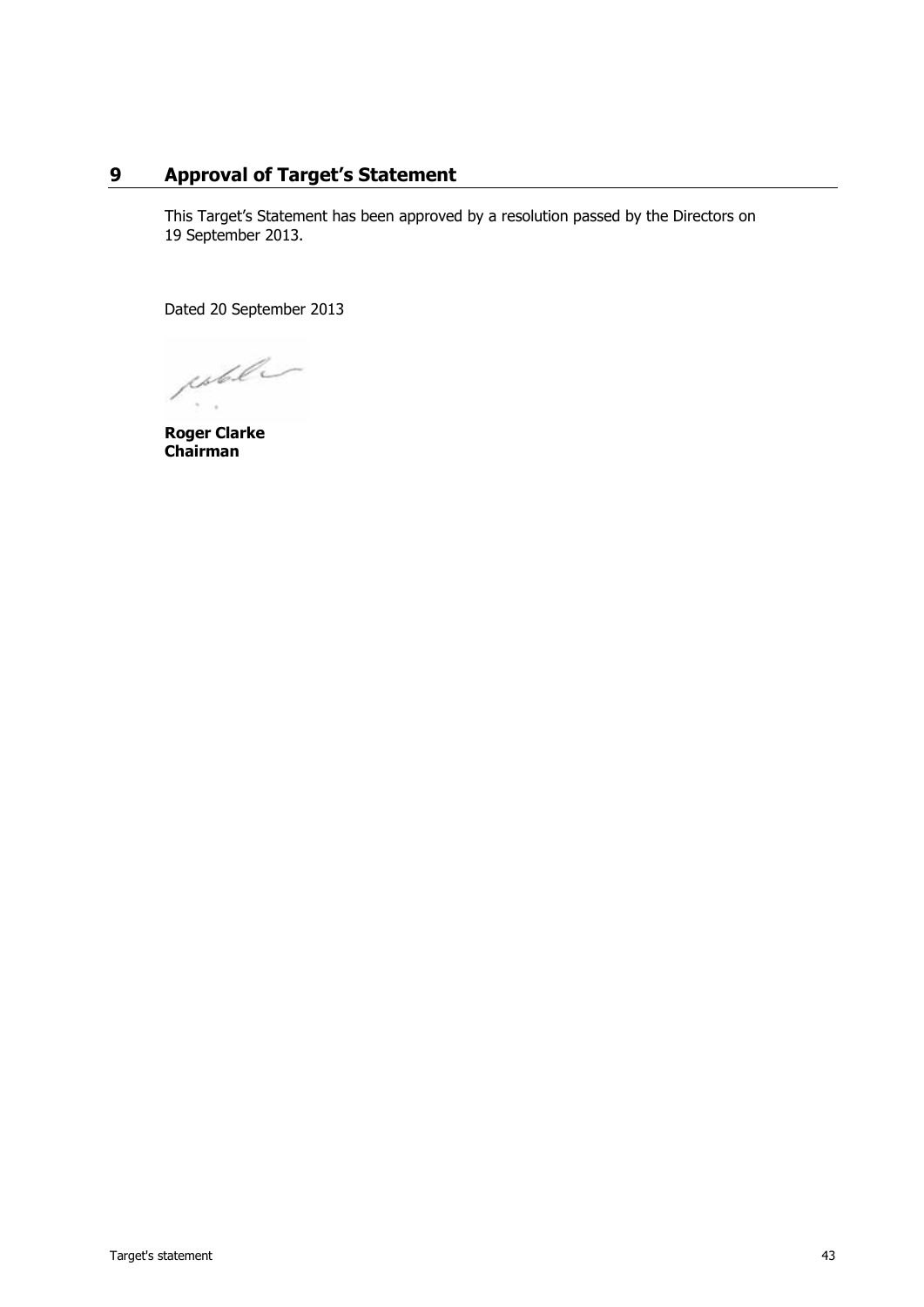# 9 Approval of Target's Statement

This Target's Statement has been approved by a resolution passed by the Directors on 19 September 2013.

Dated 20 September 2013

**Roger Clarke**
**Chairman**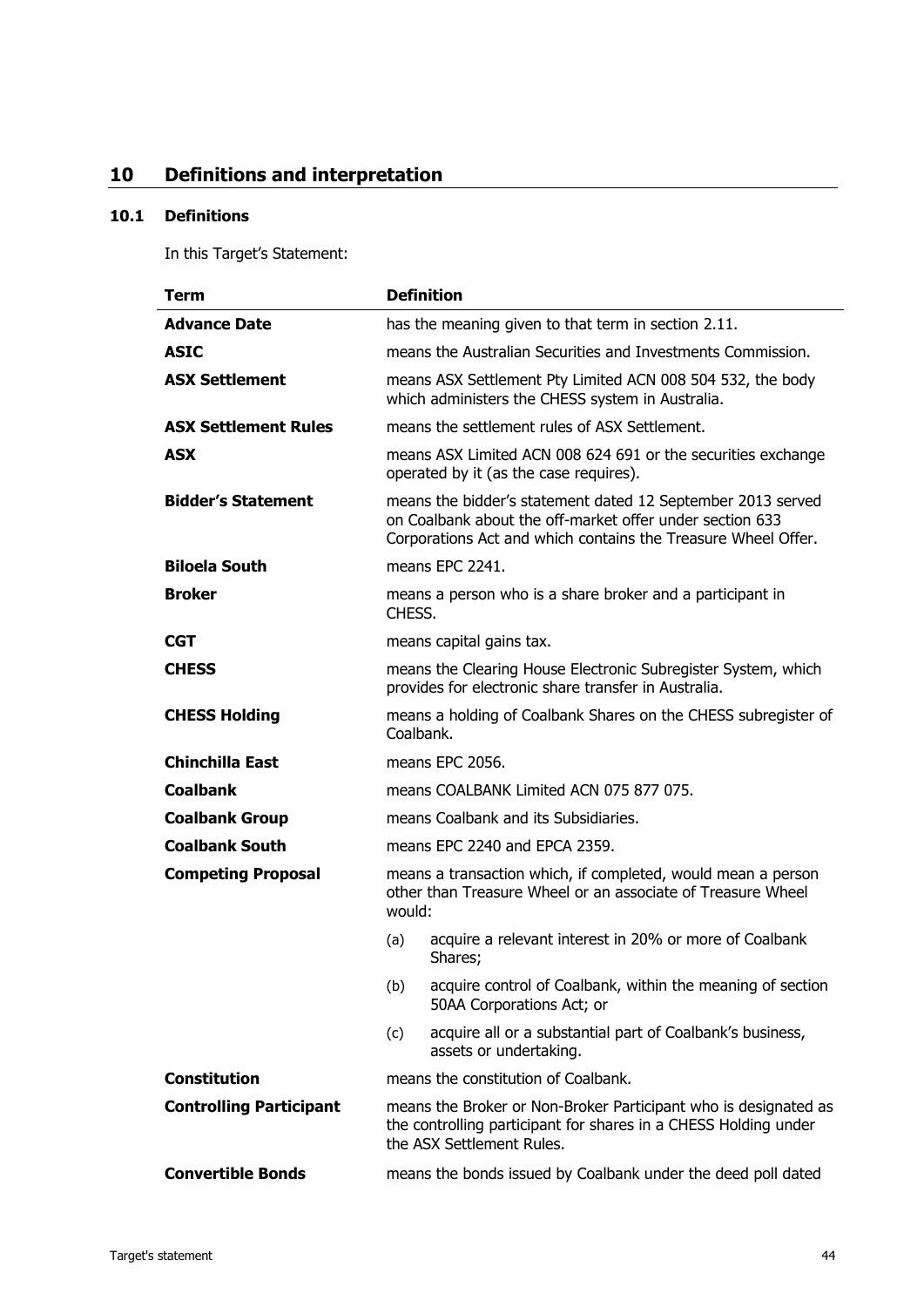## 10 Definitions and interpretation

### 10.1 Definitions

In this Target's Statement:

| Term | Definition |
|---|---|
| **Advance Date** | has the meaning given to that term in section 2.11. |
| **ASIC** | means the Australian Securities and Investments Commission. |
| **ASX Settlement** | means ASX Settlement Pty Limited ACN 008 504 532, the body which administers the CHESS system in Australia. |
| **ASX Settlement Rules** | means the settlement rules of ASX Settlement. |
| **ASX** | means ASX Limited ACN 008 624 691 or the securities exchange operated by it (as the case requires). |
| **Bidder's Statement** | means the bidder's statement dated 12 September 2013 served on Coalbank about the off-market offer under section 633 Corporations Act and which contains the Treasure Wheel Offer. |
| **Biloela South** | means EPC 2241. |
| **Broker** | means a person who is a share broker and a participant in CHESS. |
| **CGT** | means capital gains tax. |
| **CHESS** | means the Clearing House Electronic Subregister System, which provides for electronic share transfer in Australia. |
| **CHESS Holding** | means a holding of Coalbank Shares on the CHESS subregister of Coalbank. |
| **Chinchilla East** | means EPC 2056. |
| **Coalbank** | means COALBANK Limited ACN 075 877 075. |
| **Coalbank Group** | means Coalbank and its Subsidiaries. |
| **Coalbank South** | means EPC 2240 and EPCA 2359. |
| **Competing Proposal** | means a transaction which, if completed, would mean a person other than Treasure Wheel or an associate of Treasure Wheel would: (a) acquire a relevant interest in 20% or more of Coalbank Shares; (b) acquire control of Coalbank, within the meaning of section 50AA Corporations Act; or (c) acquire all or a substantial part of Coalbank's business, assets or undertaking. |
| **Constitution** | means the constitution of Coalbank. |
| **Controlling Participant** | means the Broker or Non-Broker Participant who is designated as the controlling participant for shares in a CHESS Holding under the ASX Settlement Rules. |
| **Convertible Bonds** | means the bonds issued by Coalbank under the deed poll dated |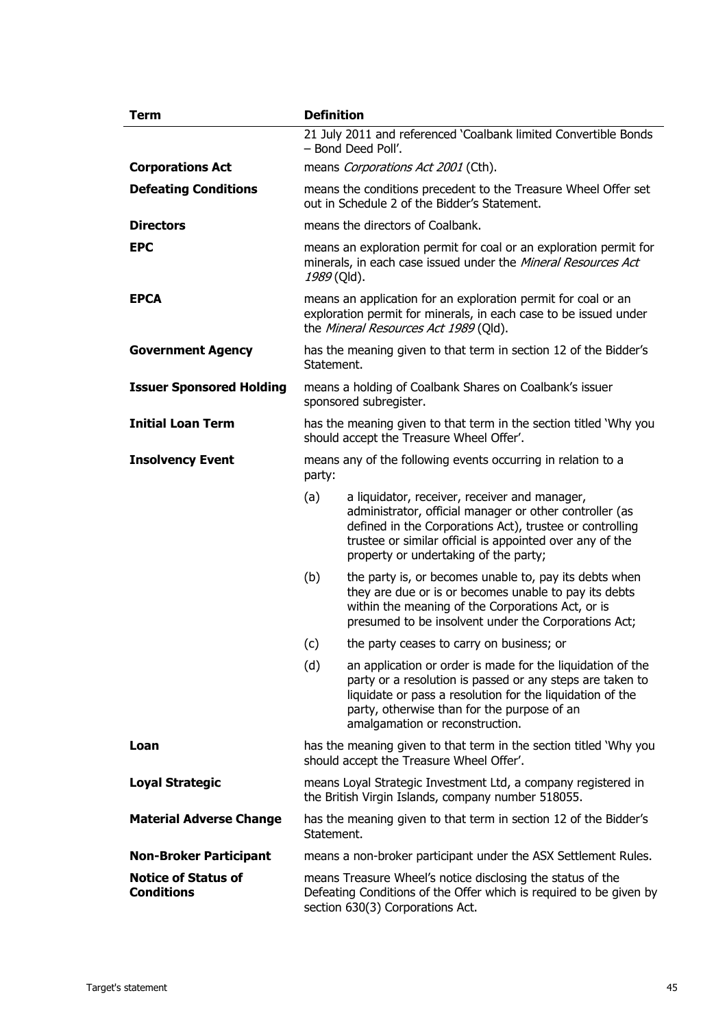| Term | Definition |
| --- | --- |
| | 21 July 2011 and referenced 'Coalbank limited Convertible Bonds – Bond Deed Poll'. |
| **Corporations Act** | means *Corporations Act 2001* (Cth). |
| **Defeating Conditions** | means the conditions precedent to the Treasure Wheel Offer set out in Schedule 2 of the Bidder's Statement. |
| **Directors** | means the directors of Coalbank. |
| **EPC** | means an exploration permit for coal or an exploration permit for minerals, in each case issued under the *Mineral Resources Act 1989* (Qld). |
| **EPCA** | means an application for an exploration permit for coal or an exploration permit for minerals, in each case to be issued under the *Mineral Resources Act 1989* (Qld). |
| **Government Agency** | has the meaning given to that term in section 12 of the Bidder's Statement. |
| **Issuer Sponsored Holding** | means a holding of Coalbank Shares on Coalbank's issuer sponsored subregister. |
| **Initial Loan Term** | has the meaning given to that term in the section titled 'Why you should accept the Treasure Wheel Offer'. |
| **Insolvency Event** | means any of the following events occurring in relation to a party:<br>(a) a liquidator, receiver, receiver and manager, administrator, official manager or other controller (as defined in the Corporations Act), trustee or controlling trustee or similar official is appointed over any of the property or undertaking of the party;<br>(b) the party is, or becomes unable to, pay its debts when they are due or is or becomes unable to pay its debts within the meaning of the Corporations Act, or is presumed to be insolvent under the Corporations Act;<br>(c) the party ceases to carry on business; or<br>(d) an application or order is made for the liquidation of the party or a resolution is passed or any steps are taken to liquidate or pass a resolution for the liquidation of the party, otherwise than for the purpose of an amalgamation or reconstruction. |
| **Loan** | has the meaning given to that term in the section titled 'Why you should accept the Treasure Wheel Offer'. |
| **Loyal Strategic** | means Loyal Strategic Investment Ltd, a company registered in the British Virgin Islands, company number 518055. |
| **Material Adverse Change** | has the meaning given to that term in section 12 of the Bidder's Statement. |
| **Non-Broker Participant** | means a non-broker participant under the ASX Settlement Rules. |
| **Notice of Status of Conditions** | means Treasure Wheel's notice disclosing the status of the Defeating Conditions of the Offer which is required to be given by section 630(3) Corporations Act. |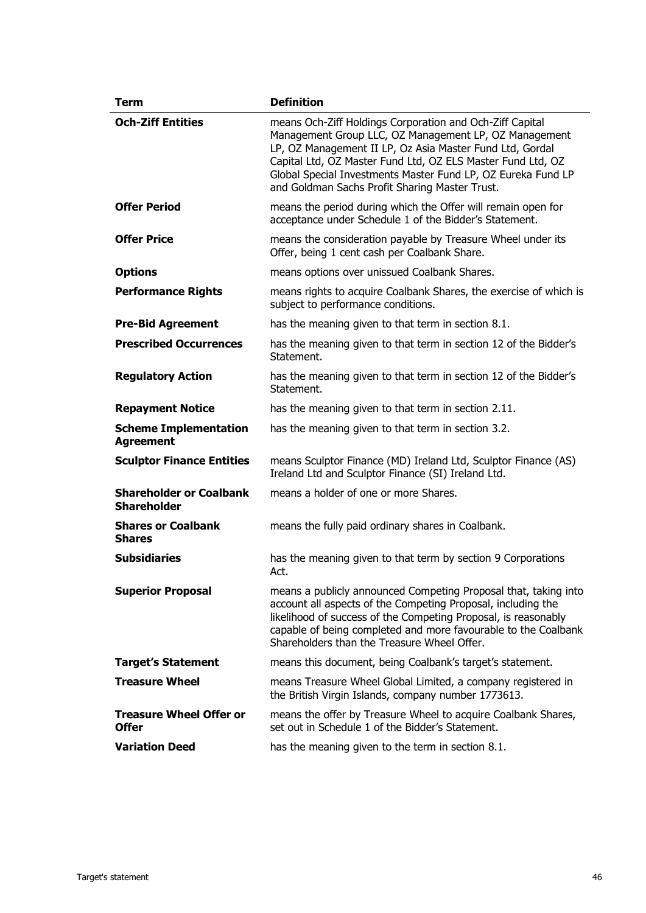| Term | Definition |
| --- | --- |
| **Och-Ziff Entities** | means Och-Ziff Holdings Corporation and Och-Ziff Capital Management Group LLC, OZ Management LP, OZ Management LP, OZ Management II LP, Oz Asia Master Fund Ltd, Gordal Capital Ltd, OZ Master Fund Ltd, OZ ELS Master Fund Ltd, OZ Global Special Investments Master Fund LP, OZ Eureka Fund LP and Goldman Sachs Profit Sharing Master Trust. |
| **Offer Period** | means the period during which the Offer will remain open for acceptance under Schedule 1 of the Bidder's Statement. |
| **Offer Price** | means the consideration payable by Treasure Wheel under its Offer, being 1 cent cash per Coalbank Share. |
| **Options** | means options over unissued Coalbank Shares. |
| **Performance Rights** | means rights to acquire Coalbank Shares, the exercise of which is subject to performance conditions. |
| **Pre-Bid Agreement** | has the meaning given to that term in section 8.1. |
| **Prescribed Occurrences** | has the meaning given to that term in section 12 of the Bidder's Statement. |
| **Regulatory Action** | has the meaning given to that term in section 12 of the Bidder's Statement. |
| **Repayment Notice** | has the meaning given to that term in section 2.11. |
| **Scheme Implementation Agreement** | has the meaning given to that term in section 3.2. |
| **Sculptor Finance Entities** | means Sculptor Finance (MD) Ireland Ltd, Sculptor Finance (AS) Ireland Ltd and Sculptor Finance (SI) Ireland Ltd. |
| **Shareholder or Coalbank Shareholder** | means a holder of one or more Shares. |
| **Shares or Coalbank Shares** | means the fully paid ordinary shares in Coalbank. |
| **Subsidiaries** | has the meaning given to that term by section 9 Corporations Act. |
| **Superior Proposal** | means a publicly announced Competing Proposal that, taking into account all aspects of the Competing Proposal, including the likelihood of success of the Competing Proposal, is reasonably capable of being completed and more favourable to the Coalbank Shareholders than the Treasure Wheel Offer. |
| **Target's Statement** | means this document, being Coalbank's target's statement. |
| **Treasure Wheel** | means Treasure Wheel Global Limited, a company registered in the British Virgin Islands, company number 1773613. |
| **Treasure Wheel Offer or Offer** | means the offer by Treasure Wheel to acquire Coalbank Shares, set out in Schedule 1 of the Bidder's Statement. |
| **Variation Deed** | has the meaning given to the term in section 8.1. |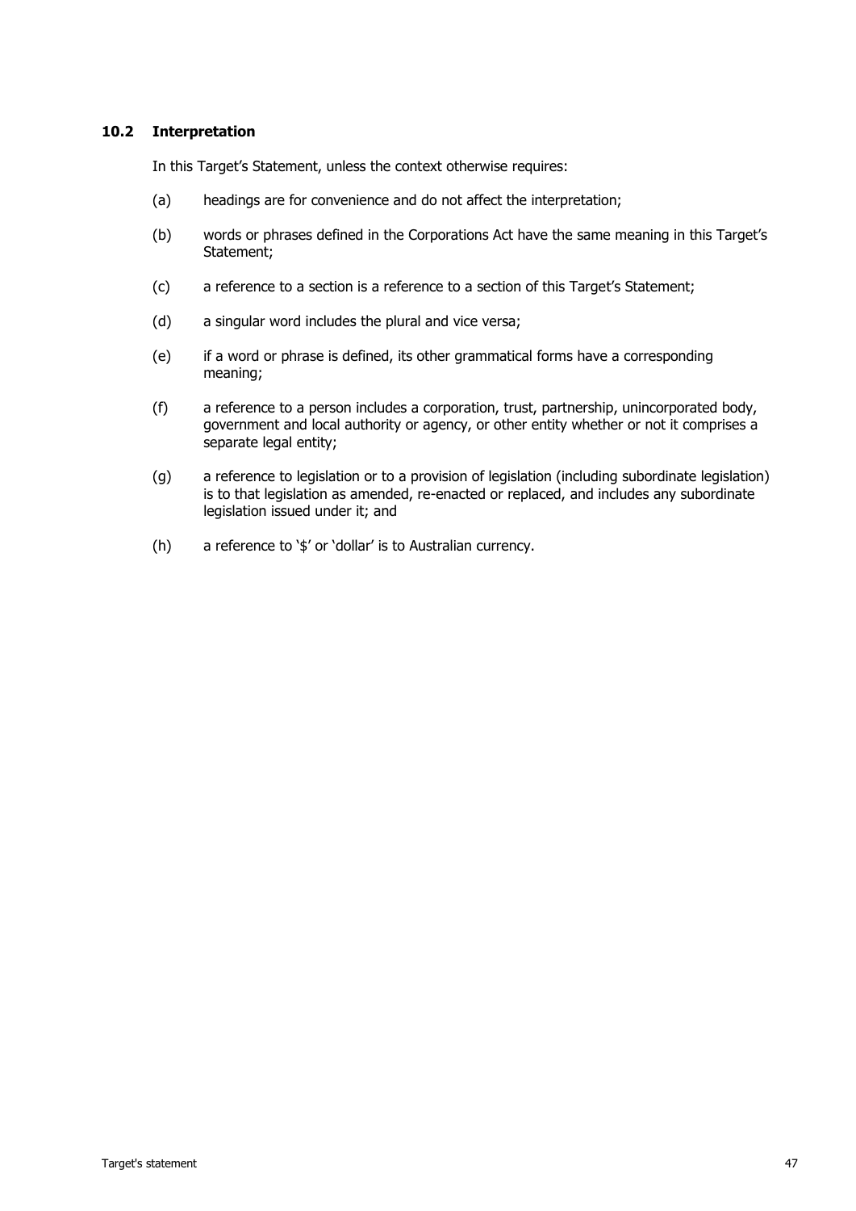## 10.2 Interpretation

In this Target's Statement, unless the context otherwise requires:

(a) headings are for convenience and do not affect the interpretation;

(b) words or phrases defined in the Corporations Act have the same meaning in this Target's Statement;

(c) a reference to a section is a reference to a section of this Target's Statement;

(d) a singular word includes the plural and vice versa;

(e) if a word or phrase is defined, its other grammatical forms have a corresponding meaning;

(f) a reference to a person includes a corporation, trust, partnership, unincorporated body, government and local authority or agency, or other entity whether or not it comprises a separate legal entity;

(g) a reference to legislation or to a provision of legislation (including subordinate legislation) is to that legislation as amended, re-enacted or replaced, and includes any subordinate legislation issued under it; and

(h) a reference to '$' or 'dollar' is to Australian currency.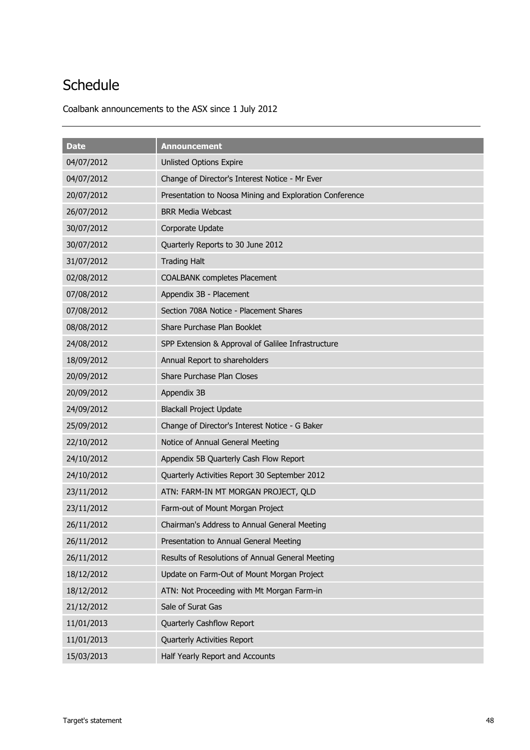# Schedule

Coalbank announcements to the ASX since 1 July 2012

| Date | Announcement |
|---|---|
| 04/07/2012 | Unlisted Options Expire |
| 04/07/2012 | Change of Director's Interest Notice - Mr Ever |
| 20/07/2012 | Presentation to Noosa Mining and Exploration Conference |
| 26/07/2012 | BRR Media Webcast |
| 30/07/2012 | Corporate Update |
| 30/07/2012 | Quarterly Reports to 30 June 2012 |
| 31/07/2012 | Trading Halt |
| 02/08/2012 | COALBANK completes Placement |
| 07/08/2012 | Appendix 3B - Placement |
| 07/08/2012 | Section 708A Notice - Placement Shares |
| 08/08/2012 | Share Purchase Plan Booklet |
| 24/08/2012 | SPP Extension & Approval of Galilee Infrastructure |
| 18/09/2012 | Annual Report to shareholders |
| 20/09/2012 | Share Purchase Plan Closes |
| 20/09/2012 | Appendix 3B |
| 24/09/2012 | Blackall Project Update |
| 25/09/2012 | Change of Director's Interest Notice - G Baker |
| 22/10/2012 | Notice of Annual General Meeting |
| 24/10/2012 | Appendix 5B Quarterly Cash Flow Report |
| 24/10/2012 | Quarterly Activities Report 30 September 2012 |
| 23/11/2012 | ATN: FARM-IN MT MORGAN PROJECT, QLD |
| 23/11/2012 | Farm-out of Mount Morgan Project |
| 26/11/2012 | Chairman's Address to Annual General Meeting |
| 26/11/2012 | Presentation to Annual General Meeting |
| 26/11/2012 | Results of Resolutions of Annual General Meeting |
| 18/12/2012 | Update on Farm-Out of Mount Morgan Project |
| 18/12/2012 | ATN: Not Proceeding with Mt Morgan Farm-in |
| 21/12/2012 | Sale of Surat Gas |
| 11/01/2013 | Quarterly Cashflow Report |
| 11/01/2013 | Quarterly Activities Report |
| 15/03/2013 | Half Yearly Report and Accounts |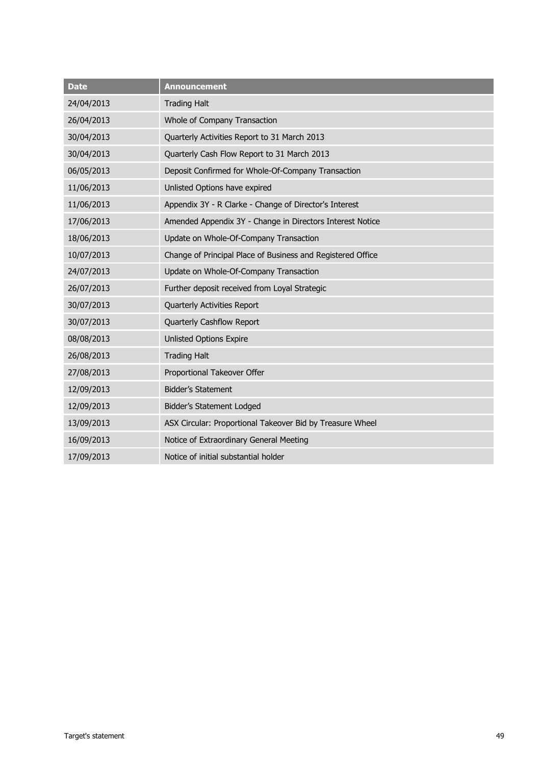| Date | Announcement |
| --- | --- |
| 24/04/2013 | Trading Halt |
| 26/04/2013 | Whole of Company Transaction |
| 30/04/2013 | Quarterly Activities Report to 31 March 2013 |
| 30/04/2013 | Quarterly Cash Flow Report to 31 March 2013 |
| 06/05/2013 | Deposit Confirmed for Whole-Of-Company Transaction |
| 11/06/2013 | Unlisted Options have expired |
| 11/06/2013 | Appendix 3Y - R Clarke - Change of Director's Interest |
| 17/06/2013 | Amended Appendix 3Y - Change in Directors Interest Notice |
| 18/06/2013 | Update on Whole-Of-Company Transaction |
| 10/07/2013 | Change of Principal Place of Business and Registered Office |
| 24/07/2013 | Update on Whole-Of-Company Transaction |
| 26/07/2013 | Further deposit received from Loyal Strategic |
| 30/07/2013 | Quarterly Activities Report |
| 30/07/2013 | Quarterly Cashflow Report |
| 08/08/2013 | Unlisted Options Expire |
| 26/08/2013 | Trading Halt |
| 27/08/2013 | Proportional Takeover Offer |
| 12/09/2013 | Bidder's Statement |
| 12/09/2013 | Bidder's Statement Lodged |
| 13/09/2013 | ASX Circular: Proportional Takeover Bid by Treasure Wheel |
| 16/09/2013 | Notice of Extraordinary General Meeting |
| 17/09/2013 | Notice of initial substantial holder |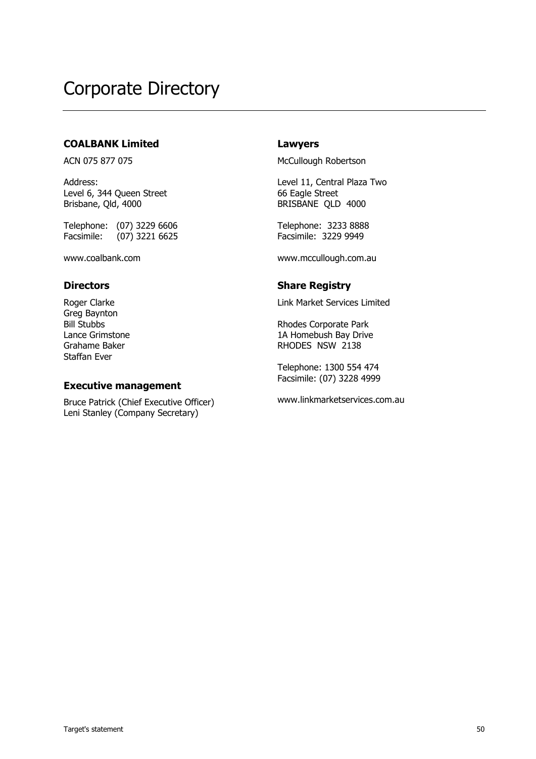# Corporate Directory

## COALBANK Limited

ACN 075 877 075

Address:
Level 6, 344 Queen Street
Brisbane, Qld, 4000

Telephone: (07) 3229 6606
Facsimile: (07) 3221 6625

www.coalbank.com

## Directors

Roger Clarke
Greg Baynton
Bill Stubbs
Lance Grimstone
Grahame Baker
Staffan Ever

## Executive management

Bruce Patrick (Chief Executive Officer)
Leni Stanley (Company Secretary)

## Lawyers

McCullough Robertson

Level 11, Central Plaza Two
66 Eagle Street
BRISBANE QLD 4000

Telephone: 3233 8888
Facsimile: 3229 9949

www.mccullough.com.au

## Share Registry

Link Market Services Limited

Rhodes Corporate Park
1A Homebush Bay Drive
RHODES NSW 2138

Telephone: 1300 554 474
Facsimile: (07) 3228 4999

www.linkmarketservices.com.au